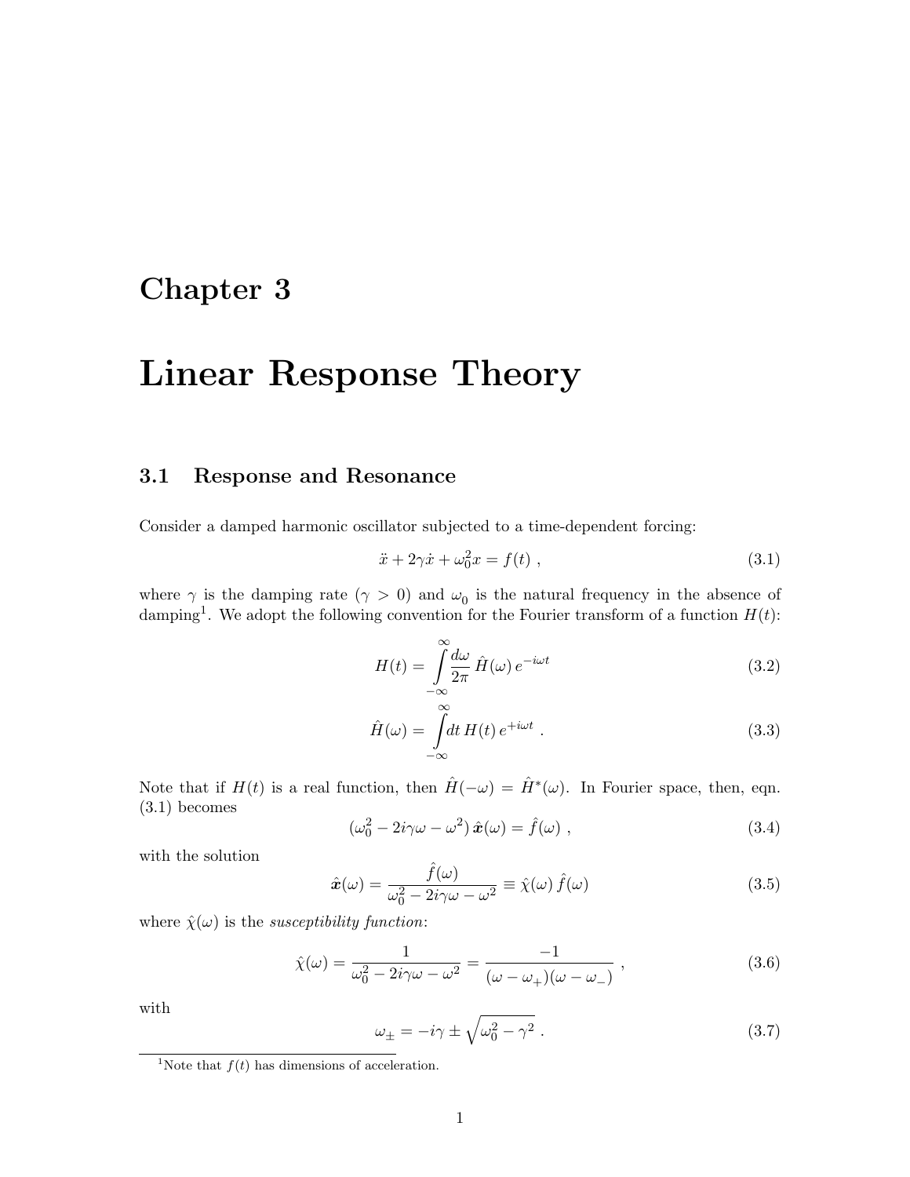# Chapter 3

# Linear Response Theory

## 3.1 Response and Resonance

Consider a damped harmonic oscillator subjected to a time-dependent forcing:

$$\ddot{x} + 2\gamma\dot{x} + \omega_0^2 x = f(t) \ , \tag{3.1}$$

where $\gamma$ is the damping rate ($\gamma > 0$) and $\omega_0$ is the natural frequency in the absence of damping[1]. We adopt the following convention for the Fourier transform of a function $H(t)$:

$$H(t) = \int_{-\infty}^{\infty} \frac{d\omega}{2\pi}\, \hat{H}(\omega)\, e^{-i\omega t} \tag{3.2}$$

$$\hat{H}(\omega) = \int_{-\infty}^{\infty} dt\, H(t)\, e^{+i\omega t} \ . \tag{3.3}$$

Note that if $H(t)$ is a real function, then $\hat{H}(-\omega) = \hat{H}^*(\omega)$. In Fourier space, then, eqn. (3.1) becomes

$$(\omega_0^2 - 2i\gamma\omega - \omega^2)\, \hat{\boldsymbol{x}}(\omega) = \hat{f}(\omega) \ , \tag{3.4}$$

with the solution

$$\hat{\boldsymbol{x}}(\omega) = \frac{\hat{f}(\omega)}{\omega_0^2 - 2i\gamma\omega - \omega^2} \equiv \hat{\chi}(\omega)\, \hat{f}(\omega) \tag{3.5}$$

where $\hat{\chi}(\omega)$ is the *susceptibility function*:

$$\hat{\chi}(\omega) = \frac{1}{\omega_0^2 - 2i\gamma\omega - \omega^2} = \frac{-1}{(\omega - \omega_+)(\omega - \omega_-)} \ , \tag{3.6}$$

with

$$\omega_\pm = -i\gamma \pm \sqrt{\omega_0^2 - \gamma^2} \ . \tag{3.7}$$

[1] Note that $f(t)$ has dimensions of acceleration.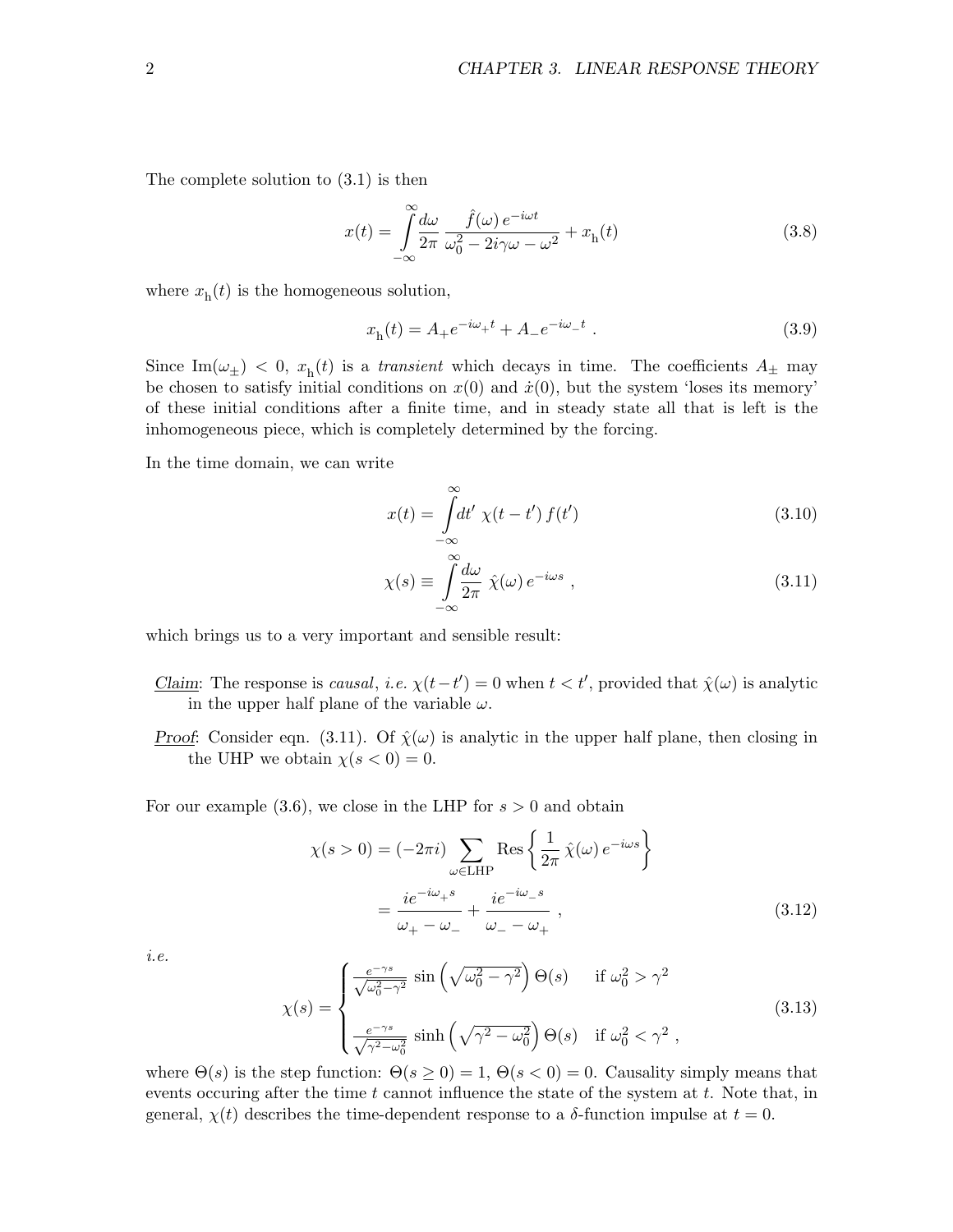The complete solution to (3.1) is then

$$x(t) = \int_{-\infty}^{\infty} \frac{d\omega}{2\pi} \, \frac{\hat{f}(\omega)\, e^{-i\omega t}}{\omega_0^2 - 2i\gamma\omega - \omega^2} + x_{\rm h}(t) \tag{3.8}$$

where $x_{\rm h}(t)$ is the homogeneous solution,

$$x_{\rm h}(t) = A_+ e^{-i\omega_+ t} + A_- e^{-i\omega_- t} \ . \tag{3.9}$$

Since $\text{Im}(\omega_\pm) < 0$, $x_{\rm h}(t)$ is a *transient* which decays in time. The coefficients $A_\pm$ may be chosen to satisfy initial conditions on $x(0)$ and $\dot{x}(0)$, but the system 'loses its memory' of these initial conditions after a finite time, and in steady state all that is left is the inhomogeneous piece, which is completely determined by the forcing.

In the time domain, we can write

$$x(t) = \int_{-\infty}^{\infty} dt' \ \chi(t - t')\, f(t') \tag{3.10}$$

$$\chi(s) \equiv \int_{-\infty}^{\infty} \frac{d\omega}{2\pi} \ \hat{\chi}(\omega)\, e^{-i\omega s} \ , \tag{3.11}$$

which brings us to a very important and sensible result:

***Claim***: The response is *causal*, *i.e.* $\chi(t-t') = 0$ when $t < t'$, provided that $\hat{\chi}(\omega)$ is analytic in the upper half plane of the variable $\omega$.

***Proof***: Consider eqn. (3.11). Of $\hat{\chi}(\omega)$ is analytic in the upper half plane, then closing in the UHP we obtain $\chi(s < 0) = 0$.

For our example (3.6), we close in the LHP for $s > 0$ and obtain

$$\begin{aligned}
\chi(s > 0) &= (-2\pi i) \sum_{\omega \in \text{LHP}} \text{Res} \left\{ \frac{1}{2\pi} \, \hat{\chi}(\omega)\, e^{-i\omega s} \right\} \\
&= \frac{i e^{-i\omega_+ s}}{\omega_+ - \omega_-} + \frac{i e^{-i\omega_- s}}{\omega_- - \omega_+} \ ,
\end{aligned} \tag{3.12}$$

*i.e.*

$$\chi(s) = \begin{cases} \frac{e^{-\gamma s}}{\sqrt{\omega_0^2 - \gamma^2}} \, \sin\left(\sqrt{\omega_0^2 - \gamma^2}\right) \Theta(s) & \text{if } \omega_0^2 > \gamma^2 \\ \\ \frac{e^{-\gamma s}}{\sqrt{\gamma^2 - \omega_0^2}} \, \sinh\left(\sqrt{\gamma^2 - \omega_0^2}\right) \Theta(s) & \text{if } \omega_0^2 < \gamma^2 \ , \end{cases} \tag{3.13}$$

where $\Theta(s)$ is the step function: $\Theta(s \geq 0) = 1$, $\Theta(s < 0) = 0$. Causality simply means that events occuring after the time $t$ cannot influence the state of the system at $t$. Note that, in general, $\chi(t)$ describes the time-dependent response to a $\delta$-function impulse at $t = 0$.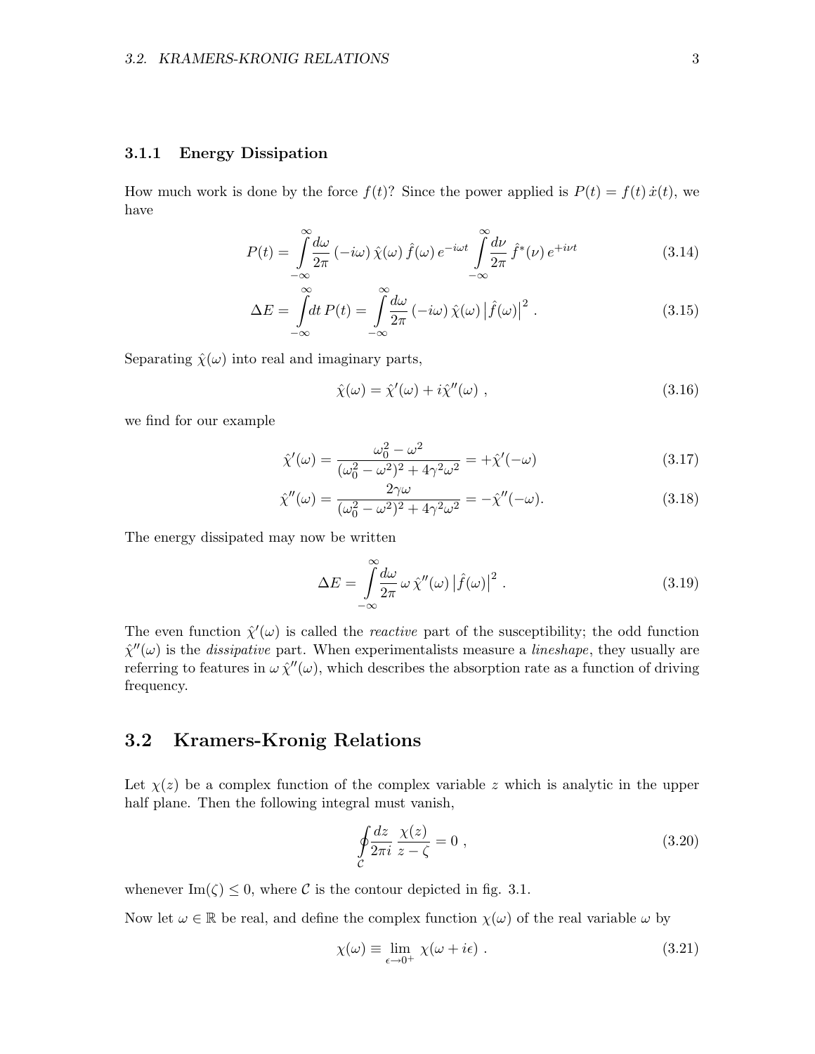### 3.1.1 Energy Dissipation

How much work is done by the force $f(t)$? Since the power applied is $P(t) = f(t)\,\dot{x}(t)$, we have

$$P(t) = \int\limits_{-\infty}^{\infty} \frac{d\omega}{2\pi}\,(-i\omega)\,\hat{\chi}(\omega)\,\hat{f}(\omega)\,e^{-i\omega t} \int\limits_{-\infty}^{\infty} \frac{d\nu}{2\pi}\,\hat{f}^*(\nu)\,e^{+i\nu t} \tag{3.14}$$

$$\Delta E = \int\limits_{-\infty}^{\infty} dt\,P(t) = \int\limits_{-\infty}^{\infty} \frac{d\omega}{2\pi}\,(-i\omega)\,\hat{\chi}(\omega)\,\big|\hat{f}(\omega)\big|^2 \ . \tag{3.15}$$

Separating $\hat{\chi}(\omega)$ into real and imaginary parts,

$$\hat{\chi}(\omega) = \hat{\chi}'(\omega) + i\hat{\chi}''(\omega) \ , \tag{3.16}$$

we find for our example

$$\hat{\chi}'(\omega) = \frac{\omega_0^2 - \omega^2}{(\omega_0^2 - \omega^2)^2 + 4\gamma^2\omega^2} = +\hat{\chi}'(-\omega) \tag{3.17}$$

$$\hat{\chi}''(\omega) = \frac{2\gamma\omega}{(\omega_0^2 - \omega^2)^2 + 4\gamma^2\omega^2} = -\hat{\chi}''(-\omega). \tag{3.18}$$

The energy dissipated may now be written

$$\Delta E = \int\limits_{-\infty}^{\infty} \frac{d\omega}{2\pi}\,\omega\,\hat{\chi}''(\omega)\,\big|\hat{f}(\omega)\big|^2 \ . \tag{3.19}$$

The even function $\hat{\chi}'(\omega)$ is called the *reactive* part of the susceptibility; the odd function $\hat{\chi}''(\omega)$ is the *dissipative* part. When experimentalists measure a *lineshape*, they usually are referring to features in $\omega\,\hat{\chi}''(\omega)$, which describes the absorption rate as a function of driving frequency.

## 3.2 Kramers-Kronig Relations

Let $\chi(z)$ be a complex function of the complex variable $z$ which is analytic in the upper half plane. Then the following integral must vanish,

$$\oint\limits_{\mathcal{C}} \frac{dz}{2\pi i}\,\frac{\chi(z)}{z - \zeta} = 0 \ , \tag{3.20}$$

whenever $\mathrm{Im}(\zeta) \leq 0$, where $\mathcal{C}$ is the contour depicted in fig. 3.1.

Now let $\omega \in \mathbb{R}$ be real, and define the complex function $\chi(\omega)$ of the real variable $\omega$ by

$$\chi(\omega) \equiv \lim_{\epsilon \to 0^+} \chi(\omega + i\epsilon) \ . \tag{3.21}$$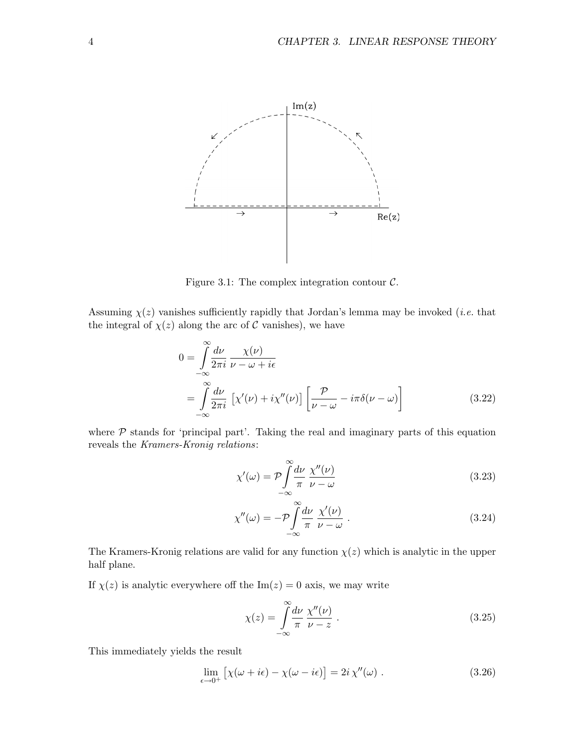Figure 3.1: The complex integration contour $\mathcal{C}$.

Assuming $\chi(z)$ vanishes sufficiently rapidly that Jordan's lemma may be invoked (*i.e.* that the integral of $\chi(z)$ along the arc of $\mathcal{C}$ vanishes), we have

$$
\begin{aligned}
0 &= \int\limits_{-\infty}^{\infty} \frac{d\nu}{2\pi i} \, \frac{\chi(\nu)}{\nu - \omega + i\epsilon} \\
&= \int\limits_{-\infty}^{\infty} \frac{d\nu}{2\pi i} \, \big[\chi'(\nu) + i\chi''(\nu)\big] \left[\frac{\mathcal{P}}{\nu - \omega} - i\pi\delta(\nu - \omega)\right] \qquad (3.22)
\end{aligned}
$$

where $\mathcal{P}$ stands for 'principal part'. Taking the real and imaginary parts of this equation reveals the *Kramers-Kronig relations*:

$$
\chi'(\omega) = \mathcal{P}\!\int\limits_{-\infty}^{\infty} \frac{d\nu}{\pi} \, \frac{\chi''(\nu)}{\nu - \omega} \qquad (3.23)
$$

$$
\chi''(\omega) = -\mathcal{P}\!\int\limits_{-\infty}^{\infty} \frac{d\nu}{\pi} \, \frac{\chi'(\nu)}{\nu - \omega} \; . \qquad (3.24)
$$

The Kramers-Kronig relations are valid for any function $\chi(z)$ which is analytic in the upper half plane.

If $\chi(z)$ is analytic everywhere off the $\mathrm{Im}(z) = 0$ axis, we may write

$$
\chi(z) = \int\limits_{-\infty}^{\infty} \frac{d\nu}{\pi} \, \frac{\chi''(\nu)}{\nu - z} \; . \qquad (3.25)
$$

This immediately yields the result

$$
\lim_{\epsilon \to 0^+} \big[\chi(\omega + i\epsilon) - \chi(\omega - i\epsilon)\big] = 2i\,\chi''(\omega) \; . \qquad (3.26)
$$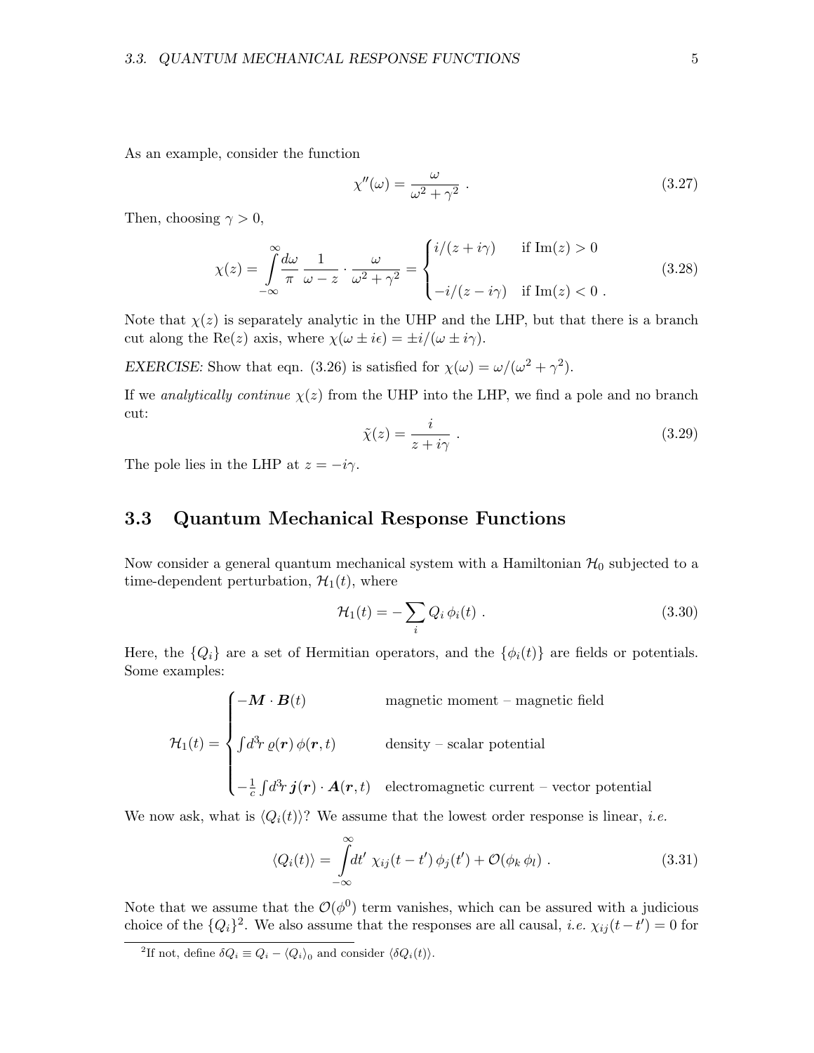As an example, consider the function

$$\chi''(\omega) = \frac{\omega}{\omega^2 + \gamma^2} \ . \tag{3.27}$$

Then, choosing $\gamma > 0$,

$$\chi(z) = \int\limits_{-\infty}^{\infty} \frac{d\omega}{\pi} \, \frac{1}{\omega - z} \cdot \frac{\omega}{\omega^2 + \gamma^2} = \begin{cases} i/(z + i\gamma) & \text{if } \mathrm{Im}(z) > 0 \\ \\ -i/(z - i\gamma) & \text{if } \mathrm{Im}(z) < 0 \ . \end{cases} \tag{3.28}$$

Note that $\chi(z)$ is separately analytic in the UHP and the LHP, but that there is a branch cut along the $\mathrm{Re}(z)$ axis, where $\chi(\omega \pm i\epsilon) = \pm i/(\omega \pm i\gamma)$.

*EXERCISE:* Show that eqn. (3.26) is satisfied for $\chi(\omega) = \omega/(\omega^2 + \gamma^2)$.

If we *analytically continue* $\chi(z)$ from the UHP into the LHP, we find a pole and no branch cut:

$$\tilde{\chi}(z) = \frac{i}{z + i\gamma} \ . \tag{3.29}$$

The pole lies in the LHP at $z = -i\gamma$.

## 3.3 Quantum Mechanical Response Functions

Now consider a general quantum mechanical system with a Hamiltonian $\mathcal{H}_0$ subjected to a time-dependent perturbation, $\mathcal{H}_1(t)$, where

$$\mathcal{H}_1(t) = -\sum_i Q_i \, \phi_i(t) \ . \tag{3.30}$$

Here, the $\{Q_i\}$ are a set of Hermitian operators, and the $\{\phi_i(t)\}$ are fields or potentials. Some examples:

$$\mathcal{H}_1(t) = \begin{cases} -\boldsymbol{M} \cdot \boldsymbol{B}(t) & \text{magnetic moment -- magnetic field} \\ \\ \int d^3\!r \, \varrho(\boldsymbol{r}) \, \phi(\boldsymbol{r}, t) & \text{density -- scalar potential} \\ \\ -\frac{1}{c} \int d^3\!r \, \boldsymbol{j}(\boldsymbol{r}) \cdot \boldsymbol{A}(\boldsymbol{r}, t) & \text{electromagnetic current -- vector potential} \end{cases}$$

We now ask, what is $\langle Q_i(t) \rangle$? We assume that the lowest order response is linear, *i.e.*

$$\langle Q_i(t) \rangle = \int\limits_{-\infty}^{\infty} dt' \ \chi_{ij}(t - t') \, \phi_j(t') + \mathcal{O}(\phi_k \, \phi_l) \ . \tag{3.31}$$

Note that we assume that the $\mathcal{O}(\phi^0)$ term vanishes, which can be assured with a judicious choice of the $\{Q_i\}$[2]. We also assume that the responses are all causal, *i.e.* $\chi_{ij}(t - t') = 0$ for

[2] If not, define $\delta Q_i \equiv Q_i - \langle Q_i \rangle_0$ and consider $\langle \delta Q_i(t) \rangle$.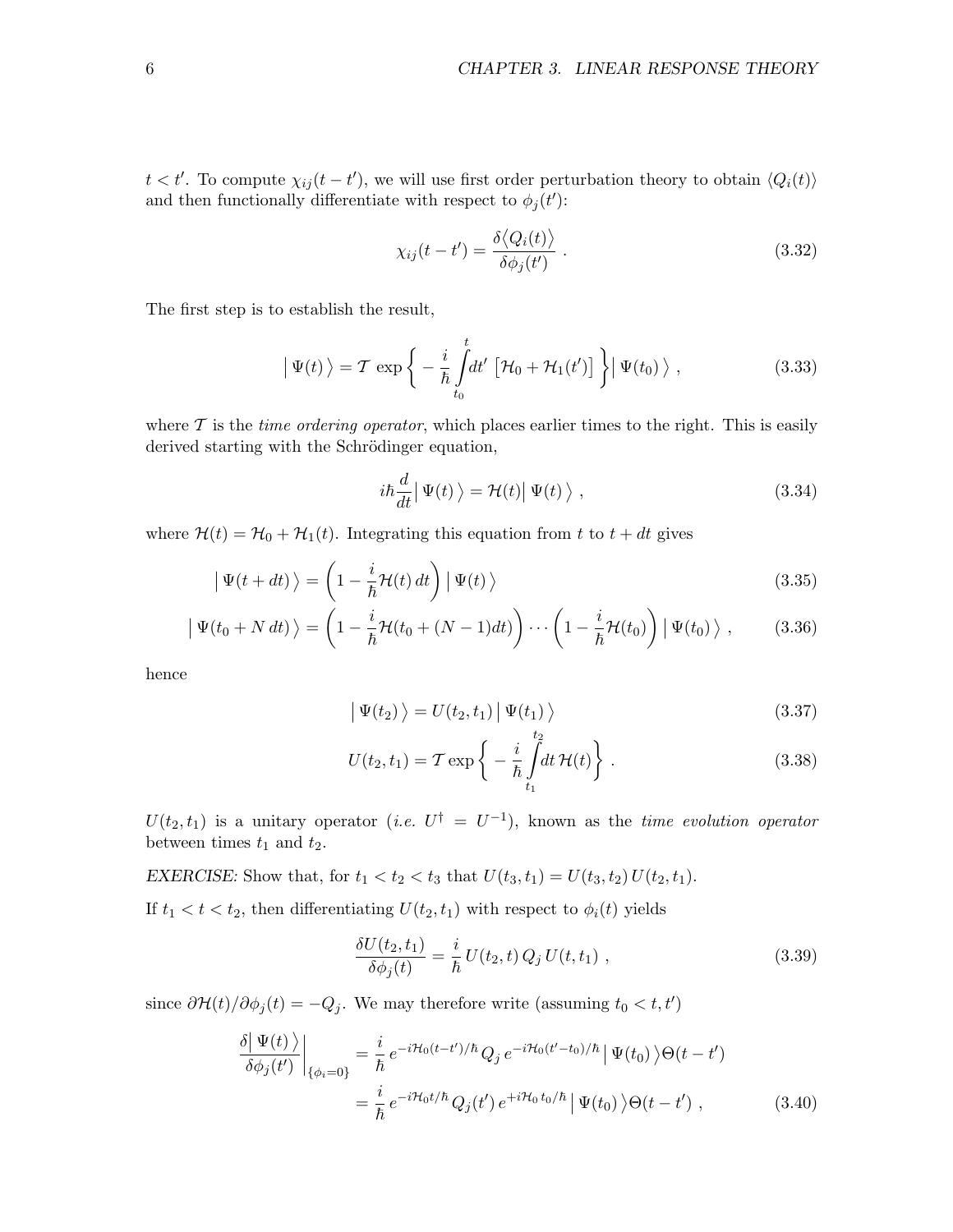$t < t'$. To compute $\chi_{ij}(t-t')$, we will use first order perturbation theory to obtain $\langle Q_i(t)\rangle$ and then functionally differentiate with respect to $\phi_j(t')$:

$$\chi_{ij}(t-t') = \frac{\delta\langle Q_i(t)\rangle}{\delta\phi_j(t')} \ . \tag{3.32}$$

The first step is to establish the result,

$$\big|\,\Psi(t)\,\big\rangle = \mathcal{T}\,\exp\bigg\{-\frac{i}{\hbar}\int\limits_{t_0}^{t}\!dt'\,\big[\mathcal{H}_0 + \mathcal{H}_1(t')\big]\bigg\}\big|\,\Psi(t_0)\,\big\rangle \ , \tag{3.33}$$

where $\mathcal{T}$ is the *time ordering operator*, which places earlier times to the right. This is easily derived starting with the Schrödinger equation,

$$i\hbar\frac{d}{dt}\big|\,\Psi(t)\,\big\rangle = \mathcal{H}(t)\big|\,\Psi(t)\,\big\rangle \ , \tag{3.34}$$

where $\mathcal{H}(t) = \mathcal{H}_0 + \mathcal{H}_1(t)$. Integrating this equation from $t$ to $t + dt$ gives

$$\big|\,\Psi(t+dt)\,\big\rangle = \bigg(1 - \frac{i}{\hbar}\mathcal{H}(t)\,dt\bigg)\,\big|\,\Psi(t)\,\big\rangle \tag{3.35}$$

$$\big|\,\Psi(t_0+N\,dt)\,\big\rangle = \bigg(1 - \frac{i}{\hbar}\mathcal{H}(t_0+(N-1)dt)\bigg)\cdots\bigg(1 - \frac{i}{\hbar}\mathcal{H}(t_0)\bigg)\,\big|\,\Psi(t_0)\,\big\rangle \ , \tag{3.36}$$

hence

$$\big|\,\Psi(t_2)\,\big\rangle = U(t_2,t_1)\,\big|\,\Psi(t_1)\,\big\rangle \tag{3.37}$$

$$U(t_2,t_1) = \mathcal{T}\,\exp\bigg\{-\frac{i}{\hbar}\int\limits_{t_1}^{t_2}\!dt\,\mathcal{H}(t)\bigg\} \ . \tag{3.38}$$

$U(t_2,t_1)$ is a unitary operator (*i.e.* $U^\dagger = U^{-1}$), known as the *time evolution operator* between times $t_1$ and $t_2$.

*EXERCISE:* Show that, for $t_1 < t_2 < t_3$ that $U(t_3,t_1) = U(t_3,t_2)\,U(t_2,t_1)$.

If $t_1 < t < t_2$, then differentiating $U(t_2,t_1)$ with respect to $\phi_i(t)$ yields

$$\frac{\delta U(t_2,t_1)}{\delta\phi_j(t)} = \frac{i}{\hbar}\,U(t_2,t)\,Q_j\,U(t,t_1) \ , \tag{3.39}$$

since $\partial\mathcal{H}(t)/\partial\phi_j(t) = -Q_j$. We may therefore write (assuming $t_0 < t, t'$)

$$\begin{aligned}\frac{\delta\big|\,\Psi(t)\,\big\rangle}{\delta\phi_j(t')}\bigg|_{\{\phi_i=0\}} &= \frac{i}{\hbar}\,e^{-i\mathcal{H}_0(t-t')/\hbar}\,Q_j\,e^{-i\mathcal{H}_0(t'-t_0)/\hbar}\,\big|\,\Psi(t_0)\,\big\rangle\Theta(t-t') \\ &= \frac{i}{\hbar}\,e^{-i\mathcal{H}_0 t/\hbar}\,Q_j(t')\,e^{+i\mathcal{H}_0\,t_0/\hbar}\,\big|\,\Psi(t_0)\,\big\rangle\Theta(t-t') \ ,\end{aligned} \tag{3.40}$$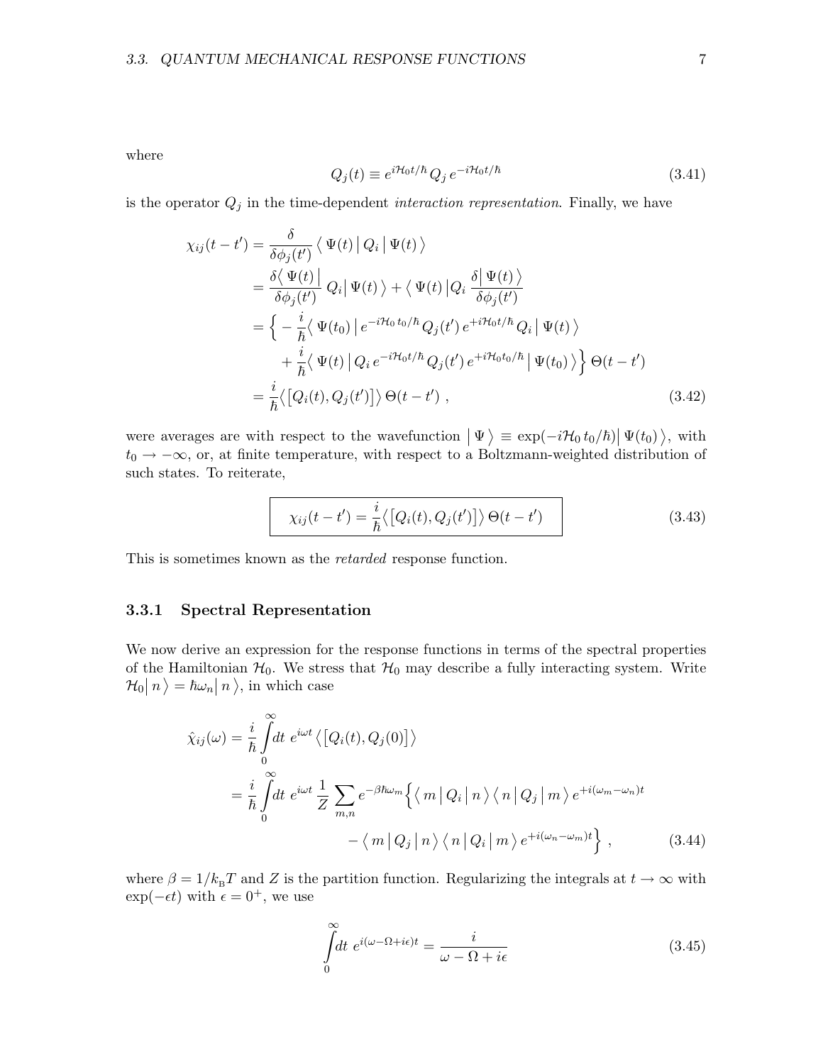where

$$Q_j(t) \equiv e^{i\mathcal{H}_0 t/\hbar}\, Q_j\, e^{-i\mathcal{H}_0 t/\hbar} \tag{3.41}$$

is the operator $Q_j$ in the time-dependent *interaction representation*. Finally, we have

$$\begin{aligned}
\chi_{ij}(t-t') &= \frac{\delta}{\delta\phi_j(t')} \big\langle\, \Psi(t) \,\big|\, Q_i \,\big|\, \Psi(t)\,\big\rangle \\
&= \frac{\delta\big\langle\, \Psi(t) \,\big|}{\delta\phi_j(t')}\, Q_i \big|\, \Psi(t)\,\big\rangle + \big\langle\, \Psi(t) \,\big| Q_i\, \frac{\delta\big|\, \Psi(t)\,\big\rangle}{\delta\phi_j(t')} \\
&= \Big\{ -\frac{i}{\hbar}\big\langle\, \Psi(t_0) \,\big|\, e^{-i\mathcal{H}_0\, t_0/\hbar}\, Q_j(t')\, e^{+i\mathcal{H}_0 t/\hbar}\, Q_i \,\big|\, \Psi(t)\,\big\rangle \\
&\qquad + \frac{i}{\hbar}\big\langle\, \Psi(t) \,\big|\, Q_i\, e^{-i\mathcal{H}_0 t/\hbar}\, Q_j(t')\, e^{+i\mathcal{H}_0 t_0/\hbar} \,\big|\, \Psi(t_0)\,\big\rangle \Big\}\, \Theta(t-t') \\
&= \frac{i}{\hbar}\big\langle \big[Q_i(t), Q_j(t')\big]\big\rangle\, \Theta(t-t') \ ,
\end{aligned} \tag{3.42}$$

were averages are with respect to the wavefunction $\big|\, \Psi\,\big\rangle \equiv \exp(-i\mathcal{H}_0\, t_0/\hbar)\big|\, \Psi(t_0)\,\big\rangle$, with $t_0 \to -\infty$, or, at finite temperature, with respect to a Boltzmann-weighted distribution of such states. To reiterate,

$$\boxed{\chi_{ij}(t-t') = \frac{i}{\hbar}\big\langle \big[Q_i(t), Q_j(t')\big]\big\rangle\, \Theta(t-t')} \tag{3.43}$$

This is sometimes known as the *retarded* response function.

### 3.3.1 Spectral Representation

We now derive an expression for the response functions in terms of the spectral properties of the Hamiltonian $\mathcal{H}_0$. We stress that $\mathcal{H}_0$ may describe a fully interacting system. Write $\mathcal{H}_0\big|\, n\,\big\rangle = \hbar\omega_n\big|\, n\,\big\rangle$, in which case

$$\begin{aligned}
\hat{\chi}_{ij}(\omega) &= \frac{i}{\hbar}\int_0^\infty\! dt\ e^{i\omega t}\, \big\langle \big[Q_i(t), Q_j(0)\big]\big\rangle \\
&= \frac{i}{\hbar}\int_0^\infty\! dt\ e^{i\omega t}\, \frac{1}{Z}\sum_{m,n} e^{-\beta\hbar\omega_m} \Big\{ \big\langle\, m \,\big|\, Q_i \,\big|\, n\,\big\rangle \big\langle\, n \,\big|\, Q_j \,\big|\, m\,\big\rangle\, e^{+i(\omega_m-\omega_n)t} \\
&\qquad\qquad - \big\langle\, m \,\big|\, Q_j \,\big|\, n\,\big\rangle \big\langle\, n \,\big|\, Q_i \,\big|\, m\,\big\rangle\, e^{+i(\omega_n-\omega_m)t} \Big\} \ ,
\end{aligned} \tag{3.44}$$

where $\beta = 1/k_{\rm B}T$ and $Z$ is the partition function. Regularizing the integrals at $t\to\infty$ with $\exp(-\epsilon t)$ with $\epsilon = 0^+$, we use

$$\int_0^\infty\! dt\ e^{i(\omega-\Omega+i\epsilon)t} = \frac{i}{\omega-\Omega+i\epsilon} \tag{3.45}$$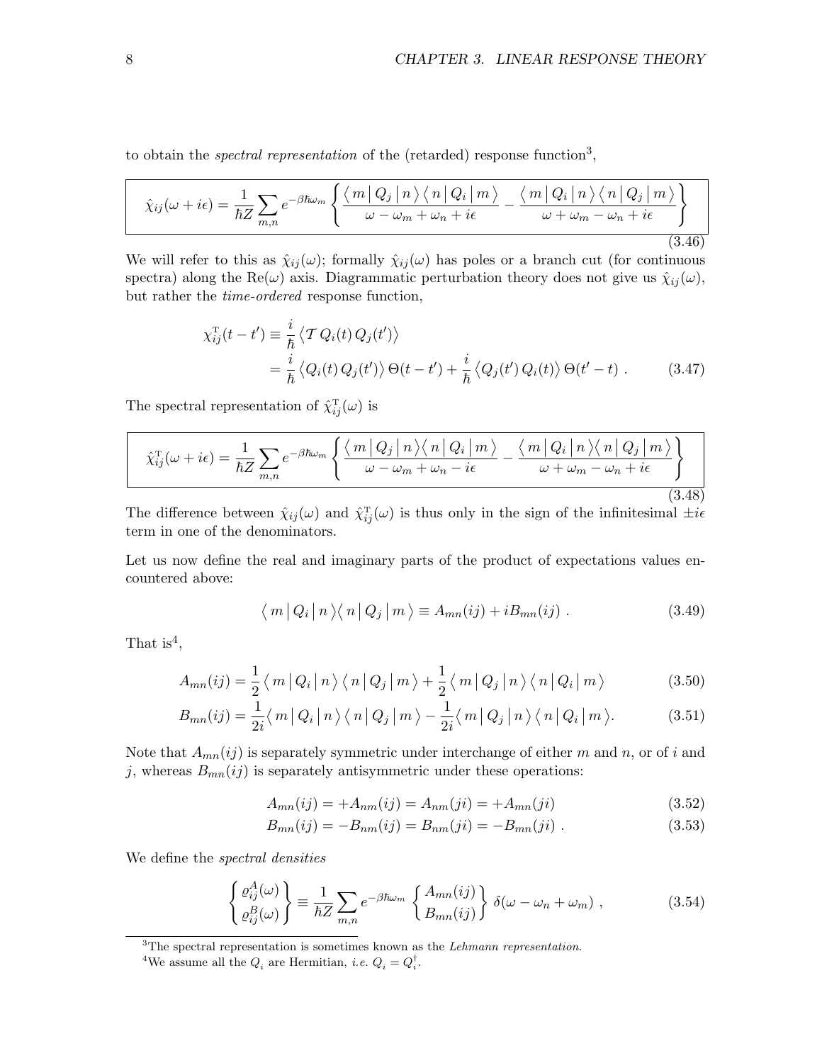to obtain the *spectral representation* of the (retarded) response function[3],

$$
\hat{\chi}_{ij}(\omega + i\epsilon) = \frac{1}{\hbar Z} \sum_{m,n} e^{-\beta\hbar\omega_m} \left\{ \frac{\langle\, m \,|\, Q_j \,|\, n \,\rangle \langle\, n \,|\, Q_i \,|\, m \,\rangle}{\omega - \omega_m + \omega_n + i\epsilon} - \frac{\langle\, m \,|\, Q_i \,|\, n \,\rangle \langle\, n \,|\, Q_j \,|\, m \,\rangle}{\omega + \omega_m - \omega_n + i\epsilon} \right\} \tag{3.46}
$$

We will refer to this as $\hat{\chi}_{ij}(\omega)$; formally $\hat{\chi}_{ij}(\omega)$ has poles or a branch cut (for continuous spectra) along the $\mathrm{Re}(\omega)$ axis. Diagrammatic perturbation theory does not give us $\hat{\chi}_{ij}(\omega)$, but rather the *time-ordered* response function,

$$
\begin{aligned}
\chi^{\mathrm{T}}_{ij}(t - t') &\equiv \frac{i}{\hbar} \left\langle \mathcal{T}\, Q_i(t)\, Q_j(t') \right\rangle \\
&= \frac{i}{\hbar} \left\langle Q_i(t)\, Q_j(t') \right\rangle \Theta(t - t') + \frac{i}{\hbar} \left\langle Q_j(t')\, Q_i(t) \right\rangle \Theta(t' - t) \; .
\end{aligned} \tag{3.47}
$$

The spectral representation of $\hat{\chi}^{\mathrm{T}}_{ij}(\omega)$ is

$$
\hat{\chi}^{\mathrm{T}}_{ij}(\omega + i\epsilon) = \frac{1}{\hbar Z} \sum_{m,n} e^{-\beta\hbar\omega_m} \left\{ \frac{\langle\, m \,|\, Q_j \,|\, n \,\rangle \langle\, n \,|\, Q_i \,|\, m \,\rangle}{\omega - \omega_m + \omega_n - i\epsilon} - \frac{\langle\, m \,|\, Q_i \,|\, n \,\rangle \langle\, n \,|\, Q_j \,|\, m \,\rangle}{\omega + \omega_m - \omega_n + i\epsilon} \right\} \tag{3.48}
$$

The difference between $\hat{\chi}_{ij}(\omega)$ and $\hat{\chi}^{\mathrm{T}}_{ij}(\omega)$ is thus only in the sign of the infinitesimal $\pm i\epsilon$ term in one of the denominators.

Let us now define the real and imaginary parts of the product of expectations values encountered above:

$$
\langle\, m \,|\, Q_i \,|\, n \,\rangle \langle\, n \,|\, Q_j \,|\, m \,\rangle \equiv A_{mn}(ij) + i B_{mn}(ij) \; . \tag{3.49}
$$

That is[4],

$$
A_{mn}(ij) = \frac{1}{2} \langle\, m \,|\, Q_i \,|\, n \,\rangle \langle\, n \,|\, Q_j \,|\, m \,\rangle + \frac{1}{2} \langle\, m \,|\, Q_j \,|\, n \,\rangle \langle\, n \,|\, Q_i \,|\, m \,\rangle \tag{3.50}
$$

$$
B_{mn}(ij) = \frac{1}{2i} \langle\, m \,|\, Q_i \,|\, n \,\rangle \langle\, n \,|\, Q_j \,|\, m \,\rangle - \frac{1}{2i} \langle\, m \,|\, Q_j \,|\, n \,\rangle \langle\, n \,|\, Q_i \,|\, m \,\rangle . \tag{3.51}
$$

Note that $A_{mn}(ij)$ is separately symmetric under interchange of either $m$ and $n$, or of $i$ and $j$, whereas $B_{mn}(ij)$ is separately antisymmetric under these operations:

$$
A_{mn}(ij) = +A_{nm}(ij) = A_{nm}(ji) = +A_{mn}(ji) \tag{3.52}
$$

$$
B_{mn}(ij) = -B_{nm}(ij) = B_{nm}(ji) = -B_{mn}(ji) \; . \tag{3.53}
$$

We define the *spectral densities*

$$
\left\{ \begin{matrix} \varrho^A_{ij}(\omega) \\ \varrho^B_{ij}(\omega) \end{matrix} \right\} \equiv \frac{1}{\hbar Z} \sum_{m,n} e^{-\beta\hbar\omega_m} \left\{ \begin{matrix} A_{mn}(ij) \\ B_{mn}(ij) \end{matrix} \right\} \delta(\omega - \omega_n + \omega_m) \; , \tag{3.54}
$$

[3]The spectral representation is sometimes known as the *Lehmann representation*.

[4]We assume all the $Q_i$ are Hermitian, *i.e.* $Q_i = Q_i^\dagger$.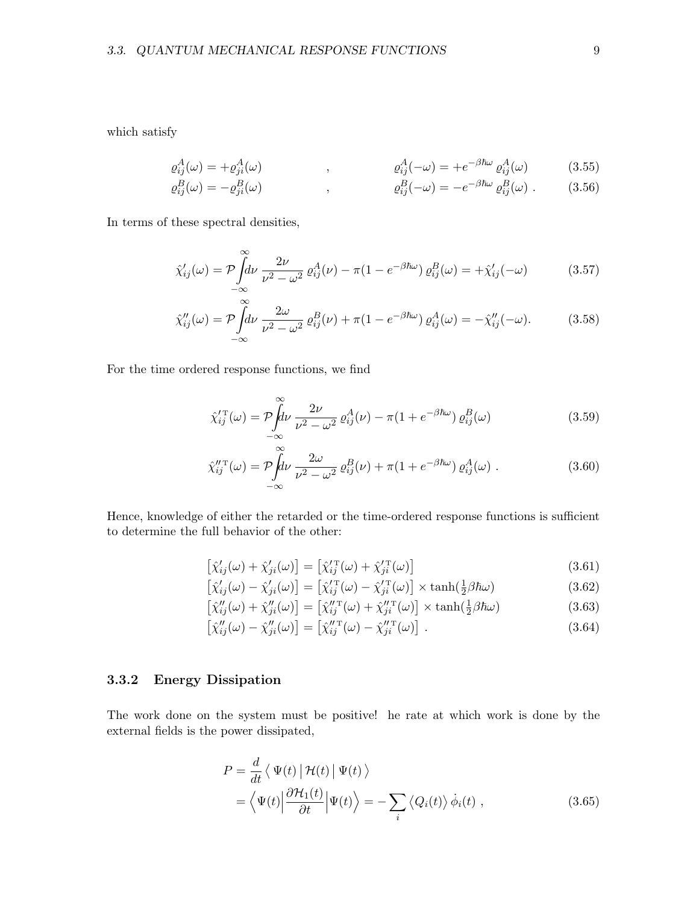which satisfy

$$\varrho^A_{ij}(\omega) = +\varrho^A_{ji}(\omega) \qquad , \qquad \varrho^A_{ij}(-\omega) = +e^{-\beta\hbar\omega}\,\varrho^A_{ij}(\omega) \tag{3.55}$$

$$\varrho^B_{ij}(\omega) = -\varrho^B_{ji}(\omega) \qquad , \qquad \varrho^B_{ij}(-\omega) = -e^{-\beta\hbar\omega}\,\varrho^B_{ij}(\omega)\ . \tag{3.56}$$

In terms of these spectral densities,

$$\hat\chi'_{ij}(\omega) = \mathcal{P}\!\!\int\limits_{-\infty}^{\infty}\!\! d\nu\;\frac{2\nu}{\nu^2-\omega^2}\,\varrho^A_{ij}(\nu) - \pi(1-e^{-\beta\hbar\omega})\,\varrho^B_{ij}(\omega) = +\hat\chi'_{ij}(-\omega) \tag{3.57}$$

$$\hat\chi''_{ij}(\omega) = \mathcal{P}\!\!\int\limits_{-\infty}^{\infty}\!\! d\nu\;\frac{2\omega}{\nu^2-\omega^2}\,\varrho^B_{ij}(\nu) + \pi(1-e^{-\beta\hbar\omega})\,\varrho^A_{ij}(\omega) = -\hat\chi''_{ij}(-\omega). \tag{3.58}$$

For the time ordered response functions, we find

$$\hat\chi'^{\,\mathrm{T}}_{ij}(\omega) = \mathcal{P}\!\!\int\limits_{-\infty}^{\infty}\!\! d\nu\;\frac{2\nu}{\nu^2-\omega^2}\,\varrho^A_{ij}(\nu) - \pi(1+e^{-\beta\hbar\omega})\,\varrho^B_{ij}(\omega) \tag{3.59}$$

$$\hat\chi''^{\,\mathrm{T}}_{ij}(\omega) = \mathcal{P}\!\!\int\limits_{-\infty}^{\infty}\!\! d\nu\;\frac{2\omega}{\nu^2-\omega^2}\,\varrho^B_{ij}(\nu) + \pi(1+e^{-\beta\hbar\omega})\,\varrho^A_{ij}(\omega)\ . \tag{3.60}$$

Hence, knowledge of either the retarded or the time-ordered response functions is sufficient to determine the full behavior of the other:

$$\big[\hat\chi'_{ij}(\omega) + \hat\chi'_{ji}(\omega)\big] = \big[\hat\chi'^{\,\mathrm{T}}_{ij}(\omega) + \hat\chi'^{\,\mathrm{T}}_{ji}(\omega)\big] \tag{3.61}$$

$$\big[\hat\chi'_{ij}(\omega) - \hat\chi'_{ji}(\omega)\big] = \big[\hat\chi'^{\,\mathrm{T}}_{ij}(\omega) - \hat\chi'^{\,\mathrm{T}}_{ji}(\omega)\big] \times \tanh(\tfrac{1}{2}\beta\hbar\omega) \tag{3.62}$$

$$\big[\hat\chi''_{ij}(\omega) + \hat\chi''_{ji}(\omega)\big] = \big[\hat\chi''^{\,\mathrm{T}}_{ij}(\omega) + \hat\chi''^{\,\mathrm{T}}_{ji}(\omega)\big] \times \tanh(\tfrac{1}{2}\beta\hbar\omega) \tag{3.63}$$

$$\big[\hat\chi''_{ij}(\omega) - \hat\chi''_{ji}(\omega)\big] = \big[\hat\chi''^{\,\mathrm{T}}_{ij}(\omega) - \hat\chi''^{\,\mathrm{T}}_{ji}(\omega)\big]\ . \tag{3.64}$$

### 3.3.2 Energy Dissipation

The work done on the system must be positive! he rate at which work is done by the external fields is the power dissipated,

$$\begin{aligned}
P &= \frac{d}{dt}\,\big\langle\, \Psi(t)\,\big|\,\mathcal{H}(t)\,\big|\,\Psi(t)\,\big\rangle \\
&= \Big\langle \Psi(t)\Big|\frac{\partial \mathcal{H}_1(t)}{\partial t}\Big|\Psi(t)\Big\rangle = -\sum_i \big\langle Q_i(t)\big\rangle\,\dot\phi_i(t)\ ,
\end{aligned} \tag{3.65}$$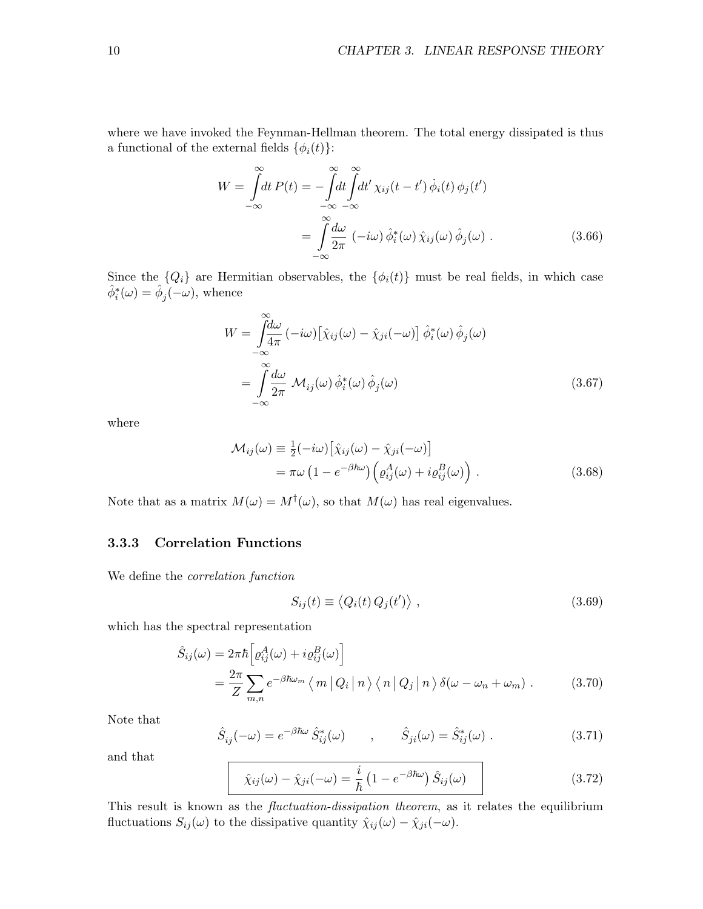where we have invoked the Feynman-Hellman theorem. The total energy dissipated is thus a functional of the external fields $\{\phi_i(t)\}$:

$$
\begin{aligned}
W = \int\limits_{-\infty}^{\infty} dt\, P(t) &= -\int\limits_{-\infty}^{\infty} dt \int\limits_{-\infty}^{\infty} dt'\, \chi_{ij}(t-t')\, \dot{\phi}_i(t)\, \phi_j(t') \\
&= \int\limits_{-\infty}^{\infty} \frac{d\omega}{2\pi}\, (-i\omega)\, \hat{\phi}_i^*(\omega)\, \hat{\chi}_{ij}(\omega)\, \hat{\phi}_j(\omega)\ . \qquad (3.66)
\end{aligned}
$$

Since the $\{Q_i\}$ are Hermitian observables, the $\{\phi_i(t)\}$ must be real fields, in which case $\hat{\phi}_i^*(\omega) = \hat{\phi}_j(-\omega)$, whence

$$
\begin{aligned}
W &= \int\limits_{-\infty}^{\infty} \frac{d\omega}{4\pi}\, (-i\omega)\big[\hat{\chi}_{ij}(\omega) - \hat{\chi}_{ji}(-\omega)\big]\, \hat{\phi}_i^*(\omega)\, \hat{\phi}_j(\omega) \\
&= \int\limits_{-\infty}^{\infty} \frac{d\omega}{2\pi}\, \mathcal{M}_{ij}(\omega)\, \hat{\phi}_i^*(\omega)\, \hat{\phi}_j(\omega) \qquad (3.67)
\end{aligned}
$$

where

$$
\begin{aligned}
\mathcal{M}_{ij}(\omega) &\equiv \tfrac{1}{2}(-i\omega)\big[\hat{\chi}_{ij}(\omega) - \hat{\chi}_{ji}(-\omega)\big] \\
&= \pi\omega\left(1 - e^{-\beta\hbar\omega}\right)\Big(\varrho^A_{ij}(\omega) + i\varrho^B_{ij}(\omega)\Big)\ . \qquad (3.68)
\end{aligned}
$$

Note that as a matrix $M(\omega) = M^\dagger(\omega)$, so that $M(\omega)$ has real eigenvalues.

### 3.3.3 Correlation Functions

We define the *correlation function*

$$
S_{ij}(t) \equiv \big\langle Q_i(t)\, Q_j(t') \big\rangle\ , \qquad (3.69)
$$

which has the spectral representation

$$
\begin{aligned}
\hat{S}_{ij}(\omega) &= 2\pi\hbar\Big[\varrho^A_{ij}(\omega) + i\varrho^B_{ij}(\omega)\Big] \\
&= \frac{2\pi}{Z}\sum_{m,n} e^{-\beta\hbar\omega_m}\, \big\langle\, m\,\big|\, Q_i\,\big|\, n\,\big\rangle\, \big\langle\, n\,\big|\, Q_j\,\big|\, n\,\big\rangle\, \delta(\omega - \omega_n + \omega_m)\ . \qquad (3.70)
\end{aligned}
$$

Note that

$$
\hat{S}_{ij}(-\omega) = e^{-\beta\hbar\omega}\, \hat{S}^*_{ij}(\omega) \qquad , \qquad \hat{S}_{ji}(\omega) = \hat{S}^*_{ij}(\omega)\ . \qquad (3.71)
$$

and that

$$
\boxed{\hat{\chi}_{ij}(\omega) - \hat{\chi}_{ji}(-\omega) = \frac{i}{\hbar}\left(1 - e^{-\beta\hbar\omega}\right)\hat{S}_{ij}(\omega)} \qquad (3.72)
$$

This result is known as the *fluctuation-dissipation theorem*, as it relates the equilibrium fluctuations $S_{ij}(\omega)$ to the dissipative quantity $\hat{\chi}_{ij}(\omega) - \hat{\chi}_{ji}(-\omega)$.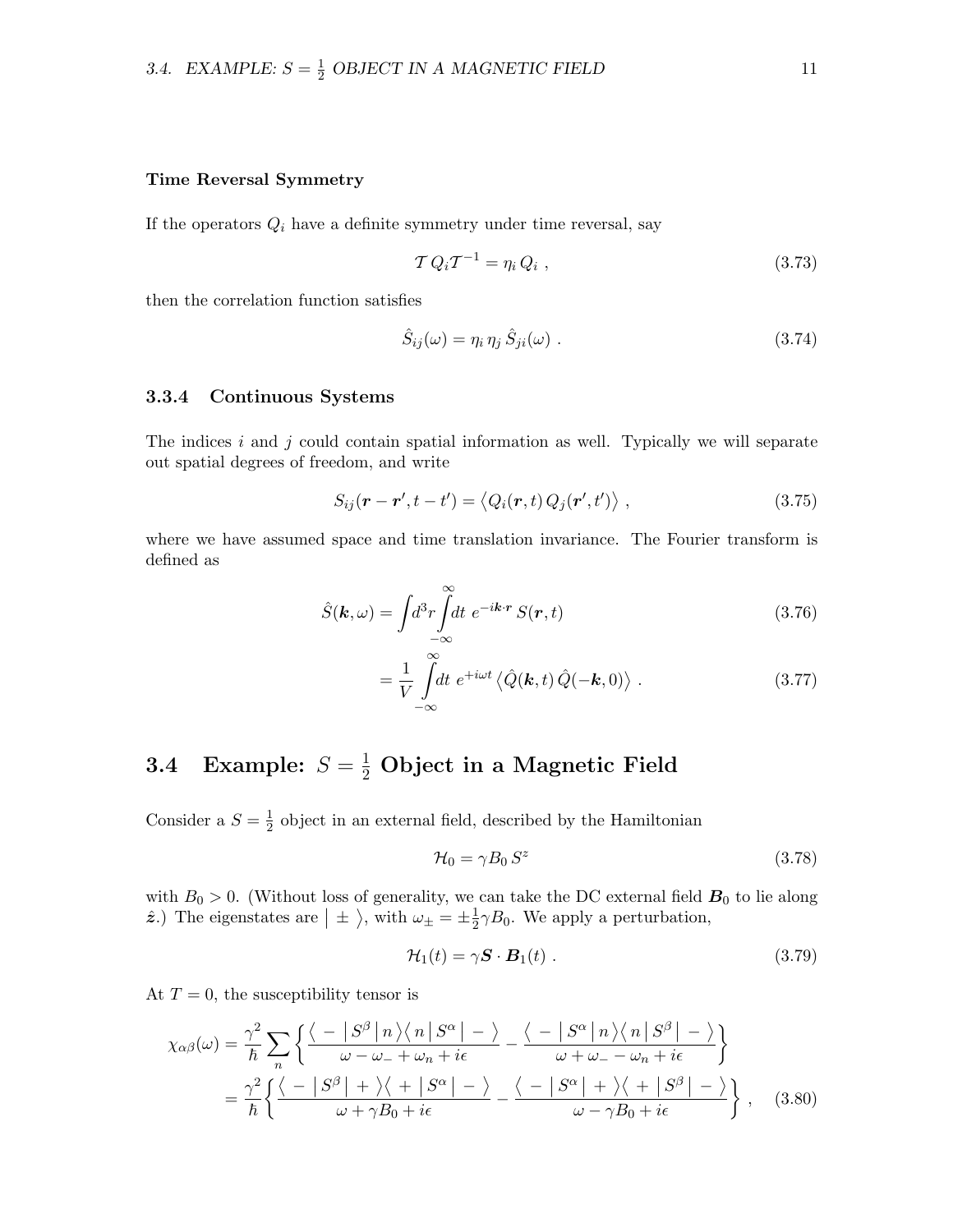**Time Reversal Symmetry**

If the operators $Q_i$ have a definite symmetry under time reversal, say

$$
\mathcal{T}\, Q_i \mathcal{T}^{-1} = \eta_i \, Q_i \ , \tag{3.73}
$$

then the correlation function satisfies

$$
\hat{S}_{ij}(\omega) = \eta_i \, \eta_j \, \hat{S}_{ji}(\omega) \ . \tag{3.74}
$$

### 3.3.4 Continuous Systems

The indices $i$ and $j$ could contain spatial information as well. Typically we will separate out spatial degrees of freedom, and write

$$
S_{ij}(\boldsymbol{r}-\boldsymbol{r}', t-t') = \big\langle Q_i(\boldsymbol{r},t)\, Q_j(\boldsymbol{r}',t') \big\rangle \ , \tag{3.75}
$$

where we have assumed space and time translation invariance. The Fourier transform is defined as

$$
\hat{S}(\boldsymbol{k},\omega) = \int\! d^3\!r \int\limits_{-\infty}^{\infty}\! dt \ e^{-i\boldsymbol{k}\cdot\boldsymbol{r}} \, S(\boldsymbol{r},t) \tag{3.76}
$$

$$
= \frac{1}{V} \int\limits_{-\infty}^{\infty}\! dt \ e^{+i\omega t} \big\langle \hat{Q}(\boldsymbol{k},t)\, \hat{Q}(-\boldsymbol{k},0) \big\rangle \ . \tag{3.77}
$$

## 3.4 Example: $S = \frac{1}{2}$ Object in a Magnetic Field

Consider a $S = \frac{1}{2}$ object in an external field, described by the Hamiltonian

$$
\mathcal{H}_0 = \gamma B_0 \, S^z \tag{3.78}
$$

with $B_0 > 0$. (Without loss of generality, we can take the DC external field $\boldsymbol{B}_0$ to lie along $\hat{\boldsymbol{z}}$.) The eigenstates are $\big|\pm\big\rangle$, with $\omega_\pm = \pm\frac{1}{2}\gamma B_0$. We apply a perturbation,

$$
\mathcal{H}_1(t) = \gamma \boldsymbol{S} \cdot \boldsymbol{B}_1(t) \ . \tag{3.79}
$$

At $T = 0$, the susceptibility tensor is

$$
\begin{aligned}
\chi_{\alpha\beta}(\omega) &= \frac{\gamma^2}{\hbar} \sum_n \left\{ \frac{\big\langle - \,\big|\, S^\beta \,\big|\, n \big\rangle \big\langle n \,\big|\, S^\alpha \,\big|\, - \big\rangle}{\omega - \omega_- + \omega_n + i\epsilon} - \frac{\big\langle - \,\big|\, S^\alpha \,\big|\, n \big\rangle \big\langle n \,\big|\, S^\beta \,\big|\, - \big\rangle}{\omega + \omega_- - \omega_n + i\epsilon} \right\} \\
&= \frac{\gamma^2}{\hbar} \left\{ \frac{\big\langle - \,\big|\, S^\beta \,\big|\, + \big\rangle \big\langle + \,\big|\, S^\alpha \,\big|\, - \big\rangle}{\omega + \gamma B_0 + i\epsilon} - \frac{\big\langle - \,\big|\, S^\alpha \,\big|\, + \big\rangle \big\langle + \,\big|\, S^\beta \,\big|\, - \big\rangle}{\omega - \gamma B_0 + i\epsilon} \right\} ,
\end{aligned} \tag{3.80}
$$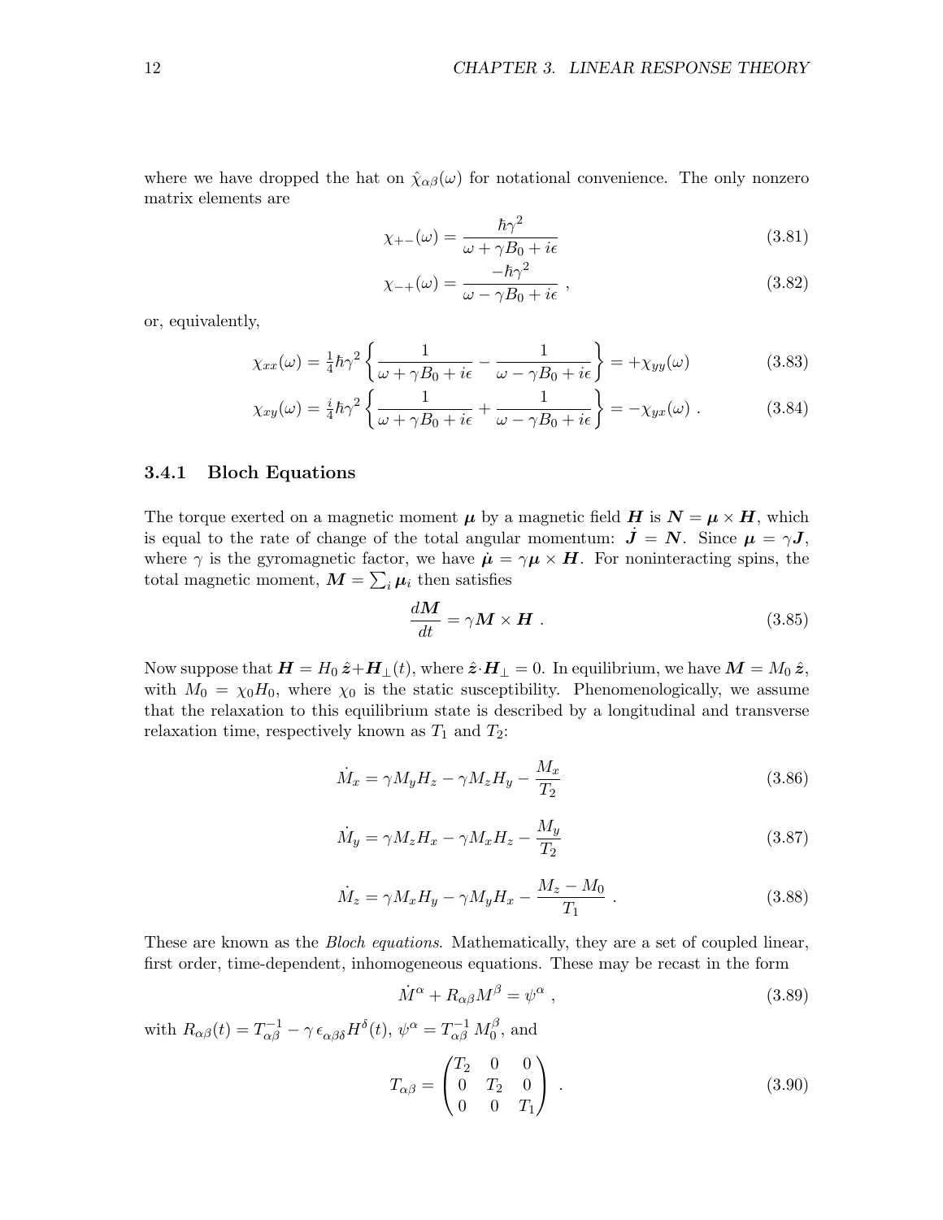where we have dropped the hat on $\hat{\chi}_{\alpha\beta}(\omega)$ for notational convenience. The only nonzero matrix elements are

$$\chi_{+-}(\omega) = \frac{\hbar\gamma^2}{\omega + \gamma B_0 + i\epsilon} \tag{3.81}$$

$$\chi_{-+}(\omega) = \frac{-\hbar\gamma^2}{\omega - \gamma B_0 + i\epsilon} \ , \tag{3.82}$$

or, equivalently,

$$\chi_{xx}(\omega) = \tfrac{1}{4}\hbar\gamma^2 \left\{ \frac{1}{\omega + \gamma B_0 + i\epsilon} - \frac{1}{\omega - \gamma B_0 + i\epsilon} \right\} = +\chi_{yy}(\omega) \tag{3.83}$$

$$\chi_{xy}(\omega) = \tfrac{i}{4}\hbar\gamma^2 \left\{ \frac{1}{\omega + \gamma B_0 + i\epsilon} + \frac{1}{\omega - \gamma B_0 + i\epsilon} \right\} = -\chi_{yx}(\omega) \ . \tag{3.84}$$

### 3.4.1 Bloch Equations

The torque exerted on a magnetic moment $\boldsymbol{\mu}$ by a magnetic field $\boldsymbol{H}$ is $\boldsymbol{N} = \boldsymbol{\mu} \times \boldsymbol{H}$, which is equal to the rate of change of the total angular momentum: $\dot{\boldsymbol{J}} = \boldsymbol{N}$. Since $\boldsymbol{\mu} = \gamma \boldsymbol{J}$, where $\gamma$ is the gyromagnetic factor, we have $\dot{\boldsymbol{\mu}} = \gamma \boldsymbol{\mu} \times \boldsymbol{H}$. For noninteracting spins, the total magnetic moment, $\boldsymbol{M} = \sum_i \boldsymbol{\mu}_i$ then satisfies

$$\frac{d\boldsymbol{M}}{dt} = \gamma \boldsymbol{M} \times \boldsymbol{H} \ . \tag{3.85}$$

Now suppose that $\boldsymbol{H} = H_0\,\hat{\boldsymbol{z}} + \boldsymbol{H}_\perp(t)$, where $\hat{\boldsymbol{z}} \cdot \boldsymbol{H}_\perp = 0$. In equilibrium, we have $\boldsymbol{M} = M_0\,\hat{\boldsymbol{z}}$, with $M_0 = \chi_0 H_0$, where $\chi_0$ is the static susceptibility. Phenomenologically, we assume that the relaxation to this equilibrium state is described by a longitudinal and transverse relaxation time, respectively known as $T_1$ and $T_2$:

$$\dot{M}_x = \gamma M_y H_z - \gamma M_z H_y - \frac{M_x}{T_2} \tag{3.86}$$

$$\dot{M}_y = \gamma M_z H_x - \gamma M_x H_z - \frac{M_y}{T_2} \tag{3.87}$$

$$\dot{M}_z = \gamma M_x H_y - \gamma M_y H_x - \frac{M_z - M_0}{T_1} \ . \tag{3.88}$$

These are known as the *Bloch equations*. Mathematically, they are a set of coupled linear, first order, time-dependent, inhomogeneous equations. These may be recast in the form

$$\dot{M}^\alpha + R_{\alpha\beta} M^\beta = \psi^\alpha \ , \tag{3.89}$$

with $R_{\alpha\beta}(t) = T^{-1}_{\alpha\beta} - \gamma\,\epsilon_{\alpha\beta\delta} H^\delta(t)$, $\psi^\alpha = T^{-1}_{\alpha\beta}\, M_0^\beta$, and

$$T_{\alpha\beta} = \begin{pmatrix} T_2 & 0 & 0 \\ 0 & T_2 & 0 \\ 0 & 0 & T_1 \end{pmatrix} \ . \tag{3.90}$$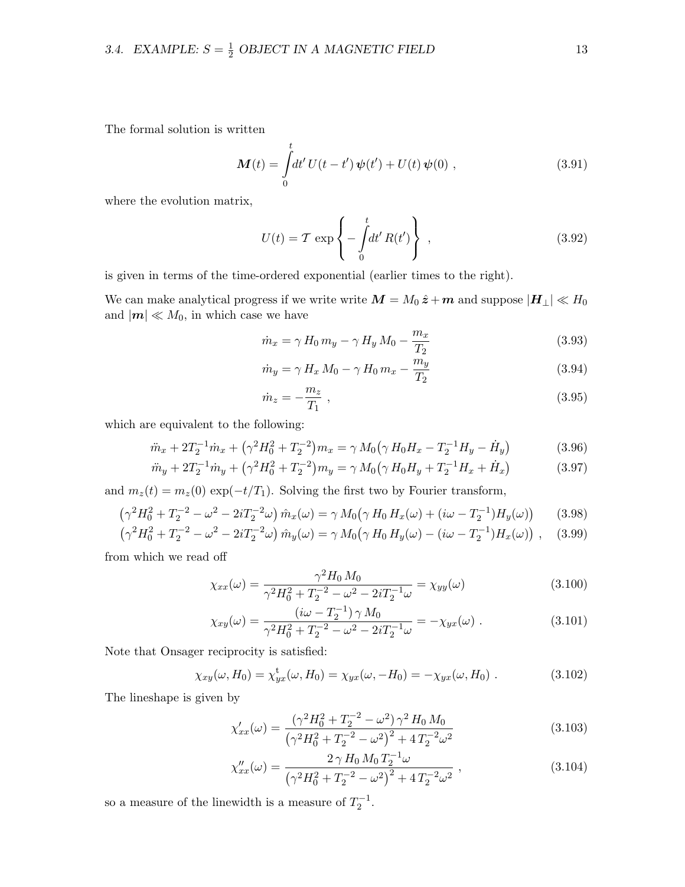The formal solution is written

$$
\boldsymbol{M}(t) = \int_0^t dt'\, U(t-t')\, \boldsymbol{\psi}(t') + U(t)\, \boldsymbol{\psi}(0) \ , \tag{3.91}
$$

where the evolution matrix,

$$
U(t) = \mathcal{T} \, \exp\left\{ -\int_0^t dt'\, R(t') \right\} \ , \tag{3.92}
$$

is given in terms of the time-ordered exponential (earlier times to the right).

We can make analytical progress if we write write $\boldsymbol{M} = M_0\, \hat{\boldsymbol{z}} + \boldsymbol{m}$ and suppose $|\boldsymbol{H}_\perp| \ll H_0$ and $|\boldsymbol{m}| \ll M_0$, in which case we have

$$
\dot{m}_x = \gamma\, H_0\, m_y - \gamma\, H_y\, M_0 - \frac{m_x}{T_2} \tag{3.93}
$$

$$
\dot{m}_y = \gamma\, H_x\, M_0 - \gamma\, H_0\, m_x - \frac{m_y}{T_2} \tag{3.94}
$$

$$
\dot{m}_z = -\frac{m_z}{T_1} \ , \tag{3.95}
$$

which are equivalent to the following:

$$
\ddot{m}_x + 2T_2^{-1}\dot{m}_x + \big(\gamma^2 H_0^2 + T_2^{-2}\big) m_x = \gamma\, M_0 \big(\gamma\, H_0 H_x - T_2^{-1} H_y - \dot{H}_y\big) \tag{3.96}
$$

$$
\ddot{m}_y + 2T_2^{-1}\dot{m}_y + \big(\gamma^2 H_0^2 + T_2^{-2}\big) m_y = \gamma\, M_0 \big(\gamma\, H_0 H_y + T_2^{-1} H_x + \dot{H}_x\big) \tag{3.97}
$$

and $m_z(t) = m_z(0)\, \exp(-t/T_1)$. Solving the first two by Fourier transform,

$$
\big(\gamma^2 H_0^2 + T_2^{-2} - \omega^2 - 2iT_2^{-2}\omega\big)\, \hat{m}_x(\omega) = \gamma\, M_0 \big(\gamma\, H_0\, H_x(\omega) + (i\omega - T_2^{-1}) H_y(\omega)\big) \tag{3.98}
$$

$$
\big(\gamma^2 H_0^2 + T_2^{-2} - \omega^2 - 2iT_2^{-2}\omega\big)\, \hat{m}_y(\omega) = \gamma\, M_0 \big(\gamma\, H_0\, H_y(\omega) - (i\omega - T_2^{-1}) H_x(\omega)\big) \ , \tag{3.99}
$$

from which we read off

$$
\chi_{xx}(\omega) = \frac{\gamma^2 H_0\, M_0}{\gamma^2 H_0^2 + T_2^{-2} - \omega^2 - 2iT_2^{-1}\omega} = \chi_{yy}(\omega) \tag{3.100}
$$

$$
\chi_{xy}(\omega) = \frac{(i\omega - T_2^{-1})\, \gamma\, M_0}{\gamma^2 H_0^2 + T_2^{-2} - \omega^2 - 2iT_2^{-1}\omega} = -\chi_{yx}(\omega) \ . \tag{3.101}
$$

Note that Onsager reciprocity is satisfied:

$$
\chi_{xy}(\omega, H_0) = \chi^{\rm t}_{yx}(\omega, H_0) = \chi_{yx}(\omega, -H_0) = -\chi_{yx}(\omega, H_0) \ . \tag{3.102}
$$

The lineshape is given by

$$
\chi'_{xx}(\omega) = \frac{(\gamma^2 H_0^2 + T_2^{-2} - \omega^2)\, \gamma^2\, H_0\, M_0}{\big(\gamma^2 H_0^2 + T_2^{-2} - \omega^2\big)^2 + 4\, T_2^{-2}\omega^2} \tag{3.103}
$$

$$
\chi''_{xx}(\omega) = \frac{2\, \gamma\, H_0\, M_0\, T_2^{-1}\omega}{\big(\gamma^2 H_0^2 + T_2^{-2} - \omega^2\big)^2 + 4\, T_2^{-2}\omega^2} \ , \tag{3.104}
$$

so a measure of the linewidth is a measure of $T_2^{-1}$.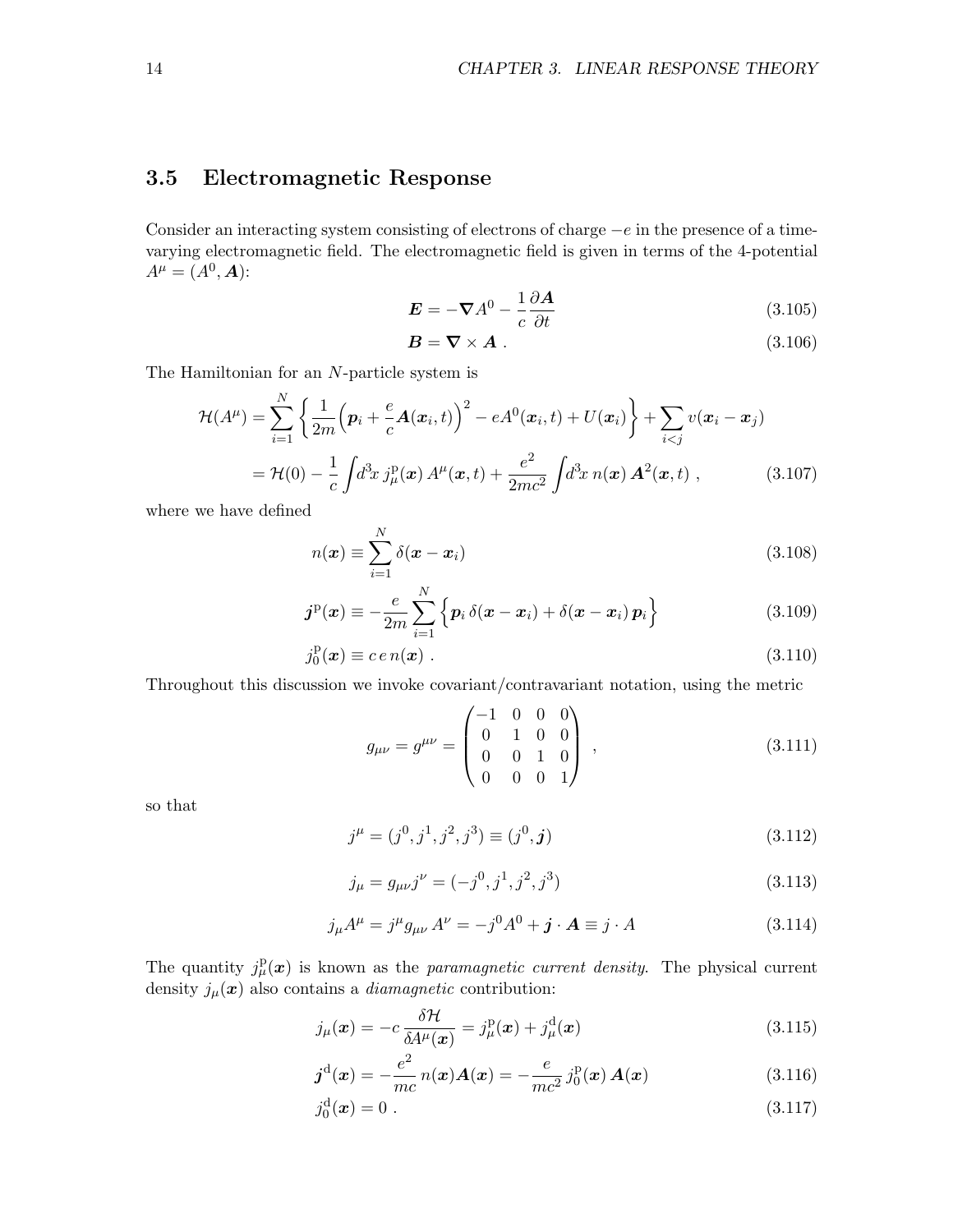## 3.5 Electromagnetic Response

Consider an interacting system consisting of electrons of charge $-e$ in the presence of a time-varying electromagnetic field. The electromagnetic field is given in terms of the 4-potential $A^\mu = (A^0, \boldsymbol{A})$:

$$\boldsymbol{E} = -\boldsymbol{\nabla} A^0 - \frac{1}{c}\frac{\partial \boldsymbol{A}}{\partial t} \tag{3.105}$$

$$\boldsymbol{B} = \boldsymbol{\nabla} \times \boldsymbol{A} \ . \tag{3.106}$$

The Hamiltonian for an $N$-particle system is

$$\begin{aligned}
\mathcal{H}(A^\mu) &= \sum_{i=1}^{N} \left\{ \frac{1}{2m}\Big(\boldsymbol{p}_i + \frac{e}{c}\boldsymbol{A}(\boldsymbol{x}_i,t)\Big)^2 - eA^0(\boldsymbol{x}_i,t) + U(\boldsymbol{x}_i) \right\} + \sum_{i<j} v(\boldsymbol{x}_i - \boldsymbol{x}_j) \\
&= \mathcal{H}(0) - \frac{1}{c}\int\! d^3\!x \, j^{\rm p}_\mu(\boldsymbol{x})\, A^\mu(\boldsymbol{x},t) + \frac{e^2}{2mc^2}\int\! d^3\!x \, n(\boldsymbol{x})\, \boldsymbol{A}^2(\boldsymbol{x},t) \ ,
\end{aligned} \tag{3.107}$$

where we have defined

$$n(\boldsymbol{x}) \equiv \sum_{i=1}^{N} \delta(\boldsymbol{x} - \boldsymbol{x}_i) \tag{3.108}$$

$$\boldsymbol{j}^{\rm p}(\boldsymbol{x}) \equiv -\frac{e}{2m}\sum_{i=1}^{N} \Big\{ \boldsymbol{p}_i\, \delta(\boldsymbol{x} - \boldsymbol{x}_i) + \delta(\boldsymbol{x} - \boldsymbol{x}_i)\, \boldsymbol{p}_i \Big\} \tag{3.109}$$

$$j^{\rm p}_0(\boldsymbol{x}) \equiv c\, e\, n(\boldsymbol{x}) \ . \tag{3.110}$$

Throughout this discussion we invoke covariant/contravariant notation, using the metric

$$g_{\mu\nu} = g^{\mu\nu} = \begin{pmatrix} -1 & 0 & 0 & 0 \\ 0 & 1 & 0 & 0 \\ 0 & 0 & 1 & 0 \\ 0 & 0 & 0 & 1 \end{pmatrix} \ , \tag{3.111}$$

so that

$$j^\mu = (j^0, j^1, j^2, j^3) \equiv (j^0, \boldsymbol{j}) \tag{3.112}$$

$$j_\mu = g_{\mu\nu} j^\nu = (-j^0, j^1, j^2, j^3) \tag{3.113}$$

$$j_\mu A^\mu = j^\mu g_{\mu\nu}\, A^\nu = -j^0 A^0 + \boldsymbol{j}\cdot\boldsymbol{A} \equiv j \cdot A \tag{3.114}$$

The quantity $j^{\rm p}_\mu(\boldsymbol{x})$ is known as the *paramagnetic current density*. The physical current density $j_\mu(\boldsymbol{x})$ also contains a *diamagnetic* contribution:

$$j_\mu(\boldsymbol{x}) = -c\, \frac{\delta \mathcal{H}}{\delta A^\mu(\boldsymbol{x})} = j^{\rm p}_\mu(\boldsymbol{x}) + j^{\rm d}_\mu(\boldsymbol{x}) \tag{3.115}$$

$$\boldsymbol{j}^{\rm d}(\boldsymbol{x}) = -\frac{e^2}{mc}\, n(\boldsymbol{x})\boldsymbol{A}(\boldsymbol{x}) = -\frac{e}{mc^2}\, j^{\rm p}_0(\boldsymbol{x})\, \boldsymbol{A}(\boldsymbol{x}) \tag{3.116}$$

$$j^{\rm d}_0(\boldsymbol{x}) = 0 \ . \tag{3.117}$$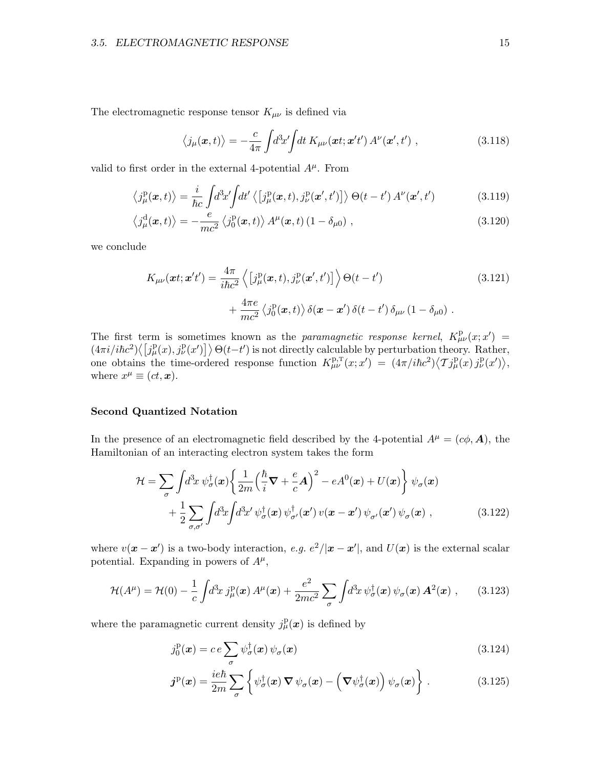The electromagnetic response tensor $K_{\mu\nu}$ is defined via

$$\big\langle j_\mu(\boldsymbol{x},t)\big\rangle = -\frac{c}{4\pi}\int\! d^3\!x'\!\!\int\! dt\; K_{\mu\nu}(\boldsymbol{x}t;\boldsymbol{x}'t')\,A^\nu(\boldsymbol{x}',t')\ , \tag{3.118}$$

valid to first order in the external 4-potential $A^\mu$. From

$$\big\langle j^{\rm p}_\mu(\boldsymbol{x},t)\big\rangle = \frac{i}{\hbar c}\int\! d^3\!x'\!\!\int\! dt'\,\big\langle\big[j^{\rm p}_\mu(\boldsymbol{x},t),j^{\rm p}_\nu(\boldsymbol{x}',t')\big]\big\rangle\,\Theta(t-t')\,A^\nu(\boldsymbol{x}',t') \tag{3.119}$$

$$\big\langle j^{\rm d}_\mu(\boldsymbol{x},t)\big\rangle = -\frac{e}{mc^2}\,\big\langle j^{\rm p}_0(\boldsymbol{x},t)\big\rangle\,A^\mu(\boldsymbol{x},t)\,(1-\delta_{\mu 0})\ , \tag{3.120}$$

we conclude

$$\begin{aligned} K_{\mu\nu}(\boldsymbol{x}t;\boldsymbol{x}'t') &= \frac{4\pi}{i\hbar c^2}\,\Big\langle\big[j^{\rm p}_\mu(\boldsymbol{x},t),j^{\rm p}_\nu(\boldsymbol{x}',t')\big]\Big\rangle\,\Theta(t-t') \\ &\qquad + \frac{4\pi e}{mc^2}\,\big\langle j^{\rm p}_0(\boldsymbol{x},t)\big\rangle\,\delta(\boldsymbol{x}-\boldsymbol{x}')\,\delta(t-t')\,\delta_{\mu\nu}\,(1-\delta_{\mu 0})\ . \end{aligned} \tag{3.121}$$

The first term is sometimes known as the *paramagnetic response kernel*, $K^{\rm p}_{\mu\nu}(x;x') = (4\pi i/i\hbar c^2)\big\langle\big[j^{\rm p}_\mu(x),j^{\rm p}_\nu(x')\big]\big\rangle\,\Theta(t-t')$ is not directly calculable by perturbation theory. Rather, one obtains the time-ordered response function $K^{\rm p;T}_{\mu\nu}(x;x') = (4\pi/i\hbar c^2)\big\langle\mathcal{T} j^{\rm p}_\mu(x)\,j^{\rm p}_\nu(x')\big\rangle$, where $x^\mu \equiv (ct,\boldsymbol{x})$.

**Second Quantized Notation**

In the presence of an electromagnetic field described by the 4-potential $A^\mu = (c\phi,\boldsymbol{A})$, the Hamiltonian of an interacting electron system takes the form

$$\begin{aligned} \mathcal{H} &= \sum_\sigma \int\! d^3\!x\;\psi^\dagger_\sigma(\boldsymbol{x})\bigg\{\frac{1}{2m}\Big(\frac{\hbar}{i}\boldsymbol{\nabla}+\frac{e}{c}\boldsymbol{A}\Big)^2 - eA^0(\boldsymbol{x}) + U(\boldsymbol{x})\bigg\}\;\psi_\sigma(\boldsymbol{x}) \\ &\qquad + \frac{1}{2}\sum_{\sigma,\sigma'}\int\! d^3\!x\!\!\int\! d^3\!x'\;\psi^\dagger_\sigma(\boldsymbol{x})\,\psi^\dagger_{\sigma'}(\boldsymbol{x}')\,v(\boldsymbol{x}-\boldsymbol{x}')\,\psi_{\sigma'}(\boldsymbol{x}')\,\psi_\sigma(\boldsymbol{x})\ , \end{aligned} \tag{3.122}$$

where $v(\boldsymbol{x}-\boldsymbol{x}')$ is a two-body interaction, *e.g.* $e^2/|\boldsymbol{x}-\boldsymbol{x}'|$, and $U(\boldsymbol{x})$ is the external scalar potential. Expanding in powers of $A^\mu$,

$$\mathcal{H}(A^\mu) = \mathcal{H}(0) - \frac{1}{c}\int\! d^3\!x\; j^{\rm p}_\mu(\boldsymbol{x})\,A^\mu(\boldsymbol{x}) + \frac{e^2}{2mc^2}\sum_\sigma\int\! d^3\!x\;\psi^\dagger_\sigma(\boldsymbol{x})\,\psi_\sigma(\boldsymbol{x})\,\boldsymbol{A}^2(\boldsymbol{x})\ , \tag{3.123}$$

where the paramagnetic current density $j^{\rm p}_\mu(\boldsymbol{x})$ is defined by

$$j^{\rm p}_0(\boldsymbol{x}) = c\,e\sum_\sigma \psi^\dagger_\sigma(\boldsymbol{x})\,\psi_\sigma(\boldsymbol{x}) \tag{3.124}$$

$$\boldsymbol{j}^{\rm p}(\boldsymbol{x}) = \frac{ie\hbar}{2m}\sum_\sigma\bigg\{\psi^\dagger_\sigma(\boldsymbol{x})\,\boldsymbol{\nabla}\,\psi_\sigma(\boldsymbol{x}) - \Big(\boldsymbol{\nabla}\psi^\dagger_\sigma(\boldsymbol{x})\Big)\,\psi_\sigma(\boldsymbol{x})\bigg\}\ . \tag{3.125}$$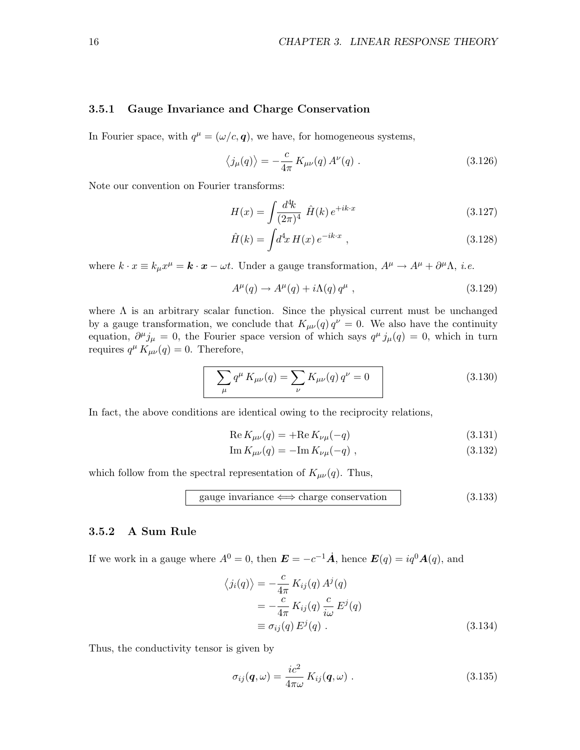### 3.5.1 Gauge Invariance and Charge Conservation

In Fourier space, with $q^\mu = (\omega/c, \boldsymbol{q})$, we have, for homogeneous systems,

$$
\big\langle j_\mu(q) \big\rangle = -\frac{c}{4\pi}\, K_{\mu\nu}(q)\, A^\nu(q) \ . \tag{3.126}
$$

Note our convention on Fourier transforms:

$$
H(x) = \int \frac{d^4\!k}{(2\pi)^4}\ \hat{H}(k)\, e^{+ik\cdot x} \tag{3.127}
$$

$$
\hat{H}(k) = \int \! d^4\!x\, H(x)\, e^{-ik\cdot x} \ , \tag{3.128}
$$

where $k\cdot x \equiv k_\mu x^\mu = \boldsymbol{k}\cdot\boldsymbol{x} - \omega t$. Under a gauge transformation, $A^\mu \to A^\mu + \partial^\mu \Lambda$, *i.e.*

$$
A^\mu(q) \to A^\mu(q) + i\Lambda(q)\, q^\mu \ , \tag{3.129}
$$

where $\Lambda$ is an arbitrary scalar function. Since the physical current must be unchanged by a gauge transformation, we conclude that $K_{\mu\nu}(q)\, q^\nu = 0$. We also have the continuity equation, $\partial^\mu j_\mu = 0$, the Fourier space version of which says $q^\mu\, j_\mu(q) = 0$, which in turn requires $q^\mu\, K_{\mu\nu}(q) = 0$. Therefore,

$$
\boxed{\sum_\mu q^\mu\, K_{\mu\nu}(q) = \sum_\nu K_{\mu\nu}(q)\, q^\nu = 0} \tag{3.130}
$$

In fact, the above conditions are identical owing to the reciprocity relations,

$$
\text{Re}\, K_{\mu\nu}(q) = +\text{Re}\, K_{\nu\mu}(-q) \tag{3.131}
$$

$$
\text{Im}\, K_{\mu\nu}(q) = -\text{Im}\, K_{\nu\mu}(-q) \ , \tag{3.132}
$$

which follow from the spectral representation of $K_{\mu\nu}(q)$. Thus,

$$
\boxed{\text{gauge invariance} \Longleftrightarrow \text{charge conservation}} \tag{3.133}
$$

### 3.5.2 A Sum Rule

If we work in a gauge where $A^0 = 0$, then $\boldsymbol{E} = -c^{-1}\dot{\boldsymbol{A}}$, hence $\boldsymbol{E}(q) = iq^0 \boldsymbol{A}(q)$, and

$$
\begin{aligned}
\big\langle j_i(q) \big\rangle &= -\frac{c}{4\pi}\, K_{ij}(q)\, A^j(q) \\
&= -\frac{c}{4\pi}\, K_{ij}(q)\, \frac{c}{i\omega}\, E^j(q) \\
&\equiv \sigma_{ij}(q)\, E^j(q) \ .
\end{aligned} \tag{3.134}
$$

Thus, the conductivity tensor is given by

$$
\sigma_{ij}(\boldsymbol{q},\omega) = \frac{ic^2}{4\pi\omega}\, K_{ij}(\boldsymbol{q},\omega) \ . \tag{3.135}
$$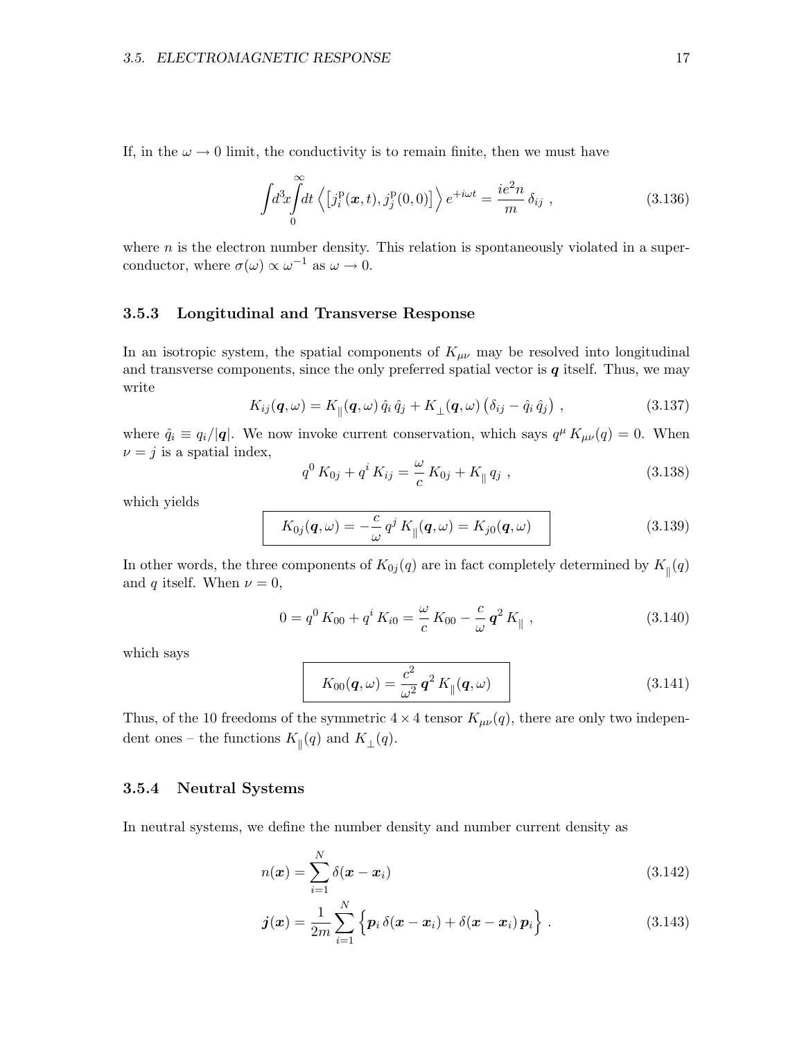If, in the $\omega \to 0$ limit, the conductivity is to remain finite, then we must have

$$\int d^3x \int_0^\infty dt \, \Big\langle \big[ j_i^{\rm p}(\boldsymbol{x},t), j_j^{\rm p}(0,0) \big] \Big\rangle \, e^{+i\omega t} = \frac{ie^2 n}{m} \, \delta_{ij} \ , \tag{3.136}$$

where $n$ is the electron number density. This relation is spontaneously violated in a superconductor, where $\sigma(\omega) \propto \omega^{-1}$ as $\omega \to 0$.

### 3.5.3 Longitudinal and Transverse Response

In an isotropic system, the spatial components of $K_{\mu\nu}$ may be resolved into longitudinal and transverse components, since the only preferred spatial vector is $\boldsymbol{q}$ itself. Thus, we may write

$$K_{ij}(\boldsymbol{q},\omega) = K_\parallel(\boldsymbol{q},\omega)\, \hat{q}_i \, \hat{q}_j + K_\perp(\boldsymbol{q},\omega) \left( \delta_{ij} - \hat{q}_i \, \hat{q}_j \right) \ , \tag{3.137}$$

where $\hat{q}_i \equiv q_i / |\boldsymbol{q}|$. We now invoke current conservation, which says $q^\mu \, K_{\mu\nu}(q) = 0$. When $\nu = j$ is a spatial index,

$$q^0 \, K_{0j} + q^i \, K_{ij} = \frac{\omega}{c} \, K_{0j} + K_\parallel \, q_j \ , \tag{3.138}$$

which yields

$$\boxed{K_{0j}(\boldsymbol{q},\omega) = -\frac{c}{\omega} \, q^j \, K_\parallel(\boldsymbol{q},\omega) = K_{j0}(\boldsymbol{q},\omega)} \tag{3.139}$$

In other words, the three components of $K_{0j}(q)$ are in fact completely determined by $K_\parallel(q)$ and $q$ itself. When $\nu = 0$,

$$0 = q^0 \, K_{00} + q^i \, K_{i0} = \frac{\omega}{c} \, K_{00} - \frac{c}{\omega} \, \boldsymbol{q}^2 \, K_\parallel \ , \tag{3.140}$$

which says

$$\boxed{K_{00}(\boldsymbol{q},\omega) = \frac{c^2}{\omega^2} \, \boldsymbol{q}^2 \, K_\parallel(\boldsymbol{q},\omega)} \tag{3.141}$$

Thus, of the 10 freedoms of the symmetric $4 \times 4$ tensor $K_{\mu\nu}(q)$, there are only two independent ones – the functions $K_\parallel(q)$ and $K_\perp(q)$.

### 3.5.4 Neutral Systems

In neutral systems, we define the number density and number current density as

$$n(\boldsymbol{x}) = \sum_{i=1}^N \delta(\boldsymbol{x} - \boldsymbol{x}_i) \tag{3.142}$$

$$\boldsymbol{j}(\boldsymbol{x}) = \frac{1}{2m} \sum_{i=1}^N \Big\{ \boldsymbol{p}_i \, \delta(\boldsymbol{x} - \boldsymbol{x}_i) + \delta(\boldsymbol{x} - \boldsymbol{x}_i) \, \boldsymbol{p}_i \Big\} \ . \tag{3.143}$$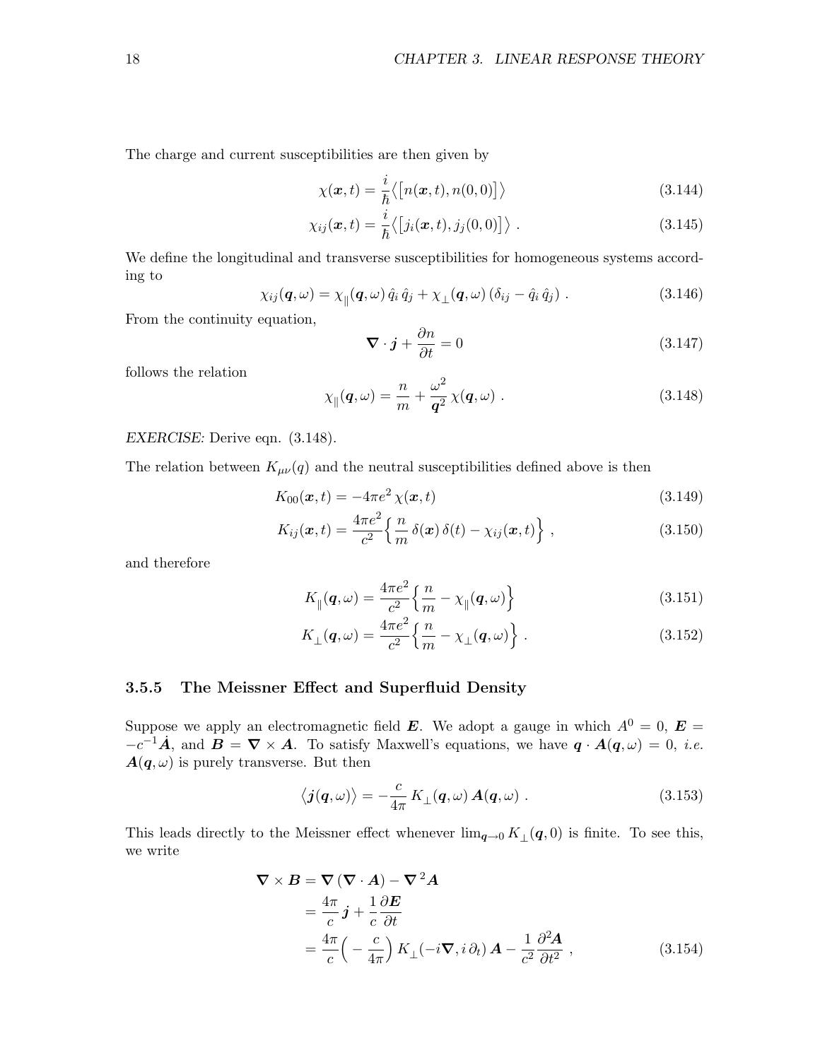The charge and current susceptibilities are then given by

$$\chi(\boldsymbol{x},t) = \frac{i}{\hbar}\big\langle \big[ n(\boldsymbol{x},t), n(0,0)\big]\big\rangle \tag{3.144}$$

$$\chi_{ij}(\boldsymbol{x},t) = \frac{i}{\hbar}\big\langle \big[ j_i(\boldsymbol{x},t), j_j(0,0)\big]\big\rangle \ . \tag{3.145}$$

We define the longitudinal and transverse susceptibilities for homogeneous systems according to

$$\chi_{ij}(\boldsymbol{q},\omega) = \chi_{\parallel}(\boldsymbol{q},\omega)\,\hat{q}_i\,\hat{q}_j + \chi_{\perp}(\boldsymbol{q},\omega)\,(\delta_{ij} - \hat{q}_i\,\hat{q}_j) \ . \tag{3.146}$$

From the continuity equation,

$$\boldsymbol{\nabla}\cdot\boldsymbol{j} + \frac{\partial n}{\partial t} = 0 \tag{3.147}$$

follows the relation

$$\chi_{\parallel}(\boldsymbol{q},\omega) = \frac{n}{m} + \frac{\omega^2}{\boldsymbol{q}^2}\,\chi(\boldsymbol{q},\omega) \ . \tag{3.148}$$

*EXERCISE:* Derive eqn. (3.148).

The relation between $K_{\mu\nu}(q)$ and the neutral susceptibilities defined above is then

$$K_{00}(\boldsymbol{x},t) = -4\pi e^2\,\chi(\boldsymbol{x},t) \tag{3.149}$$

$$K_{ij}(\boldsymbol{x},t) = \frac{4\pi e^2}{c^2}\Big\{ \frac{n}{m}\,\delta(\boldsymbol{x})\,\delta(t) - \chi_{ij}(\boldsymbol{x},t)\Big\} \ , \tag{3.150}$$

and therefore

$$K_{\parallel}(\boldsymbol{q},\omega) = \frac{4\pi e^2}{c^2}\Big\{ \frac{n}{m} - \chi_{\parallel}(\boldsymbol{q},\omega)\Big\} \tag{3.151}$$

$$K_{\perp}(\boldsymbol{q},\omega) = \frac{4\pi e^2}{c^2}\Big\{ \frac{n}{m} - \chi_{\perp}(\boldsymbol{q},\omega)\Big\} \ . \tag{3.152}$$

### 3.5.5 The Meissner Effect and Superfluid Density

Suppose we apply an electromagnetic field $\boldsymbol{E}$. We adopt a gauge in which $A^0 = 0$, $\boldsymbol{E} = -c^{-1}\dot{\boldsymbol{A}}$, and $\boldsymbol{B} = \boldsymbol{\nabla}\times\boldsymbol{A}$. To satisfy Maxwell's equations, we have $\boldsymbol{q}\cdot\boldsymbol{A}(\boldsymbol{q},\omega) = 0$, *i.e.* $\boldsymbol{A}(\boldsymbol{q},\omega)$ is purely transverse. But then

$$\big\langle \boldsymbol{j}(\boldsymbol{q},\omega)\big\rangle = -\frac{c}{4\pi}\,K_{\perp}(\boldsymbol{q},\omega)\,\boldsymbol{A}(\boldsymbol{q},\omega) \ . \tag{3.153}$$

This leads directly to the Meissner effect whenever $\lim_{\boldsymbol{q}\to 0} K_{\perp}(\boldsymbol{q},0)$ is finite. To see this, we write

$$\begin{aligned}
\boldsymbol{\nabla}\times\boldsymbol{B} &= \boldsymbol{\nabla}\,(\boldsymbol{\nabla}\cdot\boldsymbol{A}) - \boldsymbol{\nabla}^2\boldsymbol{A} \\
&= \frac{4\pi}{c}\,\boldsymbol{j} + \frac{1}{c}\,\frac{\partial\boldsymbol{E}}{\partial t} \\
&= \frac{4\pi}{c}\Big(-\frac{c}{4\pi}\Big)\,K_{\perp}(-i\boldsymbol{\nabla}, i\,\partial_t)\,\boldsymbol{A} - \frac{1}{c^2}\,\frac{\partial^2\boldsymbol{A}}{\partial t^2} \ ,
\end{aligned} \tag{3.154}$$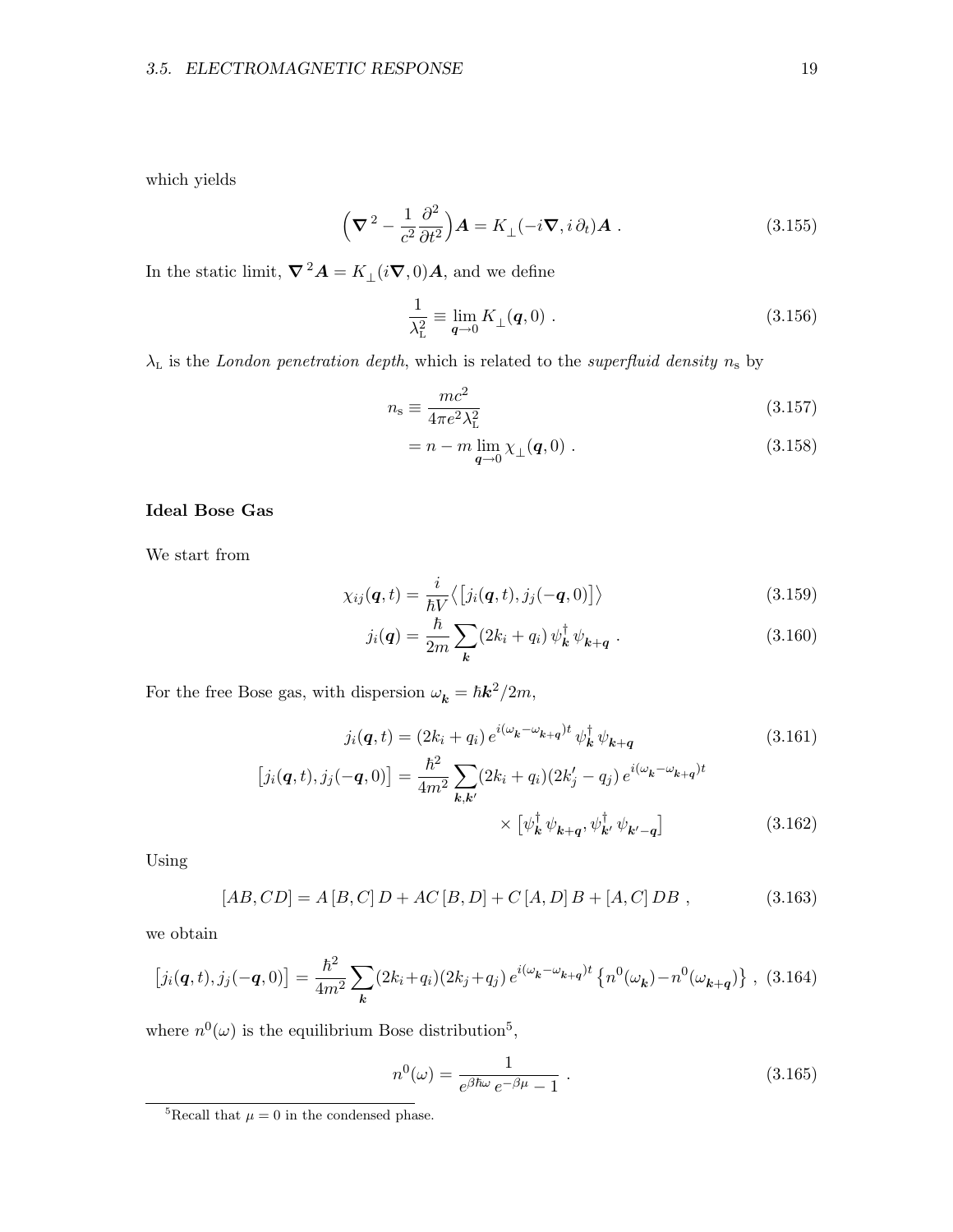which yields

$$\Big(\boldsymbol{\nabla}^{\,2} - \frac{1}{c^2}\frac{\partial^2}{\partial t^2}\Big)\boldsymbol{A} = K_{\perp}(-i\boldsymbol{\nabla}, i\,\partial_t)\boldsymbol{A} \ . \tag{3.155}$$

In the static limit, $\boldsymbol{\nabla}^{\,2}\boldsymbol{A} = K_{\perp}(i\boldsymbol{\nabla}, 0)\boldsymbol{A}$, and we define

$$\frac{1}{\lambda_{\rm L}^2} \equiv \lim_{\boldsymbol{q}\to 0} K_{\perp}(\boldsymbol{q}, 0) \ . \tag{3.156}$$

$\lambda_{\rm L}$ is the *London penetration depth*, which is related to the *superfluid density* $n_{\rm s}$ by

$$n_{\rm s} \equiv \frac{mc^2}{4\pi e^2 \lambda_{\rm L}^2} \tag{3.157}$$

$$= n - m \lim_{\boldsymbol{q}\to 0} \chi_{\perp}(\boldsymbol{q}, 0) \ . \tag{3.158}$$

**Ideal Bose Gas**

We start from

$$\chi_{ij}(\boldsymbol{q}, t) = \frac{i}{\hbar V}\big\langle\big[j_i(\boldsymbol{q}, t), j_j(-\boldsymbol{q}, 0)\big]\big\rangle \tag{3.159}$$

$$j_i(\boldsymbol{q}) = \frac{\hbar}{2m}\sum_{\boldsymbol{k}} (2k_i + q_i)\,\psi^\dagger_{\boldsymbol{k}}\,\psi_{\boldsymbol{k}+\boldsymbol{q}} \ . \tag{3.160}$$

For the free Bose gas, with dispersion $\omega_{\boldsymbol{k}} = \hbar \boldsymbol{k}^2/2m$,

$$j_i(\boldsymbol{q}, t) = (2k_i + q_i)\,e^{i(\omega_{\boldsymbol{k}} - \omega_{\boldsymbol{k}+\boldsymbol{q}})t}\,\psi^\dagger_{\boldsymbol{k}}\,\psi_{\boldsymbol{k}+\boldsymbol{q}} \tag{3.161}$$

$$\big[j_i(\boldsymbol{q}, t), j_j(-\boldsymbol{q}, 0)\big] = \frac{\hbar^2}{4m^2}\sum_{\boldsymbol{k},\boldsymbol{k}'} (2k_i + q_i)(2k'_j - q_j)\,e^{i(\omega_{\boldsymbol{k}} - \omega_{\boldsymbol{k}+\boldsymbol{q}})t} \times \big[\psi^\dagger_{\boldsymbol{k}}\,\psi_{\boldsymbol{k}+\boldsymbol{q}}, \psi^\dagger_{\boldsymbol{k}'}\,\psi_{\boldsymbol{k}'-\boldsymbol{q}}\big] \tag{3.162}$$

Using

$$[AB, CD] = A\,[B, C]\,D + AC\,[B, D] + C\,[A, D]\,B + [A, C]\,DB \ , \tag{3.163}$$

we obtain

$$\big[j_i(\boldsymbol{q}, t), j_j(-\boldsymbol{q}, 0)\big] = \frac{\hbar^2}{4m^2}\sum_{\boldsymbol{k}} (2k_i + q_i)(2k_j + q_j)\,e^{i(\omega_{\boldsymbol{k}} - \omega_{\boldsymbol{k}+\boldsymbol{q}})t}\,\big\{n^0(\omega_{\boldsymbol{k}}) - n^0(\omega_{\boldsymbol{k}+\boldsymbol{q}})\big\} \ , \tag{3.164}$$

where $n^0(\omega)$ is the equilibrium Bose distribution[5],

$$n^0(\omega) = \frac{1}{e^{\beta\hbar\omega}\,e^{-\beta\mu} - 1} \ . \tag{3.165}$$

[5] Recall that $\mu = 0$ in the condensed phase.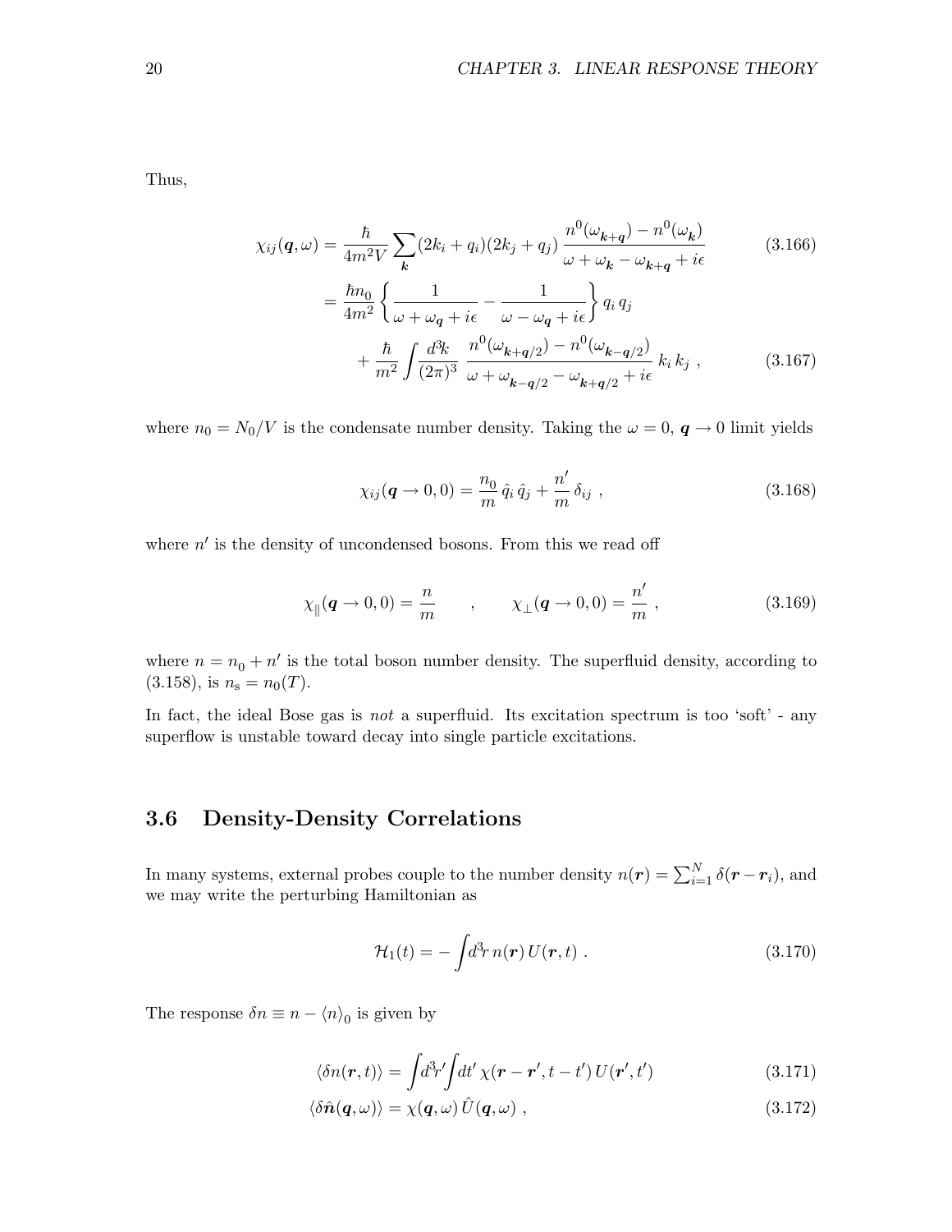Thus,

$$
\begin{aligned}
\chi_{ij}(\boldsymbol{q},\omega) &= \frac{\hbar}{4m^2 V}\sum_{\boldsymbol{k}}(2k_i+q_i)(2k_j+q_j)\,\frac{n^0(\omega_{\boldsymbol{k}+\boldsymbol{q}})-n^0(\omega_{\boldsymbol{k}})}{\omega+\omega_{\boldsymbol{k}}-\omega_{\boldsymbol{k}+\boldsymbol{q}}+i\epsilon} && (3.166)\\
&= \frac{\hbar n_0}{4m^2}\left\{\frac{1}{\omega+\omega_{\boldsymbol{q}}+i\epsilon}-\frac{1}{\omega-\omega_{\boldsymbol{q}}+i\epsilon}\right\} q_i\,q_j \\
&\qquad + \frac{\hbar}{m^2}\int\!\frac{d^3\!k}{(2\pi)^3}\;\frac{n^0(\omega_{\boldsymbol{k}+\boldsymbol{q}/2})-n^0(\omega_{\boldsymbol{k}-\boldsymbol{q}/2})}{\omega+\omega_{\boldsymbol{k}-\boldsymbol{q}/2}-\omega_{\boldsymbol{k}+\boldsymbol{q}/2}+i\epsilon}\;k_i\,k_j\ , && (3.167)
\end{aligned}
$$

where $n_0 = N_0/V$ is the condensate number density. Taking the $\omega=0$, $\boldsymbol{q}\to 0$ limit yields

$$
\chi_{ij}(\boldsymbol{q}\to 0,0) = \frac{n_0}{m}\,\hat{q}_i\,\hat{q}_j + \frac{n'}{m}\,\delta_{ij}\ , \tag{3.168}
$$

where $n'$ is the density of uncondensed bosons. From this we read off

$$
\chi_{\parallel}(\boldsymbol{q}\to 0,0) = \frac{n}{m} \qquad , \qquad \chi_{\perp}(\boldsymbol{q}\to 0,0) = \frac{n'}{m}\ , \tag{3.169}
$$

where $n = n_0 + n'$ is the total boson number density. The superfluid density, according to (3.158), is $n_{\rm s} = n_0(T)$.

In fact, the ideal Bose gas is *not* a superfluid. Its excitation spectrum is too 'soft' - any superflow is unstable toward decay into single particle excitations.

## 3.6 Density-Density Correlations

In many systems, external probes couple to the number density $n(\boldsymbol{r}) = \sum_{i=1}^{N}\delta(\boldsymbol{r}-\boldsymbol{r}_i)$, and we may write the perturbing Hamiltonian as

$$
\mathcal{H}_1(t) = -\int\! d^3\!r\; n(\boldsymbol{r})\, U(\boldsymbol{r},t)\ . \tag{3.170}
$$

The response $\delta n \equiv n - \langle n\rangle_0$ is given by

$$
\begin{aligned}
\langle \delta n(\boldsymbol{r},t)\rangle &= \int\! d^3\!r' \!\int\! dt'\,\chi(\boldsymbol{r}-\boldsymbol{r}',t-t')\,U(\boldsymbol{r}',t') && (3.171)\\
\langle \delta\hat{\boldsymbol{n}}(\boldsymbol{q},\omega)\rangle &= \chi(\boldsymbol{q},\omega)\,\hat{U}(\boldsymbol{q},\omega)\ , && (3.172)
\end{aligned}
$$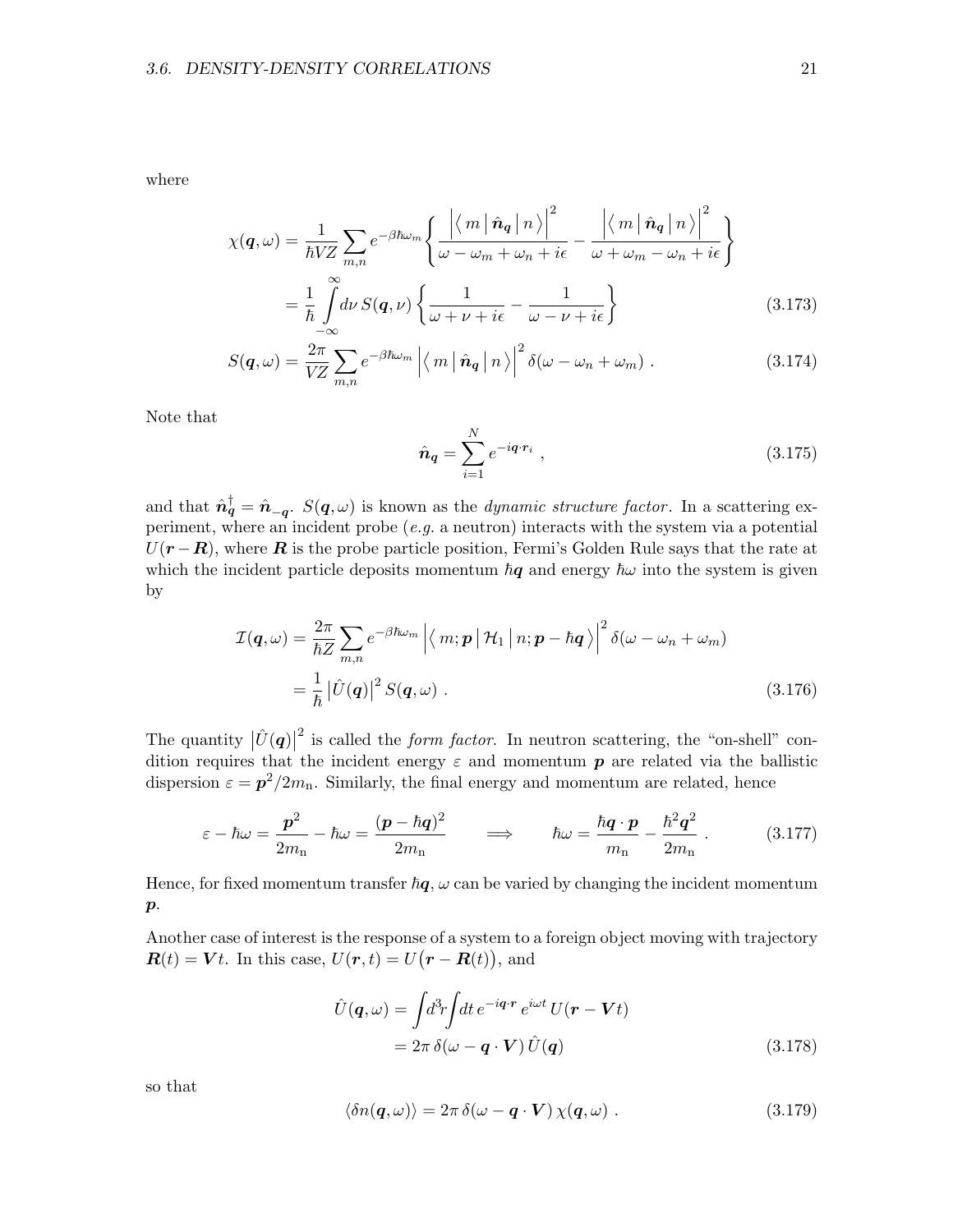where

$$
\begin{aligned}
\chi(\boldsymbol{q},\omega) &= \frac{1}{\hbar V Z}\sum_{m,n} e^{-\beta\hbar\omega_m}\left\{ \frac{\left|\left\langle\, m \,\middle|\, \hat{\boldsymbol{n}}_{\boldsymbol{q}} \,\middle|\, n \,\right\rangle\right|^2}{\omega-\omega_m+\omega_n+i\epsilon} - \frac{\left|\left\langle\, m \,\middle|\, \hat{\boldsymbol{n}}_{\boldsymbol{q}} \,\middle|\, n \,\right\rangle\right|^2}{\omega+\omega_m-\omega_n+i\epsilon}\right\} \\
&= \frac{1}{\hbar}\int\limits_{-\infty}^{\infty} d\nu\, S(\boldsymbol{q},\nu)\left\{\frac{1}{\omega+\nu+i\epsilon} - \frac{1}{\omega-\nu+i\epsilon}\right\} \qquad (3.173)
\end{aligned}
$$

$$
S(\boldsymbol{q},\omega) = \frac{2\pi}{VZ}\sum_{m,n} e^{-\beta\hbar\omega_m}\left|\left\langle\, m \,\middle|\, \hat{\boldsymbol{n}}_{\boldsymbol{q}} \,\middle|\, n \,\right\rangle\right|^2 \delta(\omega-\omega_n+\omega_m)\ . \qquad (3.174)
$$

Note that

$$
\hat{\boldsymbol{n}}_{\boldsymbol{q}} = \sum_{i=1}^{N} e^{-i\boldsymbol{q}\cdot\boldsymbol{r}_i}\ , \qquad (3.175)
$$

and that $\hat{\boldsymbol{n}}_{\boldsymbol{q}}^\dagger = \hat{\boldsymbol{n}}_{-\boldsymbol{q}}$. $S(\boldsymbol{q},\omega)$ is known as the *dynamic structure factor*. In a scattering experiment, where an incident probe (*e.g.* a neutron) interacts with the system via a potential $U(\boldsymbol{r}-\boldsymbol{R})$, where $\boldsymbol{R}$ is the probe particle position, Fermi's Golden Rule says that the rate at which the incident particle deposits momentum $\hbar\boldsymbol{q}$ and energy $\hbar\omega$ into the system is given by

$$
\begin{aligned}
\mathcal{I}(\boldsymbol{q},\omega) &= \frac{2\pi}{\hbar Z}\sum_{m,n} e^{-\beta\hbar\omega_m}\left|\left\langle\, m;\boldsymbol{p} \,\middle|\, \mathcal{H}_1 \,\middle|\, n;\boldsymbol{p}-\hbar\boldsymbol{q} \,\right\rangle\right|^2 \delta(\omega-\omega_n+\omega_m) \\
&= \frac{1}{\hbar}\left|\hat{U}(\boldsymbol{q})\right|^2 S(\boldsymbol{q},\omega)\ . \qquad (3.176)
\end{aligned}
$$

The quantity $\left|\hat{U}(\boldsymbol{q})\right|^2$ is called the *form factor*. In neutron scattering, the "on-shell" condition requires that the incident energy $\varepsilon$ and momentum $\boldsymbol{p}$ are related via the ballistic dispersion $\varepsilon = \boldsymbol{p}^2/2m_{\rm n}$. Similarly, the final energy and momentum are related, hence

$$
\varepsilon - \hbar\omega = \frac{\boldsymbol{p}^2}{2m_{\rm n}} - \hbar\omega = \frac{(\boldsymbol{p}-\hbar\boldsymbol{q})^2}{2m_{\rm n}} \qquad \Longrightarrow \qquad \hbar\omega = \frac{\hbar\boldsymbol{q}\cdot\boldsymbol{p}}{m_{\rm n}} - \frac{\hbar^2\boldsymbol{q}^2}{2m_{\rm n}}\ . \qquad (3.177)
$$

Hence, for fixed momentum transfer $\hbar\boldsymbol{q}$, $\omega$ can be varied by changing the incident momentum $\boldsymbol{p}$.

Another case of interest is the response of a system to a foreign object moving with trajectory $\boldsymbol{R}(t) = \boldsymbol{V}t$. In this case, $U(\boldsymbol{r},t) = U\big(\boldsymbol{r}-\boldsymbol{R}(t)\big)$, and

$$
\begin{aligned}
\hat{U}(\boldsymbol{q},\omega) &= \int\! d^3\!r \!\int\! dt\, e^{-i\boldsymbol{q}\cdot\boldsymbol{r}}\, e^{i\omega t}\, U(\boldsymbol{r}-\boldsymbol{V}t) \\
&= 2\pi\,\delta(\omega-\boldsymbol{q}\cdot\boldsymbol{V})\,\hat{U}(\boldsymbol{q}) \qquad (3.178)
\end{aligned}
$$

so that

$$
\langle\delta n(\boldsymbol{q},\omega)\rangle = 2\pi\,\delta(\omega-\boldsymbol{q}\cdot\boldsymbol{V})\,\chi(\boldsymbol{q},\omega)\ . \qquad (3.179)
$$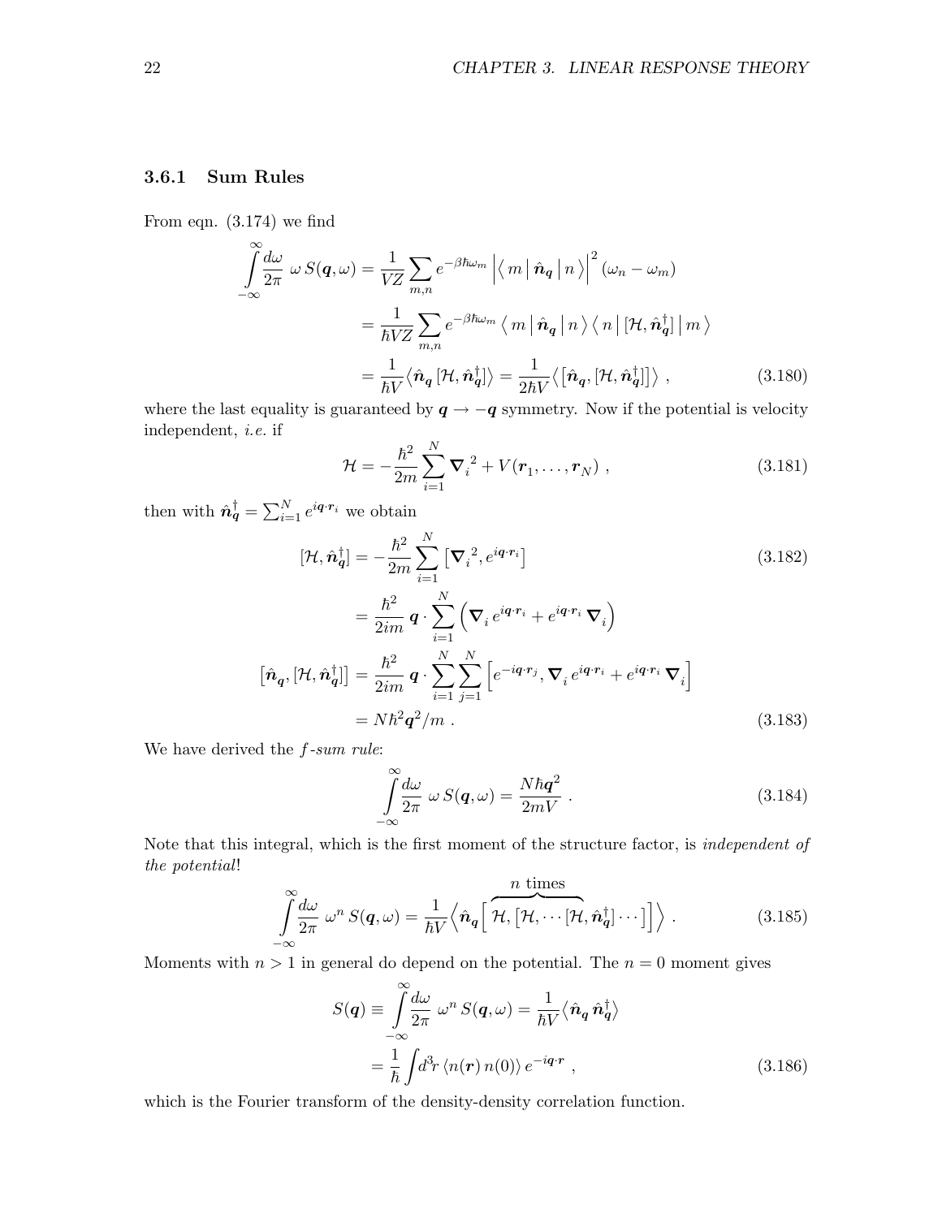### 3.6.1 Sum Rules

From eqn. (3.174) we find

$$
\begin{aligned}
\int_{-\infty}^{\infty} \frac{d\omega}{2\pi}\;\omega\, S(\boldsymbol{q},\omega) &= \frac{1}{VZ}\sum_{m,n} e^{-\beta\hbar\omega_m}\,\Big|\big\langle\, m \,\big|\, \hat{\boldsymbol{n}}_{\boldsymbol{q}} \,\big|\, n\,\big\rangle\Big|^2\,(\omega_n-\omega_m) \\
&= \frac{1}{\hbar VZ}\sum_{m,n} e^{-\beta\hbar\omega_m}\,\big\langle\, m \,\big|\, \hat{\boldsymbol{n}}_{\boldsymbol{q}} \,\big|\, n\,\big\rangle\,\big\langle\, n \,\big|\, [\mathcal{H},\hat{\boldsymbol{n}}^\dagger_{\boldsymbol{q}}] \,\big|\, m\,\big\rangle \\
&= \frac{1}{\hbar V}\big\langle \hat{\boldsymbol{n}}_{\boldsymbol{q}}\,[\mathcal{H},\hat{\boldsymbol{n}}^\dagger_{\boldsymbol{q}}]\big\rangle = \frac{1}{2\hbar V}\big\langle\big[\hat{\boldsymbol{n}}_{\boldsymbol{q}},[\mathcal{H},\hat{\boldsymbol{n}}^\dagger_{\boldsymbol{q}}]\big]\big\rangle\ ,
\end{aligned}
\tag{3.180}
$$

where the last equality is guaranteed by $\boldsymbol{q}\to-\boldsymbol{q}$ symmetry. Now if the potential is velocity independent, *i.e.* if

$$
\mathcal{H} = -\frac{\hbar^2}{2m}\sum_{i=1}^{N}\boldsymbol{\nabla}_i^{\,2} + V(\boldsymbol{r}_1,\ldots,\boldsymbol{r}_N)\ , \tag{3.181}
$$

then with $\hat{\boldsymbol{n}}^\dagger_{\boldsymbol{q}}=\sum_{i=1}^N e^{i\boldsymbol{q}\cdot\boldsymbol{r}_i}$ we obtain

$$
\begin{aligned}
[\mathcal{H},\hat{\boldsymbol{n}}^\dagger_{\boldsymbol{q}}] &= -\frac{\hbar^2}{2m}\sum_{i=1}^{N}\big[\boldsymbol{\nabla}_i^{\,2},e^{i\boldsymbol{q}\cdot\boldsymbol{r}_i}\big] \qquad (3.182)\\
&= \frac{\hbar^2}{2im}\,\boldsymbol{q}\cdot\sum_{i=1}^{N}\Big(\boldsymbol{\nabla}_i\,e^{i\boldsymbol{q}\cdot\boldsymbol{r}_i}+e^{i\boldsymbol{q}\cdot\boldsymbol{r}_i}\,\boldsymbol{\nabla}_i\Big) \\
\big[\hat{\boldsymbol{n}}_{\boldsymbol{q}},[\mathcal{H},\hat{\boldsymbol{n}}^\dagger_{\boldsymbol{q}}]\big] &= \frac{\hbar^2}{2im}\,\boldsymbol{q}\cdot\sum_{i=1}^{N}\sum_{j=1}^{N}\Big[e^{-i\boldsymbol{q}\cdot\boldsymbol{r}_j},\boldsymbol{\nabla}_i\,e^{i\boldsymbol{q}\cdot\boldsymbol{r}_i}+e^{i\boldsymbol{q}\cdot\boldsymbol{r}_i}\,\boldsymbol{\nabla}_i\Big] \\
&= N\hbar^2\boldsymbol{q}^2/m\ . \qquad (3.183)
\end{aligned}
$$

We have derived the *f-sum rule*:

$$
\int_{-\infty}^{\infty} \frac{d\omega}{2\pi}\;\omega\, S(\boldsymbol{q},\omega) = \frac{N\hbar\boldsymbol{q}^2}{2mV}\ . \tag{3.184}
$$

Note that this integral, which is the first moment of the structure factor, is *independent of the potential*!

$$
\int_{-\infty}^{\infty} \frac{d\omega}{2\pi}\;\omega^n\, S(\boldsymbol{q},\omega) = \frac{1}{\hbar V}\Big\langle\hat{\boldsymbol{n}}_{\boldsymbol{q}}\Big[\overbrace{\mathcal{H},\big[\mathcal{H},\cdots[\mathcal{H}}^{n\text{ times}},\hat{\boldsymbol{n}}^\dagger_{\boldsymbol{q}}]\cdots\big]\Big]\Big\rangle\ . \tag{3.185}
$$

Moments with $n>1$ in general do depend on the potential. The $n=0$ moment gives

$$
\begin{aligned}
S(\boldsymbol{q}) \equiv \int_{-\infty}^{\infty} \frac{d\omega}{2\pi}\;\omega^n\, S(\boldsymbol{q},\omega) &= \frac{1}{\hbar V}\big\langle\hat{\boldsymbol{n}}_{\boldsymbol{q}}\,\hat{\boldsymbol{n}}^\dagger_{\boldsymbol{q}}\big\rangle \\
&= \frac{1}{\hbar}\int\! d^3\!r\;\langle n(\boldsymbol{r})\,n(0)\rangle\,e^{-i\boldsymbol{q}\cdot\boldsymbol{r}}\ ,
\end{aligned}
\tag{3.186}
$$

which is the Fourier transform of the density-density correlation function.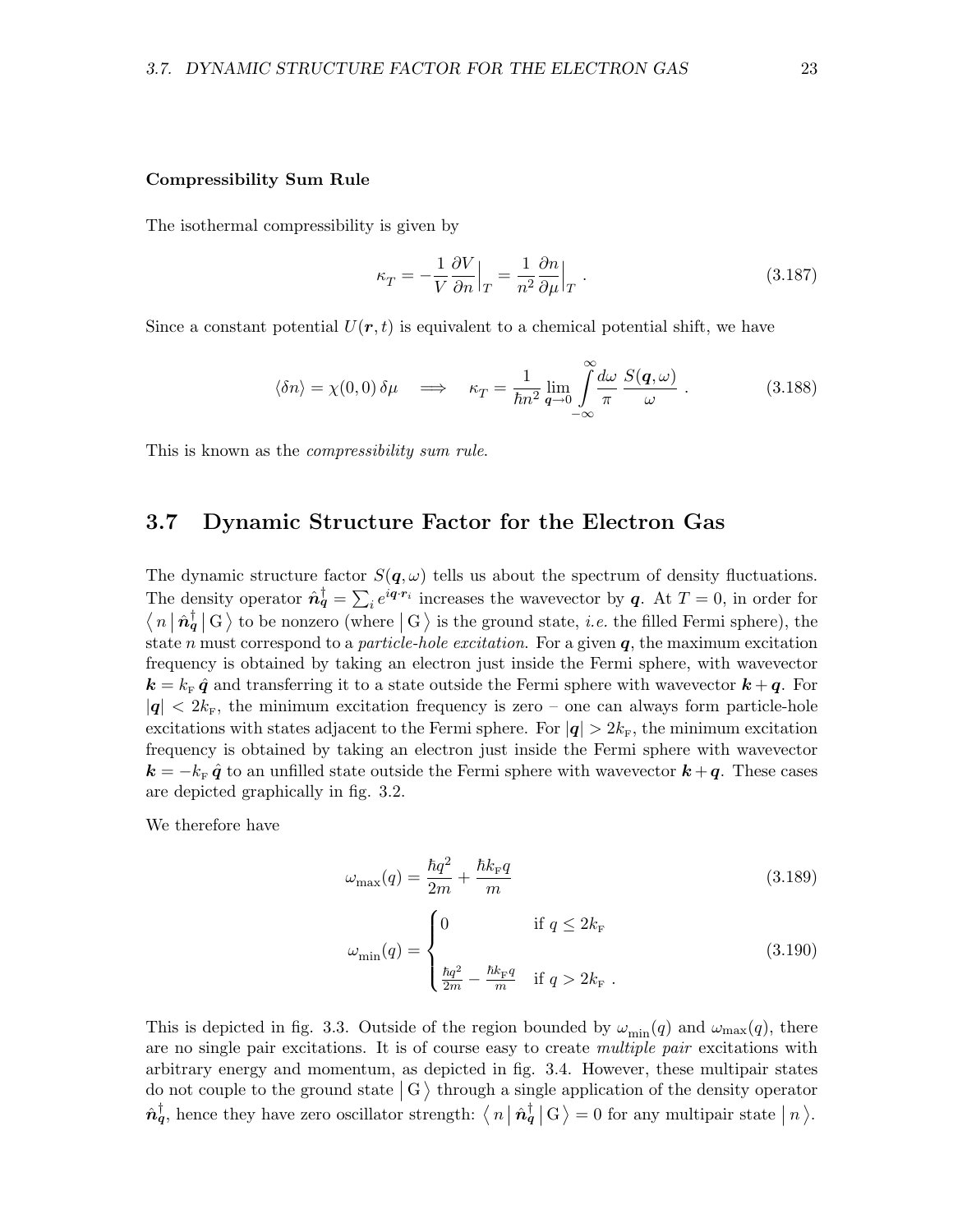**Compressibility Sum Rule**

The isothermal compressibility is given by

$$\kappa_T = -\frac{1}{V}\frac{\partial V}{\partial n}\Big|_T = \frac{1}{n^2}\frac{\partial n}{\partial \mu}\Big|_T \ . \tag{3.187}$$

Since a constant potential $U(\boldsymbol{r},t)$ is equivalent to a chemical potential shift, we have

$$\langle \delta n \rangle = \chi(0,0)\,\delta\mu \quad \Longrightarrow \quad \kappa_T = \frac{1}{\hbar n^2}\lim_{\boldsymbol{q}\to 0}\int\limits_{-\infty}^{\infty}\frac{d\omega}{\pi}\,\frac{S(\boldsymbol{q},\omega)}{\omega} \ . \tag{3.188}$$

This is known as the *compressibility sum rule*.

## 3.7 Dynamic Structure Factor for the Electron Gas

The dynamic structure factor $S(\boldsymbol{q},\omega)$ tells us about the spectrum of density fluctuations. The density operator $\hat{\boldsymbol{n}}^\dagger_{\boldsymbol{q}} = \sum_i e^{i\boldsymbol{q}\cdot\boldsymbol{r}_i}$ increases the wavevector by $\boldsymbol{q}$. At $T=0$, in order for $\langle\, n \,|\, \hat{\boldsymbol{n}}^\dagger_{\boldsymbol{q}} \,|\, \mathrm{G}\,\rangle$ to be nonzero (where $|\,\mathrm{G}\,\rangle$ is the ground state, *i.e.* the filled Fermi sphere), the state $n$ must correspond to a *particle-hole excitation*. For a given $\boldsymbol{q}$, the maximum excitation frequency is obtained by taking an electron just inside the Fermi sphere, with wavevector $\boldsymbol{k} = k_{\rm F}\,\hat{\boldsymbol{q}}$ and transferring it to a state outside the Fermi sphere with wavevector $\boldsymbol{k}+\boldsymbol{q}$. For $|\boldsymbol{q}| < 2k_{\rm F}$, the minimum excitation frequency is zero – one can always form particle-hole excitations with states adjacent to the Fermi sphere. For $|\boldsymbol{q}| > 2k_{\rm F}$, the minimum excitation frequency is obtained by taking an electron just inside the Fermi sphere with wavevector $\boldsymbol{k} = -k_{\rm F}\,\hat{\boldsymbol{q}}$ to an unfilled state outside the Fermi sphere with wavevector $\boldsymbol{k}+\boldsymbol{q}$. These cases are depicted graphically in fig. 3.2.

We therefore have

$$\omega_{\rm max}(q) = \frac{\hbar q^2}{2m} + \frac{\hbar k_{\rm F} q}{m} \tag{3.189}$$

$$\omega_{\rm min}(q) = \begin{cases} 0 & \text{if } q \le 2k_{\rm F} \\ \frac{\hbar q^2}{2m} - \frac{\hbar k_{\rm F} q}{m} & \text{if } q > 2k_{\rm F} \ . \end{cases} \tag{3.190}$$

This is depicted in fig. 3.3. Outside of the region bounded by $\omega_{\rm min}(q)$ and $\omega_{\rm max}(q)$, there are no single pair excitations. It is of course easy to create *multiple pair* excitations with arbitrary energy and momentum, as depicted in fig. 3.4. However, these multipair states do not couple to the ground state $|\,\mathrm{G}\,\rangle$ through a single application of the density operator $\hat{\boldsymbol{n}}^\dagger_{\boldsymbol{q}}$, hence they have zero oscillator strength: $\langle\, n \,|\, \hat{\boldsymbol{n}}^\dagger_{\boldsymbol{q}} \,|\, \mathrm{G}\,\rangle = 0$ for any multipair state $|\, n\,\rangle$.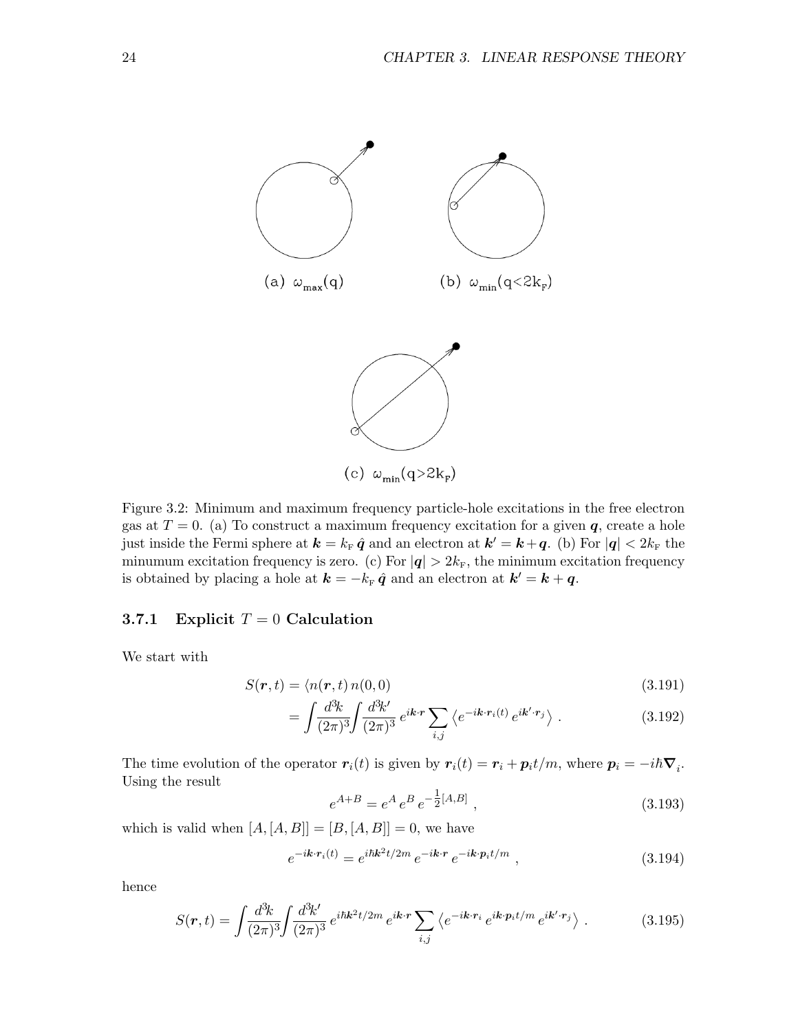(a) $\omega_{\text{max}}(q)$

(b) $\omega_{\text{min}}(q<2k_F)$

(c) $\omega_{\text{min}}(q>2k_F)$

Figure 3.2: Minimum and maximum frequency particle-hole excitations in the free electron gas at $T=0$. (a) To construct a maximum frequency excitation for a given $\boldsymbol{q}$, create a hole just inside the Fermi sphere at $\boldsymbol{k}=k_{\rm F}\,\hat{\boldsymbol{q}}$ and an electron at $\boldsymbol{k}'=\boldsymbol{k}+\boldsymbol{q}$. (b) For $|\boldsymbol{q}|<2k_{\rm F}$ the minumum excitation frequency is zero. (c) For $|\boldsymbol{q}|>2k_{\rm F}$, the minimum excitation frequency is obtained by placing a hole at $\boldsymbol{k}=-k_{\rm F}\,\hat{\boldsymbol{q}}$ and an electron at $\boldsymbol{k}'=\boldsymbol{k}+\boldsymbol{q}$.

### 3.7.1 Explicit $T=0$ Calculation

We start with

$$
\begin{aligned}
S(\boldsymbol{r},t) &= \langle n(\boldsymbol{r},t)\,n(0,0)\rangle && (3.191)\\
&= \int\!\frac{d^3\!k}{(2\pi)^3}\!\int\!\frac{d^3\!k'}{(2\pi)^3}\,e^{i\boldsymbol{k}\cdot\boldsymbol{r}}\sum_{i,j}\big\langle e^{-i\boldsymbol{k}\cdot\boldsymbol{r}_i(t)}\,e^{i\boldsymbol{k}'\cdot\boldsymbol{r}_j}\big\rangle\ . && (3.192)
\end{aligned}
$$

The time evolution of the operator $\boldsymbol{r}_i(t)$ is given by $\boldsymbol{r}_i(t)=\boldsymbol{r}_i+\boldsymbol{p}_i t/m$, where $\boldsymbol{p}_i=-i\hbar\boldsymbol{\nabla}_i$. Using the result

$$
e^{A+B}=e^A\,e^B\,e^{-\frac{1}{2}[A,B]}\ , \qquad (3.193)
$$

which is valid when $[A,[A,B]]=[B,[A,B]]=0$, we have

$$
e^{-i\boldsymbol{k}\cdot\boldsymbol{r}_i(t)}=e^{i\hbar\boldsymbol{k}^2 t/2m}\,e^{-i\boldsymbol{k}\cdot\boldsymbol{r}}\,e^{-i\boldsymbol{k}\cdot\boldsymbol{p}_i t/m}\ , \qquad (3.194)
$$

hence

$$
S(\boldsymbol{r},t)=\int\!\frac{d^3\!k}{(2\pi)^3}\!\int\!\frac{d^3\!k'}{(2\pi)^3}\,e^{i\hbar\boldsymbol{k}^2 t/2m}\,e^{i\boldsymbol{k}\cdot\boldsymbol{r}}\sum_{i,j}\big\langle e^{-i\boldsymbol{k}\cdot\boldsymbol{r}_i}\,e^{i\boldsymbol{k}\cdot\boldsymbol{p}_i t/m}\,e^{i\boldsymbol{k}'\cdot\boldsymbol{r}_j}\big\rangle\ . \qquad (3.195)
$$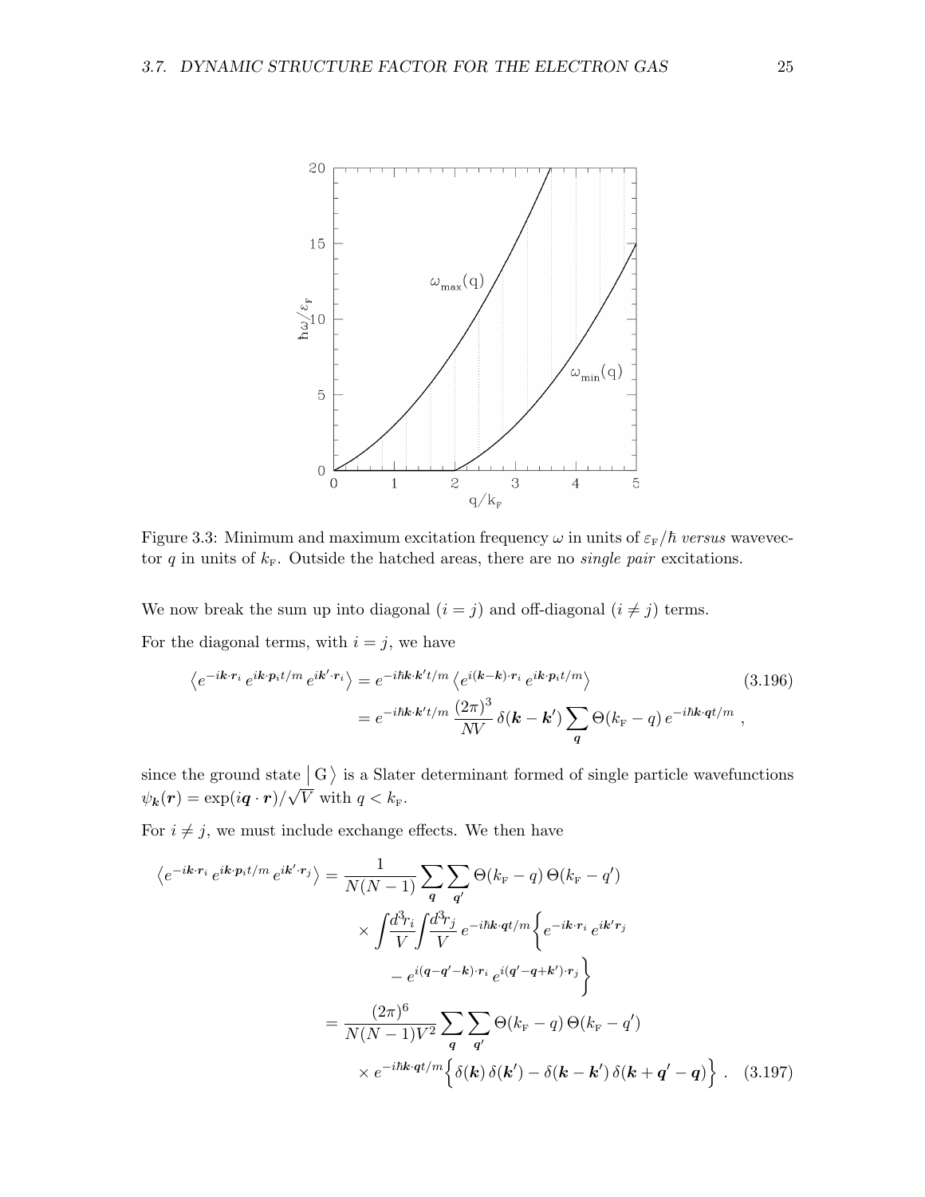Figure 3.3: Minimum and maximum excitation frequency $\omega$ in units of $\varepsilon_{\rm F}/\hbar$ *versus* wavevector $q$ in units of $k_{\rm F}$. Outside the hatched areas, there are no *single pair* excitations.

We now break the sum up into diagonal ($i = j$) and off-diagonal ($i \neq j$) terms.

For the diagonal terms, with $i = j$, we have

$$
\begin{aligned}
\left\langle e^{-i\boldsymbol{k}\cdot\boldsymbol{r}_i}\, e^{i\boldsymbol{k}\cdot\boldsymbol{p}_i t/m}\, e^{i\boldsymbol{k}'\cdot\boldsymbol{r}_i}\right\rangle &= e^{-i\hbar\boldsymbol{k}\cdot\boldsymbol{k}'t/m}\left\langle e^{i(\boldsymbol{k}-\boldsymbol{k})\cdot\boldsymbol{r}_i}\, e^{i\boldsymbol{k}\cdot\boldsymbol{p}_i t/m}\right\rangle \\
&= e^{-i\hbar\boldsymbol{k}\cdot\boldsymbol{k}'t/m}\,\frac{(2\pi)^3}{NV}\,\delta(\boldsymbol{k}-\boldsymbol{k}')\sum_{\boldsymbol{q}}\Theta(k_{\rm F}-q)\, e^{-i\hbar\boldsymbol{k}\cdot\boldsymbol{q}t/m}\ ,
\end{aligned}
\tag{3.196}
$$

since the ground state $\left|\,{\rm G}\,\right\rangle$ is a Slater determinant formed of single particle wavefunctions $\psi_{\boldsymbol{k}}(\boldsymbol{r}) = \exp(i\boldsymbol{q}\cdot\boldsymbol{r})/\sqrt{V}$ with $q < k_{\rm F}$.

For $i \neq j$, we must include exchange effects. We then have

$$
\begin{aligned}
\left\langle e^{-i\boldsymbol{k}\cdot\boldsymbol{r}_i}\, e^{i\boldsymbol{k}\cdot\boldsymbol{p}_i t/m}\, e^{i\boldsymbol{k}'\cdot\boldsymbol{r}_j}\right\rangle &= \frac{1}{N(N-1)}\sum_{\boldsymbol{q}}\sum_{\boldsymbol{q}'}\Theta(k_{\rm F}-q)\,\Theta(k_{\rm F}-q') \\
&\qquad\times\int\!\frac{d^3\!r_i}{V}\!\int\!\frac{d^3\!r_j}{V}\, e^{-i\hbar\boldsymbol{k}\cdot\boldsymbol{q}t/m}\bigg\{e^{-i\boldsymbol{k}\cdot\boldsymbol{r}_i}\, e^{i\boldsymbol{k}'\boldsymbol{r}_j} \\
&\qquad\qquad - e^{i(\boldsymbol{q}-\boldsymbol{q}'-\boldsymbol{k})\cdot\boldsymbol{r}_i}\, e^{i(\boldsymbol{q}'-\boldsymbol{q}+\boldsymbol{k}')\cdot\boldsymbol{r}_j}\bigg\} \\
&= \frac{(2\pi)^6}{N(N-1)V^2}\sum_{\boldsymbol{q}}\sum_{\boldsymbol{q}'}\Theta(k_{\rm F}-q)\,\Theta(k_{\rm F}-q') \\
&\qquad\times e^{-i\hbar\boldsymbol{k}\cdot\boldsymbol{q}t/m}\Big\{\delta(\boldsymbol{k})\,\delta(\boldsymbol{k}') - \delta(\boldsymbol{k}-\boldsymbol{k}')\,\delta(\boldsymbol{k}+\boldsymbol{q}'-\boldsymbol{q})\Big\}\ .
\end{aligned}
\tag{3.197}
$$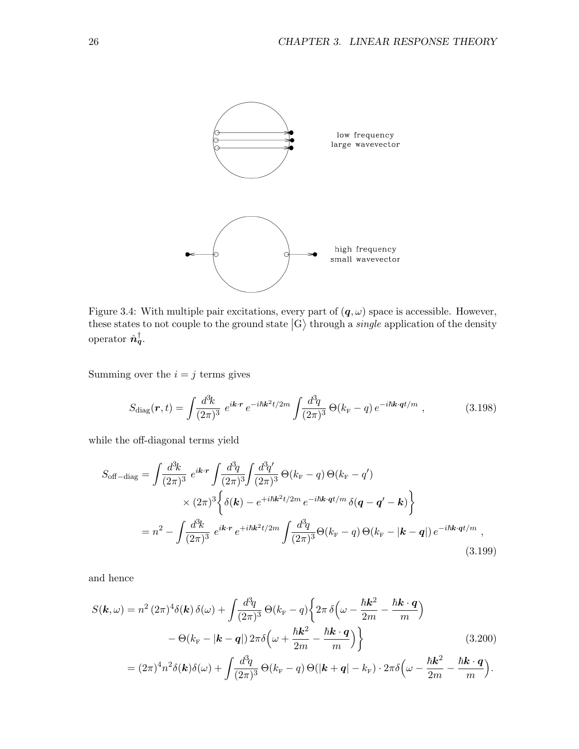low frequency
large wavevector

high frequency
small wavevector

Figure 3.4: With multiple pair excitations, every part of $(\boldsymbol{q}, \omega)$ space is accessible. However, these states to not couple to the ground state $|\mathrm{G}\rangle$ through a *single* application of the density operator $\hat{\boldsymbol{n}}^{\dagger}_{\boldsymbol{q}}$.

Summing over the $i = j$ terms gives

$$S_{\mathrm{diag}}(\boldsymbol{r}, t) = \int \frac{d^3\!k}{(2\pi)^3}\; e^{i\boldsymbol{k}\cdot\boldsymbol{r}}\, e^{-i\hbar\boldsymbol{k}^2 t/2m} \int \frac{d^3\!q}{(2\pi)^3}\, \Theta(k_{\mathrm{F}} - q)\, e^{-i\hbar\boldsymbol{k}\cdot\boldsymbol{q}t/m}\;, \tag{3.198}$$

while the off-diagonal terms yield

$$\begin{aligned}
S_{\mathrm{off-diag}} &= \int \frac{d^3\!k}{(2\pi)^3}\; e^{i\boldsymbol{k}\cdot\boldsymbol{r}} \int \frac{d^3\!q}{(2\pi)^3} \int \frac{d^3\!q'}{(2\pi)^3}\, \Theta(k_{\mathrm{F}} - q)\, \Theta(k_{\mathrm{F}} - q') \\
&\qquad \times (2\pi)^3 \bigg\{ \delta(\boldsymbol{k}) - e^{+i\hbar\boldsymbol{k}^2 t/2m}\, e^{-i\hbar\boldsymbol{k}\cdot\boldsymbol{q}t/m}\, \delta(\boldsymbol{q} - \boldsymbol{q}' - \boldsymbol{k}) \bigg\} \\
&= n^2 - \int \frac{d^3\!k}{(2\pi)^3}\; e^{i\boldsymbol{k}\cdot\boldsymbol{r}}\, e^{+i\hbar\boldsymbol{k}^2 t/2m} \int \frac{d^3\!q}{(2\pi)^3} \Theta(k_{\mathrm{F}} - q)\, \Theta(k_{\mathrm{F}} - |\boldsymbol{k} - \boldsymbol{q}|)\, e^{-i\hbar\boldsymbol{k}\cdot\boldsymbol{q}t/m}\;,
\end{aligned} \tag{3.199}$$

and hence

$$\begin{aligned}
S(\boldsymbol{k}, \omega) &= n^2\, (2\pi)^4 \delta(\boldsymbol{k})\, \delta(\omega) + \int \frac{d^3\!q}{(2\pi)^3}\, \Theta(k_{\mathrm{F}} - q) \bigg\{ 2\pi\, \delta\Big(\omega - \frac{\hbar\boldsymbol{k}^2}{2m} - \frac{\hbar\boldsymbol{k}\cdot\boldsymbol{q}}{m}\Big) \\
&\qquad\qquad - \Theta(k_{\mathrm{F}} - |\boldsymbol{k} - \boldsymbol{q}|)\, 2\pi\delta\Big(\omega + \frac{\hbar\boldsymbol{k}^2}{2m} - \frac{\hbar\boldsymbol{k}\cdot\boldsymbol{q}}{m}\Big) \bigg\} \\
&= (2\pi)^4 n^2 \delta(\boldsymbol{k})\delta(\omega) + \int \frac{d^3\!q}{(2\pi)^3}\, \Theta(k_{\mathrm{F}} - q)\, \Theta(|\boldsymbol{k} + \boldsymbol{q}| - k_{\mathrm{F}}) \cdot 2\pi\delta\Big(\omega - \frac{\hbar\boldsymbol{k}^2}{2m} - \frac{\hbar\boldsymbol{k}\cdot\boldsymbol{q}}{m}\Big).
\end{aligned} \tag{3.200}$$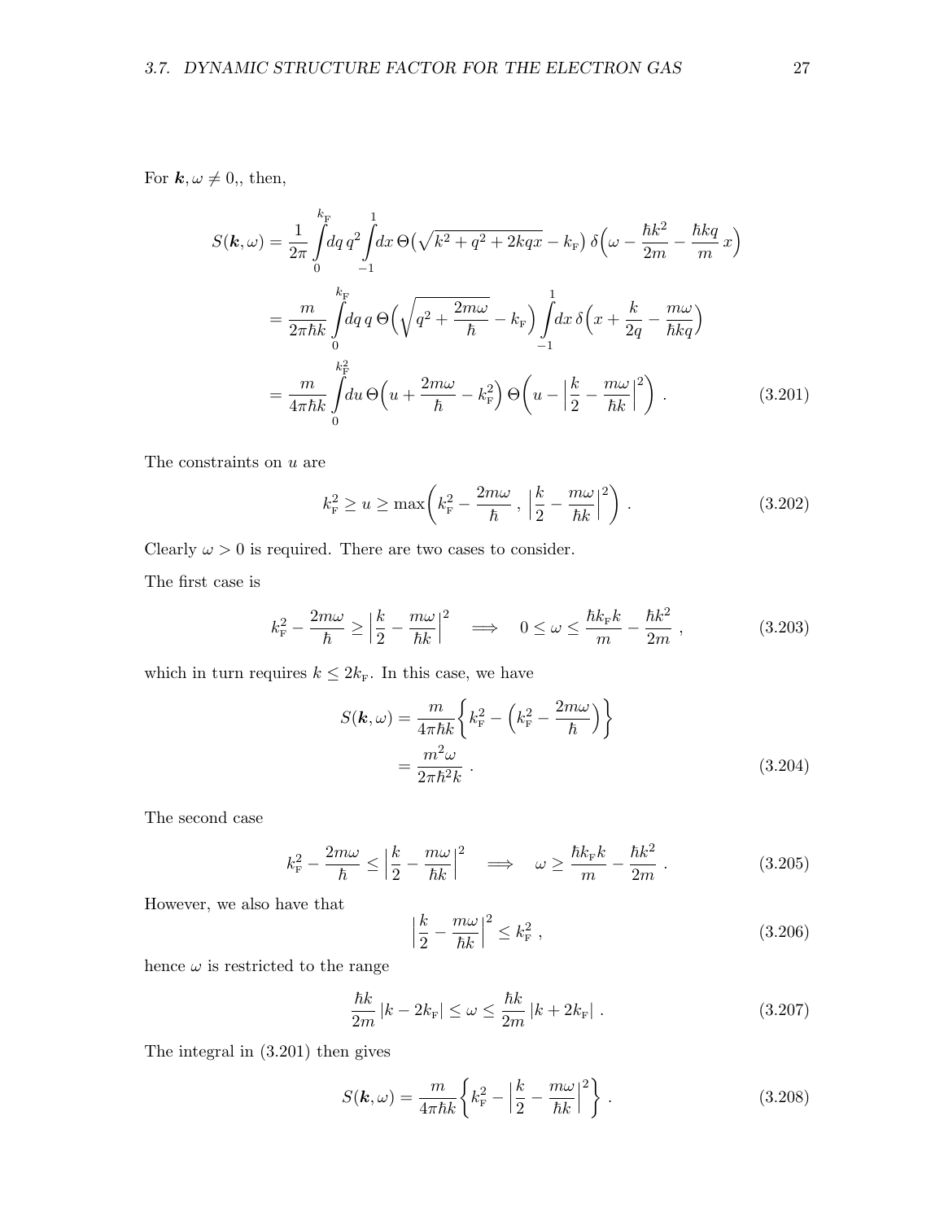For $\boldsymbol{k}, \omega \neq 0$,, then,

$$
\begin{aligned}
S(\boldsymbol{k},\omega) &= \frac{1}{2\pi} \int_0^{k_{\rm F}} \! dq\, q^2 \int_{-1}^{1} \! dx\, \Theta\big(\sqrt{k^2+q^2+2kqx} - k_{\rm F}\big)\, \delta\Big(\omega - \frac{\hbar k^2}{2m} - \frac{\hbar k q}{m}\, x\Big) \\
&= \frac{m}{2\pi\hbar k} \int_0^{k_{\rm F}} \! dq\, q\, \Theta\Big(\sqrt{q^2 + \frac{2m\omega}{\hbar}} - k_{\rm F}\Big) \int_{-1}^{1} \! dx\, \delta\Big(x + \frac{k}{2q} - \frac{m\omega}{\hbar k q}\Big) \\
&= \frac{m}{4\pi\hbar k} \int_0^{k_{\rm F}^2} \! du\, \Theta\Big(u + \frac{2m\omega}{\hbar} - k_{\rm F}^2\Big)\, \Theta\Big(u - \Big|\frac{k}{2} - \frac{m\omega}{\hbar k}\Big|^2\Big) \ . \qquad (3.201)
\end{aligned}
$$

The constraints on $u$ are

$$
k_{\rm F}^2 \geq u \geq \max\bigg(k_{\rm F}^2 - \frac{2m\omega}{\hbar} \ , \ \Big|\frac{k}{2} - \frac{m\omega}{\hbar k}\Big|^2\bigg) \ . \qquad (3.202)
$$

Clearly $\omega > 0$ is required. There are two cases to consider.

The first case is

$$
k_{\rm F}^2 - \frac{2m\omega}{\hbar} \geq \Big|\frac{k}{2} - \frac{m\omega}{\hbar k}\Big|^2 \quad \Longrightarrow \quad 0 \leq \omega \leq \frac{\hbar k_{\rm F} k}{m} - \frac{\hbar k^2}{2m} \ , \qquad (3.203)
$$

which in turn requires $k \leq 2k_{\rm F}$. In this case, we have

$$
\begin{aligned}
S(\boldsymbol{k},\omega) &= \frac{m}{4\pi\hbar k}\bigg\{k_{\rm F}^2 - \Big(k_{\rm F}^2 - \frac{2m\omega}{\hbar}\Big)\bigg\} \\
&= \frac{m^2\omega}{2\pi\hbar^2 k} \ . \qquad (3.204)
\end{aligned}
$$

The second case

$$
k_{\rm F}^2 - \frac{2m\omega}{\hbar} \leq \Big|\frac{k}{2} - \frac{m\omega}{\hbar k}\Big|^2 \quad \Longrightarrow \quad \omega \geq \frac{\hbar k_{\rm F} k}{m} - \frac{\hbar k^2}{2m} \ . \qquad (3.205)
$$

However, we also have that

$$
\Big|\frac{k}{2} - \frac{m\omega}{\hbar k}\Big|^2 \leq k_{\rm F}^2 \ , \qquad (3.206)
$$

hence $\omega$ is restricted to the range

$$
\frac{\hbar k}{2m}\,|k - 2k_{\rm F}| \leq \omega \leq \frac{\hbar k}{2m}\,|k + 2k_{\rm F}| \ . \qquad (3.207)
$$

The integral in (3.201) then gives

$$
S(\boldsymbol{k},\omega) = \frac{m}{4\pi\hbar k}\bigg\{k_{\rm F}^2 - \Big|\frac{k}{2} - \frac{m\omega}{\hbar k}\Big|^2\bigg\} \ . \qquad (3.208)
$$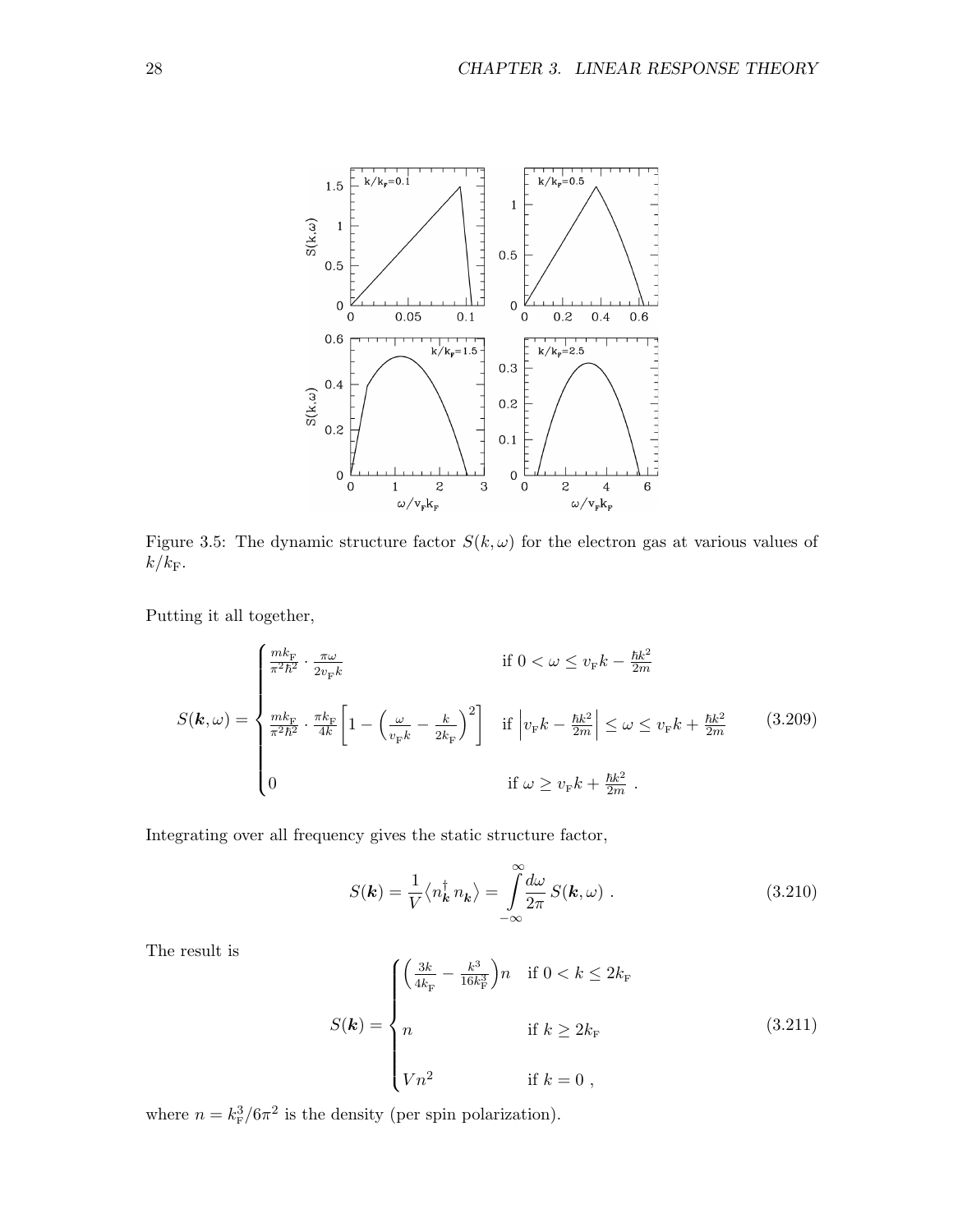Figure 3.5: The dynamic structure factor $S(k,\omega)$ for the electron gas at various values of $k/k_{\mathrm{F}}$.

Putting it all together,

$$
S(\boldsymbol{k},\omega) = \begin{cases} \frac{mk_{\mathrm{F}}}{\pi^2\hbar^2} \cdot \frac{\pi\omega}{2v_{\mathrm{F}}k} & \text{if } 0 < \omega \leq v_{\mathrm{F}}k - \frac{\hbar k^2}{2m} \\ \\ \frac{mk_{\mathrm{F}}}{\pi^2\hbar^2} \cdot \frac{\pi k_{\mathrm{F}}}{4k}\left[1 - \left(\frac{\omega}{v_{\mathrm{F}}k} - \frac{k}{2k_{\mathrm{F}}}\right)^2\right] & \text{if } \left|v_{\mathrm{F}}k - \frac{\hbar k^2}{2m}\right| \leq \omega \leq v_{\mathrm{F}}k + \frac{\hbar k^2}{2m} \\ \\ 0 & \text{if } \omega \geq v_{\mathrm{F}}k + \frac{\hbar k^2}{2m} \; . \end{cases} \tag{3.209}
$$

Integrating over all frequency gives the static structure factor,

$$
S(\boldsymbol{k}) = \frac{1}{V}\big\langle n^\dagger_{\boldsymbol{k}}\, n_{\boldsymbol{k}}\big\rangle = \int\limits_{-\infty}^{\infty}\frac{d\omega}{2\pi}\, S(\boldsymbol{k},\omega) \; . \tag{3.210}
$$

The result is

$$
S(\boldsymbol{k}) = \begin{cases} \left(\frac{3k}{4k_{\mathrm{F}}} - \frac{k^3}{16k_{\mathrm{F}}^3}\right)n & \text{if } 0 < k \leq 2k_{\mathrm{F}} \\ \\ n & \text{if } k \geq 2k_{\mathrm{F}} \\ \\ Vn^2 & \text{if } k = 0 \; , \end{cases} \tag{3.211}
$$

where $n = k_{\mathrm{F}}^3/6\pi^2$ is the density (per spin polarization).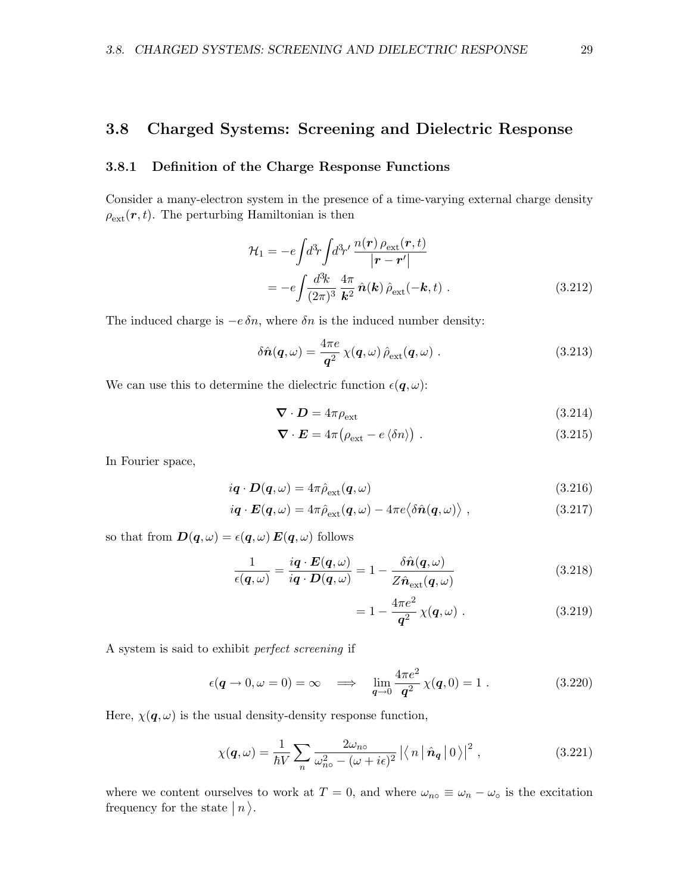## 3.8 Charged Systems: Screening and Dielectric Response

### 3.8.1 Definition of the Charge Response Functions

Consider a many-electron system in the presence of a time-varying external charge density $\rho_{\rm ext}(\boldsymbol{r},t)$. The perturbing Hamiltonian is then

$$
\begin{aligned}
\mathcal{H}_1 &= -e\!\int\! d^3\!r \!\int\! d^3\!r'\, \frac{n(\boldsymbol{r})\,\rho_{\rm ext}(\boldsymbol{r},t)}{\big|\boldsymbol{r}-\boldsymbol{r}'\big|} \\
&= -e\!\int\!\frac{d^3\!k}{(2\pi)^3}\,\frac{4\pi}{\boldsymbol{k}^2}\,\hat{\boldsymbol{n}}(\boldsymbol{k})\,\hat{\rho}_{\rm ext}(-\boldsymbol{k},t)\ . \qquad (3.212)
\end{aligned}
$$

The induced charge is $-e\,\delta n$, where $\delta n$ is the induced number density:

$$
\delta\hat{\boldsymbol{n}}(\boldsymbol{q},\omega) = \frac{4\pi e}{\boldsymbol{q}^2}\,\chi(\boldsymbol{q},\omega)\,\hat{\rho}_{\rm ext}(\boldsymbol{q},\omega)\ . \qquad (3.213)
$$

We can use this to determine the dielectric function $\epsilon(\boldsymbol{q},\omega)$:

$$
\boldsymbol{\nabla}\cdot\boldsymbol{D} = 4\pi\rho_{\rm ext} \qquad (3.214)
$$

$$
\boldsymbol{\nabla}\cdot\boldsymbol{E} = 4\pi\big(\rho_{\rm ext} - e\,\langle\delta n\rangle\big)\ . \qquad (3.215)
$$

In Fourier space,

$$
i\boldsymbol{q}\cdot\boldsymbol{D}(\boldsymbol{q},\omega) = 4\pi\hat{\rho}_{\rm ext}(\boldsymbol{q},\omega) \qquad (3.216)
$$

$$
i\boldsymbol{q}\cdot\boldsymbol{E}(\boldsymbol{q},\omega) = 4\pi\hat{\rho}_{\rm ext}(\boldsymbol{q},\omega) - 4\pi e\big\langle\delta\hat{\boldsymbol{n}}(\boldsymbol{q},\omega)\big\rangle\ , \qquad (3.217)
$$

so that from $\boldsymbol{D}(\boldsymbol{q},\omega)=\epsilon(\boldsymbol{q},\omega)\,\boldsymbol{E}(\boldsymbol{q},\omega)$ follows

$$
\begin{aligned}
\frac{1}{\epsilon(\boldsymbol{q},\omega)} &= \frac{i\boldsymbol{q}\cdot\boldsymbol{E}(\boldsymbol{q},\omega)}{i\boldsymbol{q}\cdot\boldsymbol{D}(\boldsymbol{q},\omega)} = 1 - \frac{\delta\hat{\boldsymbol{n}}(\boldsymbol{q},\omega)}{Z\hat{\boldsymbol{n}}_{\rm ext}(\boldsymbol{q},\omega)} \qquad (3.218)\\
&= 1 - \frac{4\pi e^2}{\boldsymbol{q}^2}\,\chi(\boldsymbol{q},\omega)\ . \qquad (3.219)
\end{aligned}
$$

A system is said to exhibit *perfect screening* if

$$
\epsilon(\boldsymbol{q}\to 0,\omega=0)=\infty \quad\Longrightarrow\quad \lim_{\boldsymbol{q}\to 0}\frac{4\pi e^2}{\boldsymbol{q}^2}\,\chi(\boldsymbol{q},0)=1\ . \qquad (3.220)
$$

Here, $\chi(\boldsymbol{q},\omega)$ is the usual density-density response function,

$$
\chi(\boldsymbol{q},\omega) = \frac{1}{\hbar V}\sum_n \frac{2\omega_{n\circ}}{\omega_{n\circ}^2-(\omega+i\epsilon)^2}\,\big|\big\langle\, n\,\big|\,\hat{\boldsymbol{n}}_{\boldsymbol{q}}\,\big|\,0\,\big\rangle\big|^2\ , \qquad (3.221)
$$

where we content ourselves to work at $T=0$, and where $\omega_{n\circ}\equiv\omega_n-\omega_\circ$ is the excitation frequency for the state $\big|\, n\,\big\rangle$.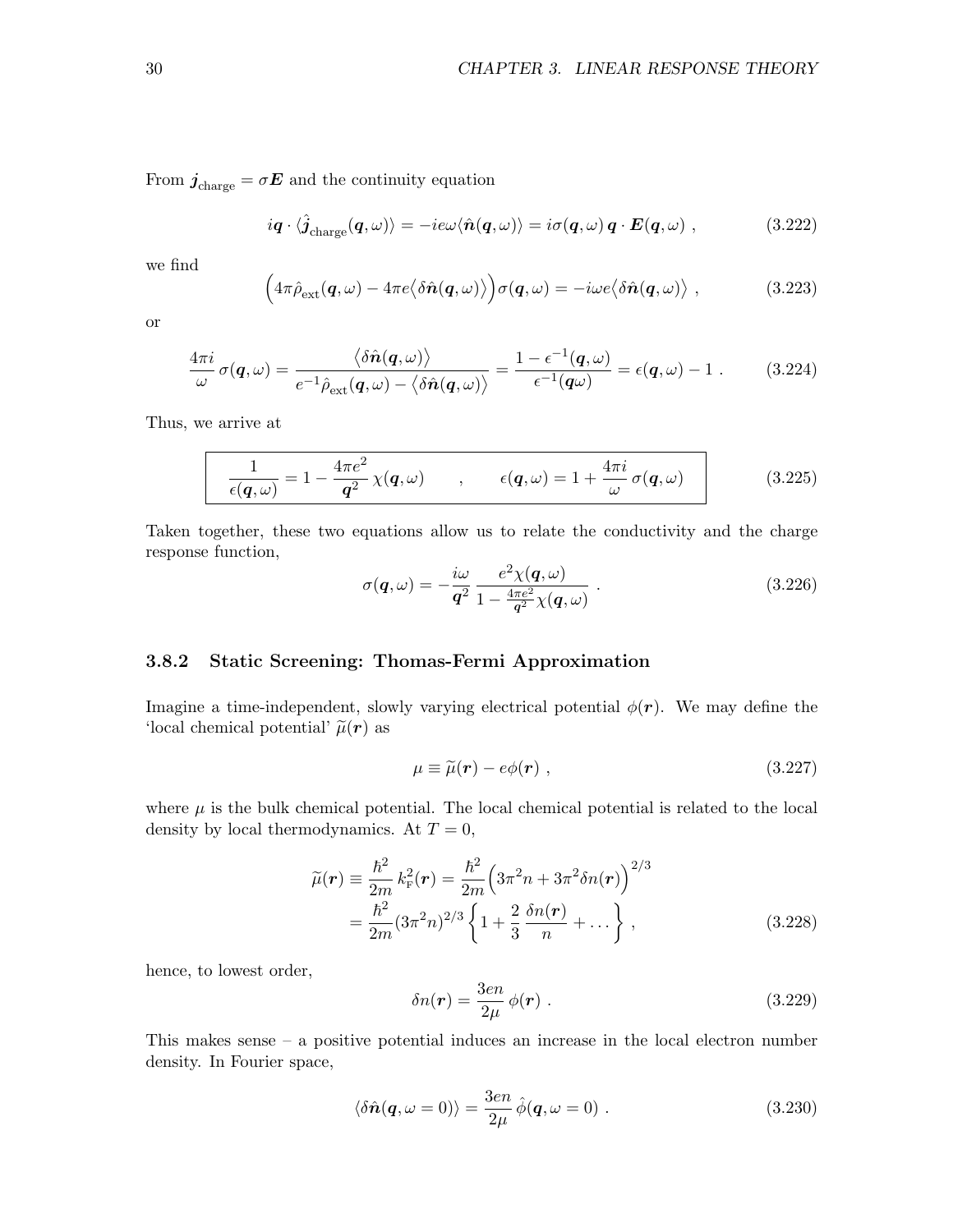From $\boldsymbol{j}_{\text{charge}} = \sigma \boldsymbol{E}$ and the continuity equation

$$
i\boldsymbol{q} \cdot \langle \hat{\boldsymbol{j}}_{\text{charge}}(\boldsymbol{q},\omega)\rangle = -ie\omega \langle \hat{\boldsymbol{n}}(\boldsymbol{q},\omega)\rangle = i\sigma(\boldsymbol{q},\omega)\, \boldsymbol{q} \cdot \boldsymbol{E}(\boldsymbol{q},\omega) \ , \tag{3.222}
$$

we find

$$
\Big(4\pi \hat{\rho}_{\text{ext}}(\boldsymbol{q},\omega) - 4\pi e \big\langle \delta\hat{\boldsymbol{n}}(\boldsymbol{q},\omega)\big\rangle\Big)\sigma(\boldsymbol{q},\omega) = -i\omega e \big\langle \delta\hat{\boldsymbol{n}}(\boldsymbol{q},\omega)\big\rangle \ , \tag{3.223}
$$

or

$$
\frac{4\pi i}{\omega}\, \sigma(\boldsymbol{q},\omega) = \frac{\big\langle \delta\hat{\boldsymbol{n}}(\boldsymbol{q},\omega)\big\rangle}{e^{-1}\hat{\rho}_{\text{ext}}(\boldsymbol{q},\omega) - \big\langle \delta\hat{\boldsymbol{n}}(\boldsymbol{q},\omega)\big\rangle} = \frac{1-\epsilon^{-1}(\boldsymbol{q},\omega)}{\epsilon^{-1}(\boldsymbol{q}\omega)} = \epsilon(\boldsymbol{q},\omega) - 1 \ . \tag{3.224}
$$

Thus, we arrive at

$$
\boxed{\frac{1}{\epsilon(\boldsymbol{q},\omega)} = 1 - \frac{4\pi e^2}{\boldsymbol{q}^2}\, \chi(\boldsymbol{q},\omega) \qquad , \qquad \epsilon(\boldsymbol{q},\omega) = 1 + \frac{4\pi i}{\omega}\, \sigma(\boldsymbol{q},\omega)} \tag{3.225}
$$

Taken together, these two equations allow us to relate the conductivity and the charge response function,

$$
\sigma(\boldsymbol{q},\omega) = -\frac{i\omega}{\boldsymbol{q}^2}\, \frac{e^2\chi(\boldsymbol{q},\omega)}{1 - \frac{4\pi e^2}{\boldsymbol{q}^2}\chi(\boldsymbol{q},\omega)} \ . \tag{3.226}
$$

### 3.8.2 Static Screening: Thomas-Fermi Approximation

Imagine a time-independent, slowly varying electrical potential $\phi(\boldsymbol{r})$. We may define the 'local chemical potential' $\widetilde{\mu}(\boldsymbol{r})$ as

$$
\mu \equiv \widetilde{\mu}(\boldsymbol{r}) - e\phi(\boldsymbol{r}) \ , \tag{3.227}
$$

where $\mu$ is the bulk chemical potential. The local chemical potential is related to the local density by local thermodynamics. At $T = 0$,

$$
\begin{aligned}
\widetilde{\mu}(\boldsymbol{r}) \equiv \frac{\hbar^2}{2m}\, k_{\text{F}}^2(\boldsymbol{r}) &= \frac{\hbar^2}{2m}\Big(3\pi^2 n + 3\pi^2 \delta n(\boldsymbol{r})\Big)^{2/3} \\
&= \frac{\hbar^2}{2m}(3\pi^2 n)^{2/3}\left\{1 + \frac{2}{3}\,\frac{\delta n(\boldsymbol{r})}{n} + \ldots\right\} \ ,
\end{aligned} \tag{3.228}
$$

hence, to lowest order,

$$
\delta n(\boldsymbol{r}) = \frac{3en}{2\mu}\, \phi(\boldsymbol{r}) \ . \tag{3.229}
$$

This makes sense – a positive potential induces an increase in the local electron number density. In Fourier space,

$$
\langle \delta\hat{\boldsymbol{n}}(\boldsymbol{q},\omega=0)\rangle = \frac{3en}{2\mu}\, \hat{\phi}(\boldsymbol{q},\omega=0) \ . \tag{3.230}
$$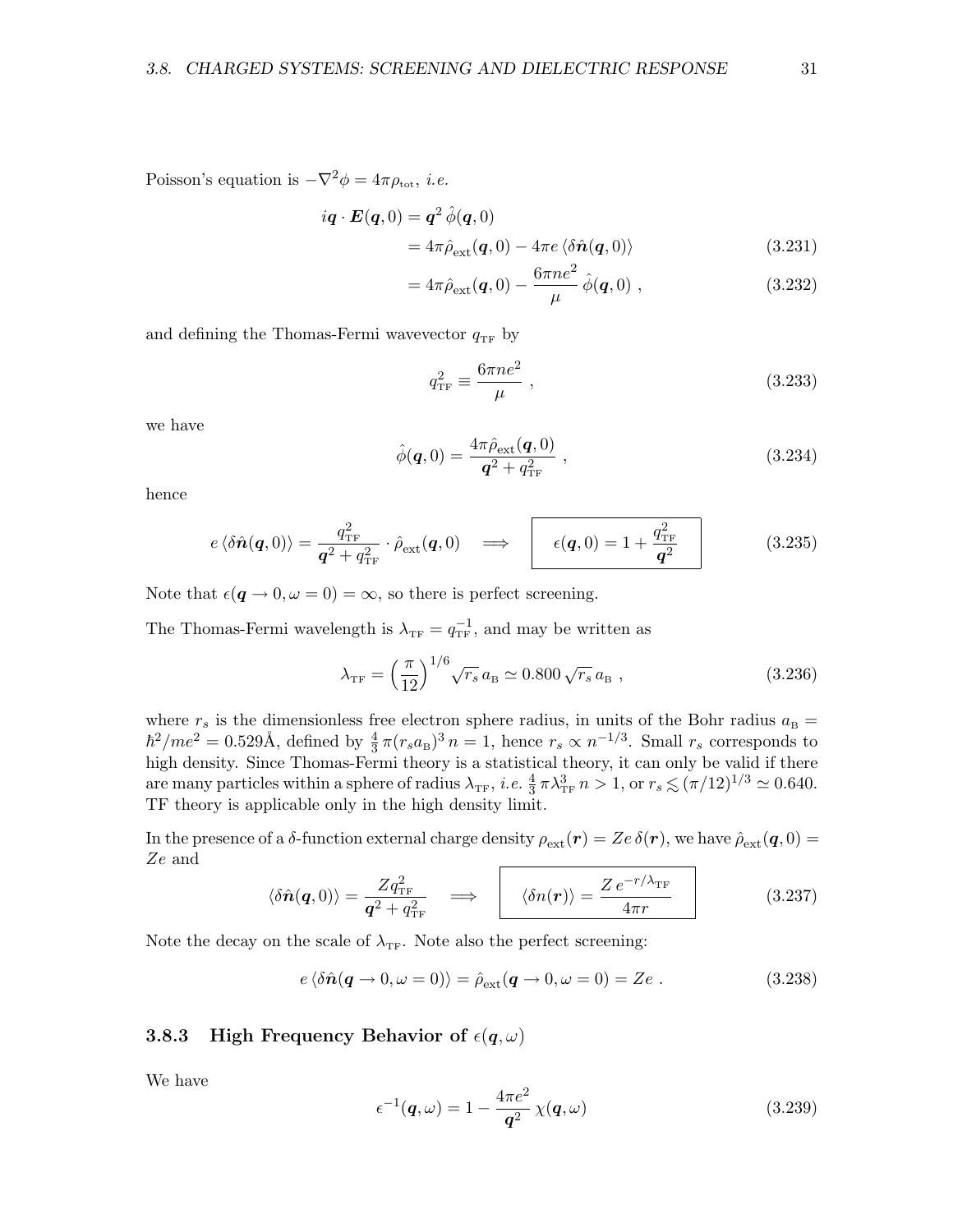Poisson's equation is $-\nabla^2\phi = 4\pi\rho_{\text{tot}}$, *i.e.*

$$
\begin{aligned}
i\boldsymbol{q}\cdot\boldsymbol{E}(\boldsymbol{q},0) &= \boldsymbol{q}^2\,\hat{\phi}(\boldsymbol{q},0) \\
&= 4\pi\hat{\rho}_{\text{ext}}(\boldsymbol{q},0) - 4\pi e\,\langle\delta\hat{\boldsymbol{n}}(\boldsymbol{q},0)\rangle \qquad (3.231)\\
&= 4\pi\hat{\rho}_{\text{ext}}(\boldsymbol{q},0) - \frac{6\pi n e^2}{\mu}\,\hat{\phi}(\boldsymbol{q},0)\ , \qquad (3.232)
\end{aligned}
$$

and defining the Thomas-Fermi wavevector $q_{\text{TF}}$ by

$$
q^2_{\text{TF}} \equiv \frac{6\pi n e^2}{\mu}\ , \tag{3.233}
$$

we have

$$
\hat{\phi}(\boldsymbol{q},0) = \frac{4\pi\hat{\rho}_{\text{ext}}(\boldsymbol{q},0)}{\boldsymbol{q}^2 + q^2_{\text{TF}}}\ , \tag{3.234}
$$

hence

$$
e\,\langle\delta\hat{\boldsymbol{n}}(\boldsymbol{q},0)\rangle = \frac{q^2_{\text{TF}}}{\boldsymbol{q}^2 + q^2_{\text{TF}}}\cdot\hat{\rho}_{\text{ext}}(\boldsymbol{q},0) \quad\Longrightarrow\quad \boxed{\epsilon(\boldsymbol{q},0) = 1 + \frac{q^2_{\text{TF}}}{\boldsymbol{q}^2}} \tag{3.235}
$$

Note that $\epsilon(\boldsymbol{q}\to 0,\omega=0)=\infty$, so there is perfect screening.

The Thomas-Fermi wavelength is $\lambda_{\text{TF}} = q^{-1}_{\text{TF}}$, and may be written as

$$
\lambda_{\text{TF}} = \left(\frac{\pi}{12}\right)^{1/6}\sqrt{r_s}\,a_{\text{B}} \simeq 0.800\,\sqrt{r_s}\,a_{\text{B}}\ , \tag{3.236}
$$

where $r_s$ is the dimensionless free electron sphere radius, in units of the Bohr radius $a_{\text{B}} = \hbar^2/me^2 = 0.529\text{Å}$, defined by $\frac{4}{3}\pi(r_s a_{\text{B}})^3\,n = 1$, hence $r_s \propto n^{-1/3}$. Small $r_s$ corresponds to high density. Since Thomas-Fermi theory is a statistical theory, it can only be valid if there are many particles within a sphere of radius $\lambda_{\text{TF}}$, *i.e.* $\frac{4}{3}\pi\lambda^3_{\text{TF}}\,n > 1$, or $r_s \lesssim (\pi/12)^{1/3} \simeq 0.640$. TF theory is applicable only in the high density limit.

In the presence of a $\delta$-function external charge density $\rho_{\text{ext}}(\boldsymbol{r}) = Ze\,\delta(\boldsymbol{r})$, we have $\hat{\rho}_{\text{ext}}(\boldsymbol{q},0) = Ze$ and

$$
\langle\delta\hat{\boldsymbol{n}}(\boldsymbol{q},0)\rangle = \frac{Zq^2_{\text{TF}}}{\boldsymbol{q}^2 + q^2_{\text{TF}}} \quad\Longrightarrow\quad \boxed{\langle\delta n(\boldsymbol{r})\rangle = \frac{Z\,e^{-r/\lambda_{\text{TF}}}}{4\pi r}} \tag{3.237}
$$

Note the decay on the scale of $\lambda_{\text{TF}}$. Note also the perfect screening:

$$
e\,\langle\delta\hat{\boldsymbol{n}}(\boldsymbol{q}\to 0,\omega=0)\rangle = \hat{\rho}_{\text{ext}}(\boldsymbol{q}\to 0,\omega=0) = Ze\ . \tag{3.238}
$$

### 3.8.3 High Frequency Behavior of $\epsilon(\boldsymbol{q},\omega)$

We have

$$
\epsilon^{-1}(\boldsymbol{q},\omega) = 1 - \frac{4\pi e^2}{\boldsymbol{q}^2}\,\chi(\boldsymbol{q},\omega) \tag{3.239}
$$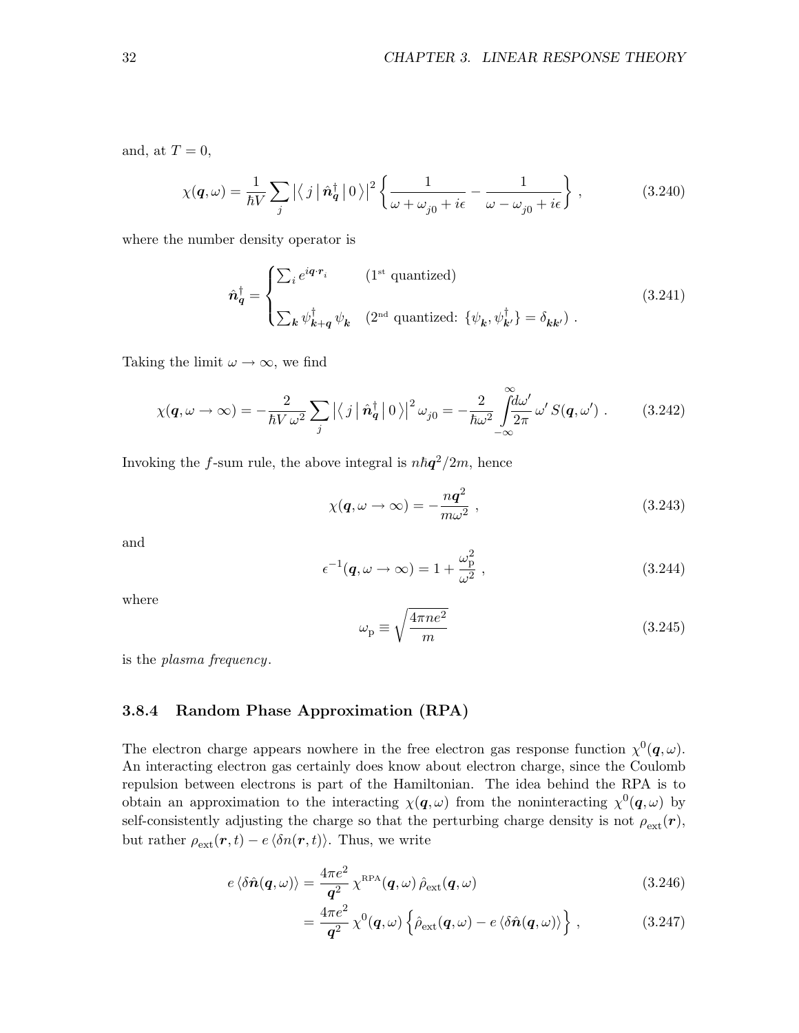and, at $T = 0$,

$$\chi(\boldsymbol{q},\omega) = \frac{1}{\hbar V}\sum_j \left|\langle\, j\,|\,\hat{\boldsymbol{n}}_{\boldsymbol{q}}^\dagger\,|\,0\,\rangle\right|^2 \left\{\frac{1}{\omega+\omega_{j0}+i\epsilon} - \frac{1}{\omega-\omega_{j0}+i\epsilon}\right\} \,, \tag{3.240}$$

where the number density operator is

$$\hat{\boldsymbol{n}}_{\boldsymbol{q}}^\dagger = \begin{cases} \sum_i e^{i\boldsymbol{q}\cdot\boldsymbol{r}_i} & (1^{\text{st}} \text{ quantized}) \\[2ex] \sum_{\boldsymbol{k}} \psi^\dagger_{\boldsymbol{k}+\boldsymbol{q}}\,\psi_{\boldsymbol{k}} & (2^{\text{nd}} \text{ quantized: } \{\psi_{\boldsymbol{k}},\psi^\dagger_{\boldsymbol{k}'}\} = \delta_{\boldsymbol{k}\boldsymbol{k}'}) \;. \end{cases} \tag{3.241}$$

Taking the limit $\omega \to \infty$, we find

$$\chi(\boldsymbol{q},\omega\to\infty) = -\frac{2}{\hbar V\,\omega^2}\sum_j \left|\langle\, j\,|\,\hat{\boldsymbol{n}}_{\boldsymbol{q}}^\dagger\,|\,0\,\rangle\right|^2 \omega_{j0} = -\frac{2}{\hbar\omega^2}\int\limits_{-\infty}^{\infty}\!\frac{d\omega'}{2\pi}\,\omega'\,S(\boldsymbol{q},\omega') \;. \tag{3.242}$$

Invoking the $f$-sum rule, the above integral is $n\hbar\boldsymbol{q}^2/2m$, hence

$$\chi(\boldsymbol{q},\omega\to\infty) = -\frac{n\boldsymbol{q}^2}{m\omega^2} \,, \tag{3.243}$$

and

$$\epsilon^{-1}(\boldsymbol{q},\omega\to\infty) = 1 + \frac{\omega_{\text{p}}^2}{\omega^2} \,, \tag{3.244}$$

where

$$\omega_{\text{p}} \equiv \sqrt{\frac{4\pi n e^2}{m}} \tag{3.245}$$

is the *plasma frequency*.

### 3.8.4 Random Phase Approximation (RPA)

The electron charge appears nowhere in the free electron gas response function $\chi^0(\boldsymbol{q},\omega)$. An interacting electron gas certainly does know about electron charge, since the Coulomb repulsion between electrons is part of the Hamiltonian. The idea behind the RPA is to obtain an approximation to the interacting $\chi(\boldsymbol{q},\omega)$ from the noninteracting $\chi^0(\boldsymbol{q},\omega)$ by self-consistently adjusting the charge so that the perturbing charge density is not $\rho_{\text{ext}}(\boldsymbol{r})$, but rather $\rho_{\text{ext}}(\boldsymbol{r},t) - e\,\langle\delta n(\boldsymbol{r},t)\rangle$. Thus, we write

$$e\,\langle\delta\hat{\boldsymbol{n}}(\boldsymbol{q},\omega)\rangle = \frac{4\pi e^2}{\boldsymbol{q}^2}\,\chi^{\text{RPA}}(\boldsymbol{q},\omega)\,\hat{\rho}_{\text{ext}}(\boldsymbol{q},\omega) \tag{3.246}$$

$$= \frac{4\pi e^2}{\boldsymbol{q}^2}\,\chi^0(\boldsymbol{q},\omega)\left\{\hat{\rho}_{\text{ext}}(\boldsymbol{q},\omega) - e\,\langle\delta\hat{\boldsymbol{n}}(\boldsymbol{q},\omega)\rangle\right\} \,, \tag{3.247}$$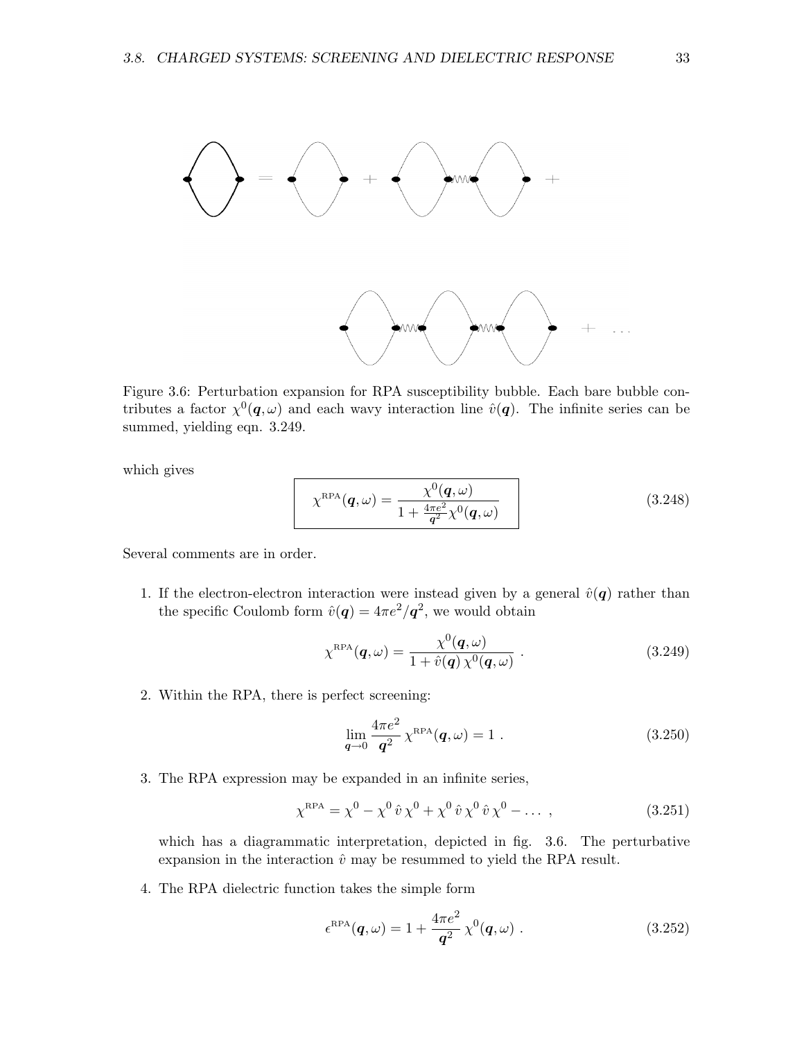Figure 3.6: Perturbation expansion for RPA susceptibility bubble. Each bare bubble contributes a factor $\chi^0(\boldsymbol{q},\omega)$ and each wavy interaction line $\hat{v}(\boldsymbol{q})$. The infinite series can be summed, yielding eqn. 3.249.

which gives

$$\chi^{\text{RPA}}(\boldsymbol{q},\omega) = \frac{\chi^0(\boldsymbol{q},\omega)}{1 + \frac{4\pi e^2}{\boldsymbol{q}^2}\chi^0(\boldsymbol{q},\omega)} \tag{3.248}$$

Several comments are in order.

1. If the electron-electron interaction were instead given by a general $\hat{v}(\boldsymbol{q})$ rather than the specific Coulomb form $\hat{v}(\boldsymbol{q}) = 4\pi e^2/\boldsymbol{q}^2$, we would obtain

$$\chi^{\text{RPA}}(\boldsymbol{q},\omega) = \frac{\chi^0(\boldsymbol{q},\omega)}{1 + \hat{v}(\boldsymbol{q})\,\chi^0(\boldsymbol{q},\omega)} \ . \tag{3.249}$$

2. Within the RPA, there is perfect screening:

$$\lim_{\boldsymbol{q}\to 0} \frac{4\pi e^2}{\boldsymbol{q}^2}\,\chi^{\text{RPA}}(\boldsymbol{q},\omega) = 1 \ . \tag{3.250}$$

3. The RPA expression may be expanded in an infinite series,

$$\chi^{\text{RPA}} = \chi^0 - \chi^0\,\hat{v}\,\chi^0 + \chi^0\,\hat{v}\,\chi^0\,\hat{v}\,\chi^0 - \ldots \ , \tag{3.251}$$

which has a diagrammatic interpretation, depicted in fig. 3.6. The perturbative expansion in the interaction $\hat{v}$ may be resummed to yield the RPA result.

4. The RPA dielectric function takes the simple form

$$\epsilon^{\text{RPA}}(\boldsymbol{q},\omega) = 1 + \frac{4\pi e^2}{\boldsymbol{q}^2}\,\chi^0(\boldsymbol{q},\omega) \ . \tag{3.252}$$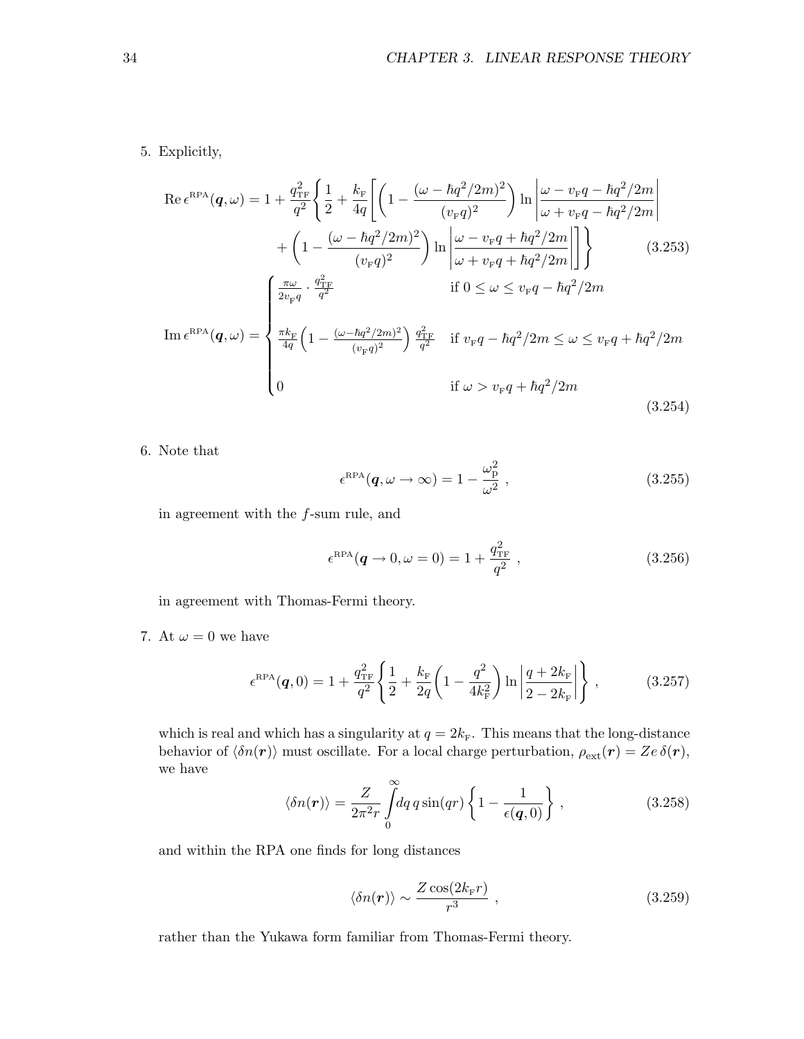5. Explicitly,

$$
\begin{aligned}
\mathrm{Re}\,\epsilon^{\mathrm{RPA}}(\boldsymbol{q},\omega) = 1 + \frac{q_{\mathrm{TF}}^2}{q^2}\Bigg\{ \frac{1}{2} + \frac{k_{\mathrm{F}}}{4q}\Bigg[ \bigg(1 - \frac{(\omega - \hbar q^2/2m)^2}{(v_{\mathrm{F}} q)^2}\bigg) \ln\left|\frac{\omega - v_{\mathrm{F}} q - \hbar q^2/2m}{\omega + v_{\mathrm{F}} q - \hbar q^2/2m}\right| \\
+ \bigg(1 - \frac{(\omega - \hbar q^2/2m)^2}{(v_{\mathrm{F}} q)^2}\bigg) \ln\left|\frac{\omega - v_{\mathrm{F}} q + \hbar q^2/2m}{\omega + v_{\mathrm{F}} q + \hbar q^2/2m}\right| \Bigg]\Bigg\} \qquad (3.253)
\end{aligned}
$$

$$
\mathrm{Im}\,\epsilon^{\mathrm{RPA}}(\boldsymbol{q},\omega) = \begin{cases} \frac{\pi\omega}{2 v_{\mathrm{F}} q} \cdot \frac{q_{\mathrm{TF}}^2}{q^2} & \text{if } 0 \le \omega \le v_{\mathrm{F}} q - \hbar q^2/2m \\[2ex] \frac{\pi k_{\mathrm{F}}}{4q}\Big(1 - \frac{(\omega - \hbar q^2/2m)^2}{(v_{\mathrm{F}} q)^2}\Big)\frac{q_{\mathrm{TF}}^2}{q^2} & \text{if } v_{\mathrm{F}} q - \hbar q^2/2m \le \omega \le v_{\mathrm{F}} q + \hbar q^2/2m \\[2ex] 0 & \text{if } \omega > v_{\mathrm{F}} q + \hbar q^2/2m \end{cases} \qquad (3.254)
$$

6. Note that

$$
\epsilon^{\mathrm{RPA}}(\boldsymbol{q},\omega \to \infty) = 1 - \frac{\omega_{\mathrm{p}}^2}{\omega^2} \ , \qquad (3.255)
$$

in agreement with the $f$-sum rule, and

$$
\epsilon^{\mathrm{RPA}}(\boldsymbol{q} \to 0,\omega = 0) = 1 + \frac{q_{\mathrm{TF}}^2}{q^2} \ , \qquad (3.256)
$$

in agreement with Thomas-Fermi theory.

7. At $\omega = 0$ we have

$$
\epsilon^{\mathrm{RPA}}(\boldsymbol{q},0) = 1 + \frac{q_{\mathrm{TF}}^2}{q^2}\left\{ \frac{1}{2} + \frac{k_{\mathrm{F}}}{2q}\left(1 - \frac{q^2}{4k_{\mathrm{F}}^2}\right) \ln\left|\frac{q + 2k_{\mathrm{F}}}{2 - 2k_{\mathrm{F}}}\right| \right\} \ , \qquad (3.257)
$$

which is real and which has a singularity at $q = 2k_{\mathrm{F}}$. This means that the long-distance behavior of $\langle \delta n(\boldsymbol{r})\rangle$ must oscillate. For a local charge perturbation, $\rho_{\mathrm{ext}}(\boldsymbol{r}) = Ze\,\delta(\boldsymbol{r})$, we have

$$
\langle \delta n(\boldsymbol{r})\rangle = \frac{Z}{2\pi^2 r}\int\limits_0^\infty dq\, q \sin(qr)\left\{1 - \frac{1}{\epsilon(\boldsymbol{q},0)}\right\} \ , \qquad (3.258)
$$

and within the RPA one finds for long distances

$$
\langle \delta n(\boldsymbol{r})\rangle \sim \frac{Z\cos(2k_{\mathrm{F}} r)}{r^3} \ , \qquad (3.259)
$$

rather than the Yukawa form familiar from Thomas-Fermi theory.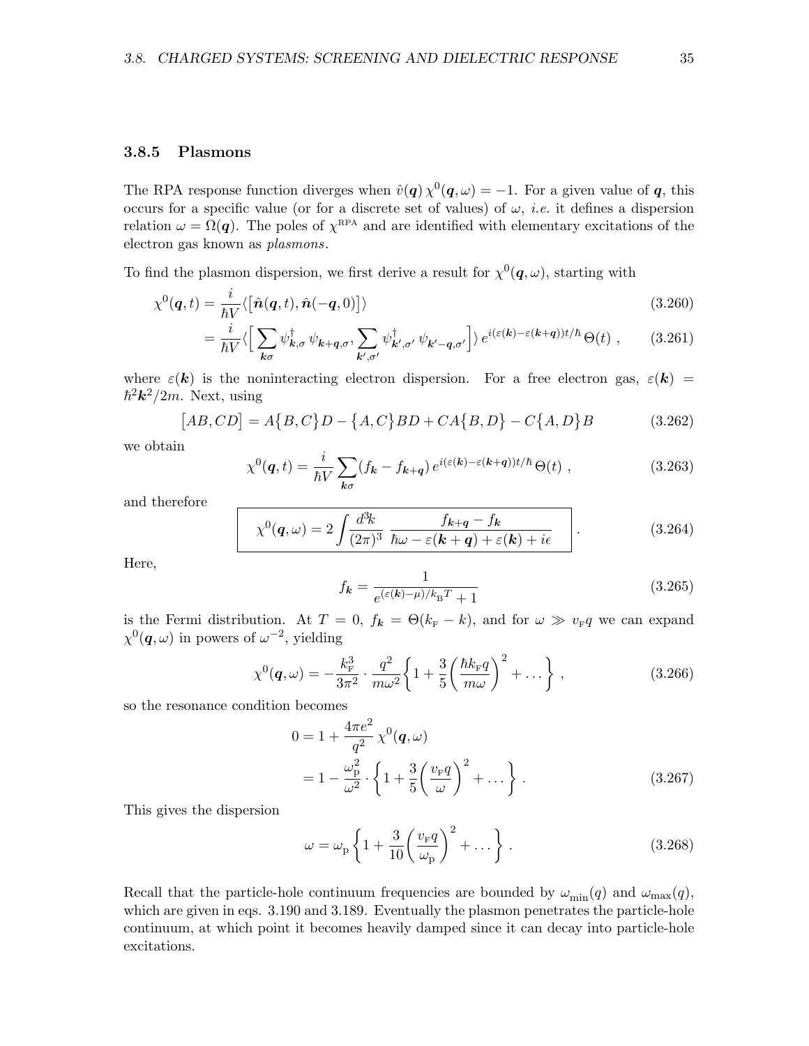### 3.8.5 Plasmons

The RPA response function diverges when $\hat{v}(\boldsymbol{q})\,\chi^0(\boldsymbol{q},\omega) = -1$. For a given value of $\boldsymbol{q}$, this occurs for a specific value (or for a discrete set of values) of $\omega$, *i.e.* it defines a dispersion relation $\omega = \Omega(\boldsymbol{q})$. The poles of $\chi^{\text{RPA}}$ and are identified with elementary excitations of the electron gas known as *plasmons*.

To find the plasmon dispersion, we first derive a result for $\chi^0(\boldsymbol{q},\omega)$, starting with

$$
\begin{aligned}
\chi^0(\boldsymbol{q},t) &= \frac{i}{\hbar V}\big\langle\big[\hat{\boldsymbol{n}}(\boldsymbol{q},t),\hat{\boldsymbol{n}}(-\boldsymbol{q},0)\big]\big\rangle && (3.260)\\
&= \frac{i}{\hbar V}\Big\langle\Big[\sum_{\boldsymbol{k}\sigma}\psi^\dagger_{\boldsymbol{k},\sigma}\,\psi_{\boldsymbol{k}+\boldsymbol{q},\sigma},\sum_{\boldsymbol{k}',\sigma'}\psi^\dagger_{\boldsymbol{k}',\sigma'}\,\psi_{\boldsymbol{k}'-\boldsymbol{q},\sigma'}\Big]\Big\rangle\, e^{i(\varepsilon(\boldsymbol{k})-\varepsilon(\boldsymbol{k}+\boldsymbol{q}))t/\hbar}\,\Theta(t)\ , && (3.261)
\end{aligned}
$$

where $\varepsilon(\boldsymbol{k})$ is the noninteracting electron dispersion. For a free electron gas, $\varepsilon(\boldsymbol{k}) = \hbar^2\boldsymbol{k}^2/2m$. Next, using

$$
\big[AB,CD\big] = A\big\{B,C\big\}D - \big\{A,C\big\}BD + CA\big\{B,D\big\} - C\big\{A,D\big\}B \qquad (3.262)
$$

we obtain

$$
\chi^0(\boldsymbol{q},t) = \frac{i}{\hbar V}\sum_{\boldsymbol{k}\sigma}(f_{\boldsymbol{k}} - f_{\boldsymbol{k}+\boldsymbol{q}})\,e^{i(\varepsilon(\boldsymbol{k})-\varepsilon(\boldsymbol{k}+\boldsymbol{q}))t/\hbar}\,\Theta(t)\ , \qquad (3.263)
$$

and therefore

$$
\boxed{\chi^0(\boldsymbol{q},\omega) = 2\int\!\frac{d^3\!k}{(2\pi)^3}\,\frac{f_{\boldsymbol{k}+\boldsymbol{q}} - f_{\boldsymbol{k}}}{\hbar\omega - \varepsilon(\boldsymbol{k}+\boldsymbol{q}) + \varepsilon(\boldsymbol{k}) + i\epsilon}}\ . \qquad (3.264)
$$

Here,

$$
f_{\boldsymbol{k}} = \frac{1}{e^{(\varepsilon(\boldsymbol{k})-\mu)/k_{\text{B}}T} + 1} \qquad (3.265)
$$

is the Fermi distribution. At $T = 0$, $f_{\boldsymbol{k}} = \Theta(k_{\text{F}} - k)$, and for $\omega \gg v_{\text{F}}q$ we can expand $\chi^0(\boldsymbol{q},\omega)$ in powers of $\omega^{-2}$, yielding

$$
\chi^0(\boldsymbol{q},\omega) = -\frac{k_{\text{F}}^3}{3\pi^2}\cdot\frac{q^2}{m\omega^2}\left\{1 + \frac{3}{5}\left(\frac{\hbar k_{\text{F}} q}{m\omega}\right)^2 + \ldots\right\}\ , \qquad (3.266)
$$

so the resonance condition becomes

$$
\begin{aligned}
0 &= 1 + \frac{4\pi e^2}{q^2}\,\chi^0(\boldsymbol{q},\omega)\\
&= 1 - \frac{\omega_{\text{p}}^2}{\omega^2}\cdot\left\{1 + \frac{3}{5}\left(\frac{v_{\text{F}} q}{\omega}\right)^2 + \ldots\right\}\ . && (3.267)
\end{aligned}
$$

This gives the dispersion

$$
\omega = \omega_{\text{p}}\left\{1 + \frac{3}{10}\left(\frac{v_{\text{F}} q}{\omega_{\text{p}}}\right)^2 + \ldots\right\}\ . \qquad (3.268)
$$

Recall that the particle-hole continuum frequencies are bounded by $\omega_{\text{min}}(q)$ and $\omega_{\text{max}}(q)$, which are given in eqs. 3.190 and 3.189. Eventually the plasmon penetrates the particle-hole continuum, at which point it becomes heavily damped since it can decay into particle-hole excitations.